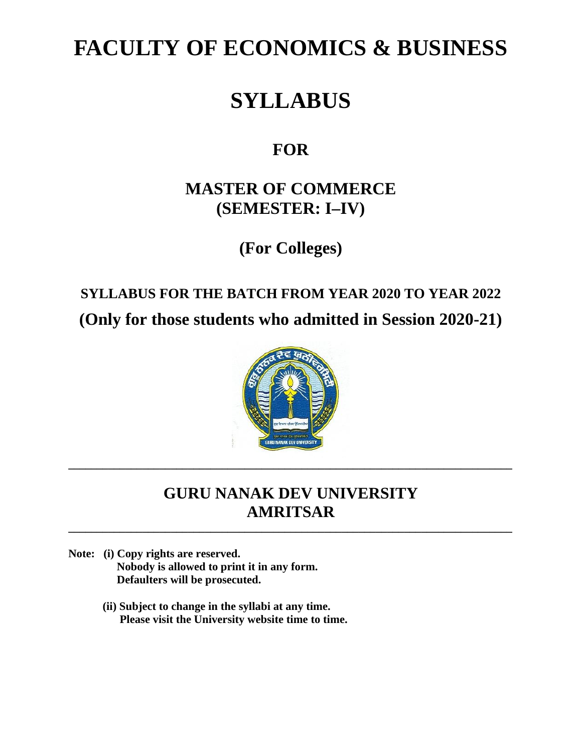# FACULTY OF ECONOMICS & BUSINESS

# SYLLABUS

## FOR

## MASTER OF COMMERCE
## (SEMESTER: I–IV)

## (For Colleges)

**SYLLABUS FOR THE BATCH FROM YEAR 2020 TO YEAR 2022**

**(Only for those students who admitted in Session 2020-21)**

---

## GURU NANAK DEV UNIVERSITY
## AMRITSAR

---

**Note: (i) Copy rights are reserved.**
**Nobody is allowed to print it in any form.**
**Defaulters will be prosecuted.**

**(ii) Subject to change in the syllabi at any time.**
**Please visit the University website time to time.**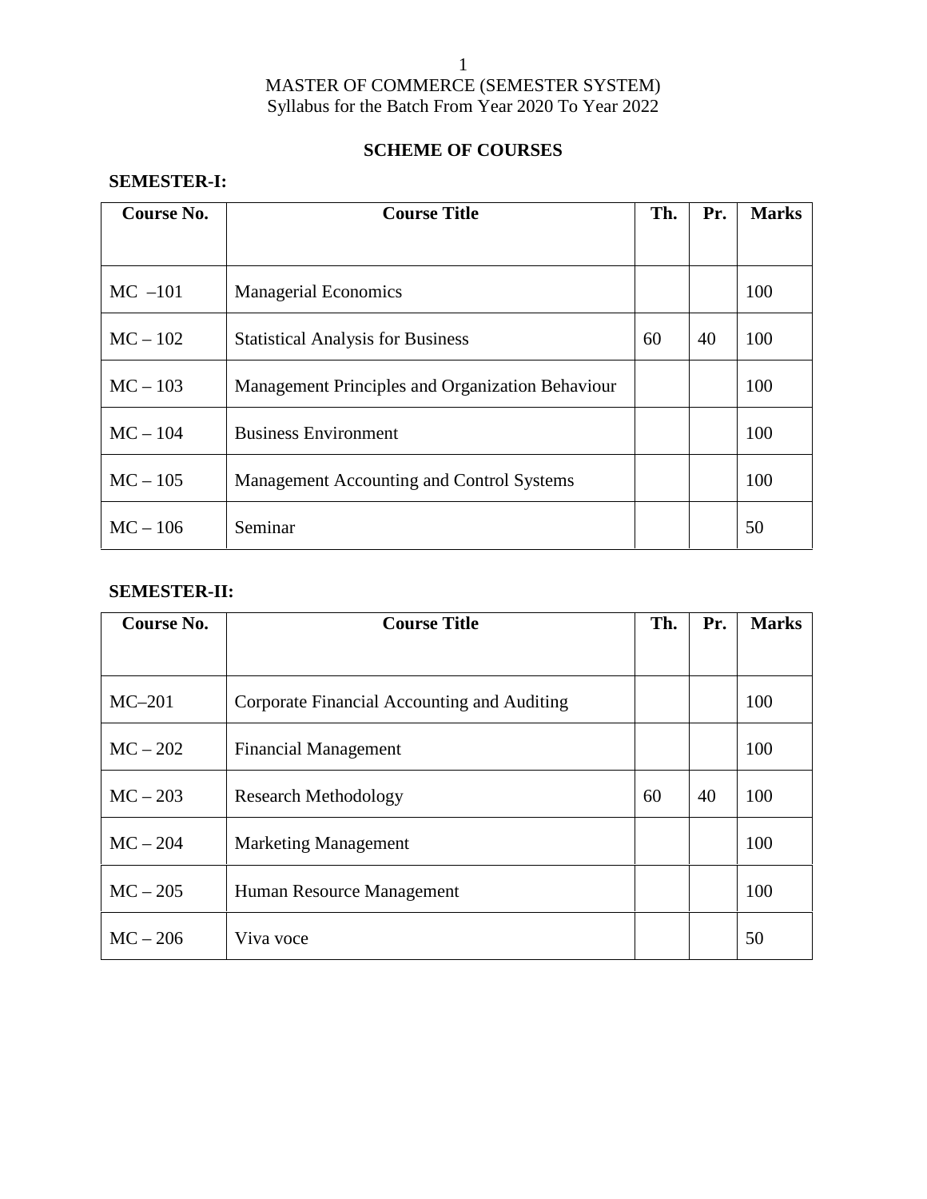MASTER OF COMMERCE (SEMESTER SYSTEM)
Syllabus for the Batch From Year 2020 To Year 2022

## SCHEME OF COURSES

### SEMESTER-I:

| Course No. | Course Title | Th. | Pr. | Marks |
|---|---|---|---|---|
| MC –101 | Managerial Economics | | | 100 |
| MC – 102 | Statistical Analysis for Business | 60 | 40 | 100 |
| MC – 103 | Management Principles and Organization Behaviour | | | 100 |
| MC – 104 | Business Environment | | | 100 |
| MC – 105 | Management Accounting and Control Systems | | | 100 |
| MC – 106 | Seminar | | | 50 |

### SEMESTER-II:

| Course No. | Course Title | Th. | Pr. | Marks |
|---|---|---|---|---|
| MC–201 | Corporate Financial Accounting and Auditing | | | 100 |
| MC – 202 | Financial Management | | | 100 |
| MC – 203 | Research Methodology | 60 | 40 | 100 |
| MC – 204 | Marketing Management | | | 100 |
| MC – 205 | Human Resource Management | | | 100 |
| MC – 206 | Viva voce | | | 50 |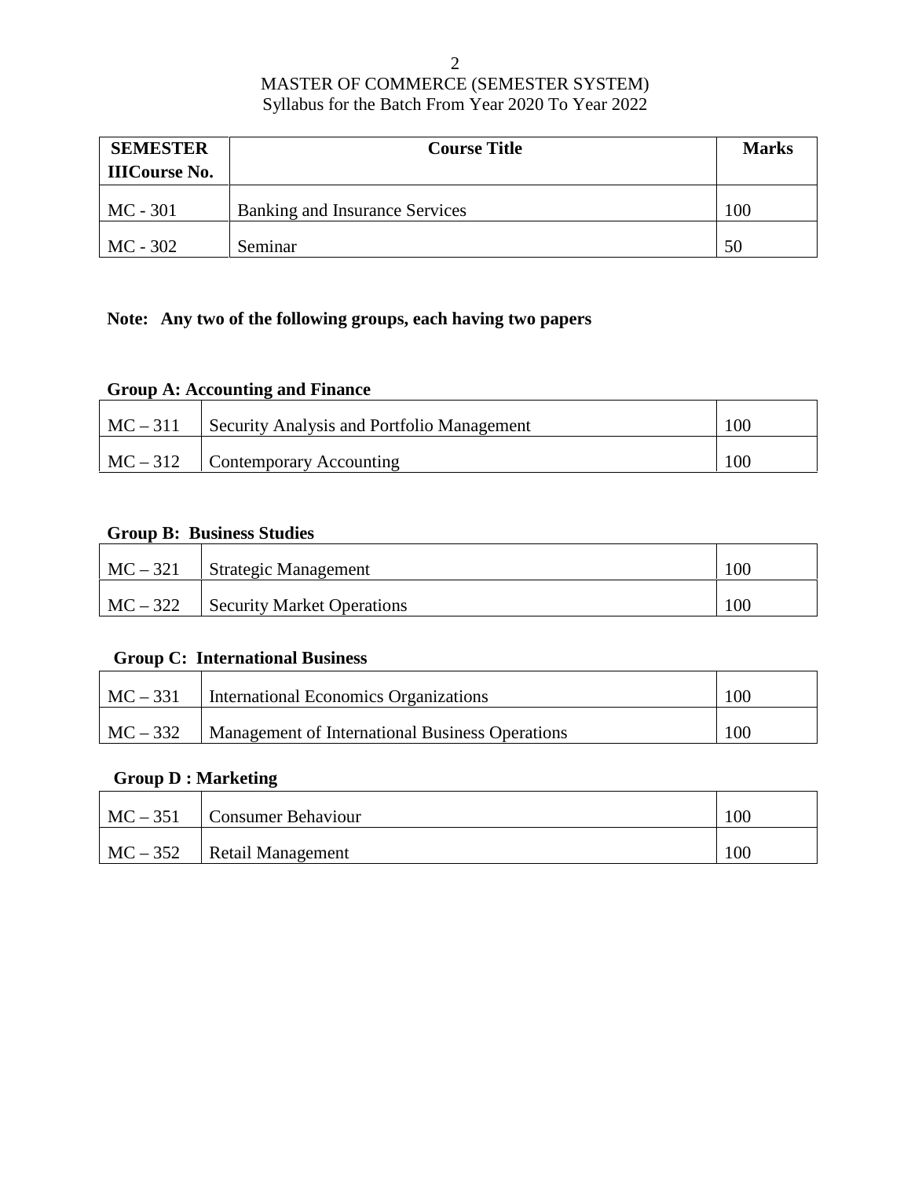MASTER OF COMMERCE (SEMESTER SYSTEM)
Syllabus for the Batch From Year 2020 To Year 2022

| **SEMESTER IIICourse No.** | **Course Title** | **Marks** |
|---|---|---|
| MC - 301 | Banking and Insurance Services | 100 |
| MC - 302 | Seminar | 50 |

**Note: Any two of the following groups, each having two papers**

**Group A: Accounting and Finance**

| | | |
|---|---|---|
| MC – 311 | Security Analysis and Portfolio Management | 100 |
| MC – 312 | Contemporary Accounting | 100 |

**Group B: Business Studies**

| | | |
|---|---|---|
| MC – 321 | Strategic Management | 100 |
| MC – 322 | Security Market Operations | 100 |

**Group C: International Business**

| | | |
|---|---|---|
| MC – 331 | International Economics Organizations | 100 |
| MC – 332 | Management of International Business Operations | 100 |

**Group D : Marketing**

| | | |
|---|---|---|
| MC – 351 | Consumer Behaviour | 100 |
| MC – 352 | Retail Management | 100 |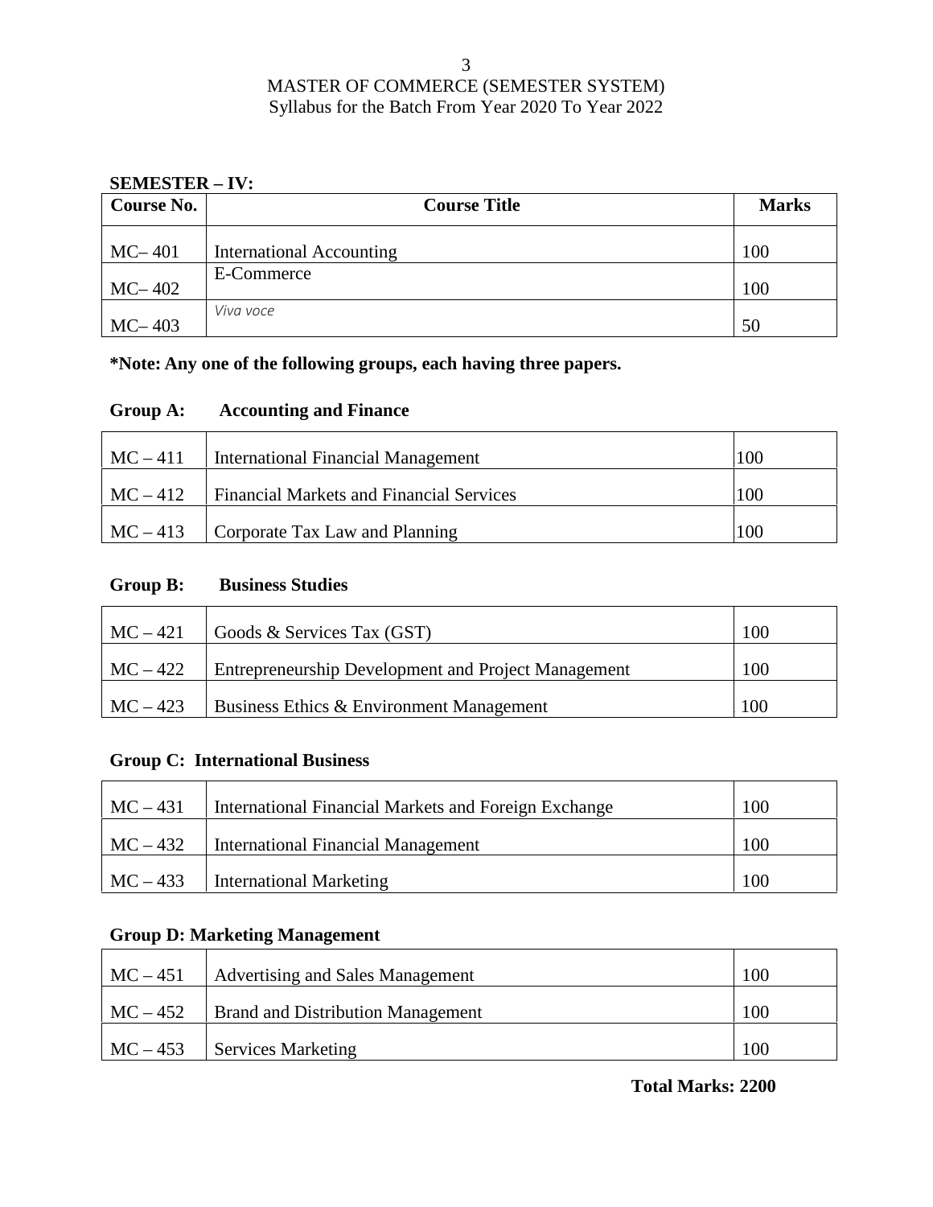MASTER OF COMMERCE (SEMESTER SYSTEM)
Syllabus for the Batch From Year 2020 To Year 2022

**SEMESTER – IV:**

| Course No. | Course Title | Marks |
|---|---|---|
| MC– 401 | International Accounting | 100 |
| MC– 402 | E-Commerce | 100 |
| MC– 403 | *Viva voce* | 50 |

**\*Note: Any one of the following groups, each having three papers.**

**Group A: Accounting and Finance**

| | | |
|---|---|---|
| MC – 411 | International Financial Management | 100 |
| MC – 412 | Financial Markets and Financial Services | 100 |
| MC – 413 | Corporate Tax Law and Planning | 100 |

**Group B: Business Studies**

| | | |
|---|---|---|
| MC – 421 | Goods & Services Tax (GST) | 100 |
| MC – 422 | Entrepreneurship Development and Project Management | 100 |
| MC – 423 | Business Ethics & Environment Management | 100 |

**Group C: International Business**

| | | |
|---|---|---|
| MC – 431 | International Financial Markets and Foreign Exchange | 100 |
| MC – 432 | International Financial Management | 100 |
| MC – 433 | International Marketing | 100 |

**Group D: Marketing Management**

| | | |
|---|---|---|
| MC – 451 | Advertising and Sales Management | 100 |
| MC – 452 | Brand and Distribution Management | 100 |
| MC – 453 | Services Marketing | 100 |

**Total Marks: 2200**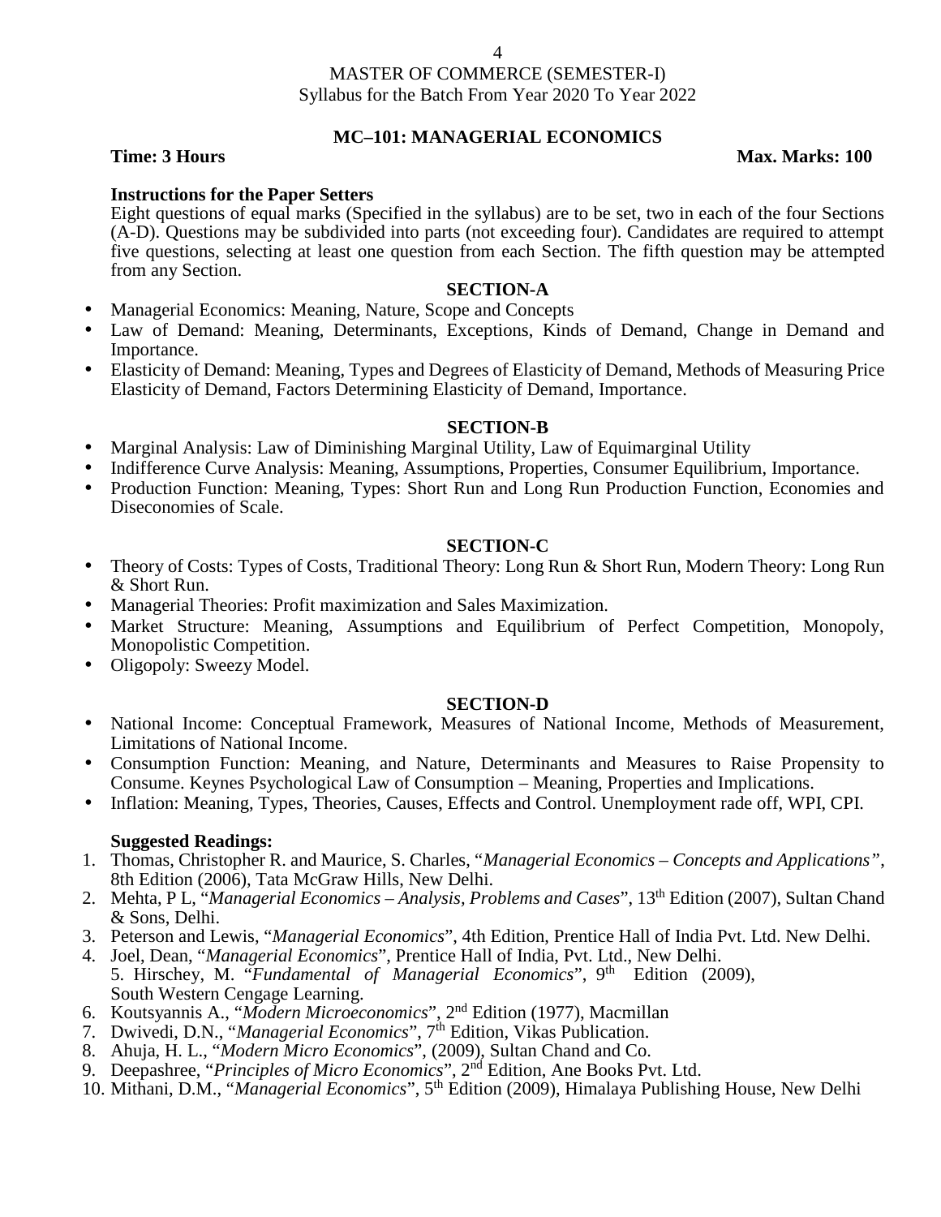MASTER OF COMMERCE (SEMESTER-I)
Syllabus for the Batch From Year 2020 To Year 2022

## MC–101: MANAGERIAL ECONOMICS

**Time: 3 Hours** **Max. Marks: 100**

**Instructions for the Paper Setters**

Eight questions of equal marks (Specified in the syllabus) are to be set, two in each of the four Sections (A-D). Questions may be subdivided into parts (not exceeding four). Candidates are required to attempt five questions, selecting at least one question from each Section. The fifth question may be attempted from any Section.

### SECTION-A

- Managerial Economics: Meaning, Nature, Scope and Concepts
- Law of Demand: Meaning, Determinants, Exceptions, Kinds of Demand, Change in Demand and Importance.
- Elasticity of Demand: Meaning, Types and Degrees of Elasticity of Demand, Methods of Measuring Price Elasticity of Demand, Factors Determining Elasticity of Demand, Importance.

### SECTION-B

- Marginal Analysis: Law of Diminishing Marginal Utility, Law of Equimarginal Utility
- Indifference Curve Analysis: Meaning, Assumptions, Properties, Consumer Equilibrium, Importance.
- Production Function: Meaning, Types: Short Run and Long Run Production Function, Economies and Diseconomies of Scale.

### SECTION-C

- Theory of Costs: Types of Costs, Traditional Theory: Long Run & Short Run, Modern Theory: Long Run & Short Run.
- Managerial Theories: Profit maximization and Sales Maximization.
- Market Structure: Meaning, Assumptions and Equilibrium of Perfect Competition, Monopoly, Monopolistic Competition.
- Oligopoly: Sweezy Model.

### SECTION-D

- National Income: Conceptual Framework, Measures of National Income, Methods of Measurement, Limitations of National Income.
- Consumption Function: Meaning, and Nature, Determinants and Measures to Raise Propensity to Consume. Keynes Psychological Law of Consumption – Meaning, Properties and Implications.
- Inflation: Meaning, Types, Theories, Causes, Effects and Control. Unemployment rade off, WPI, CPI.

**Suggested Readings:**

1. Thomas, Christopher R. and Maurice, S. Charles, "*Managerial Economics – Concepts and Applications"*, 8th Edition (2006), Tata McGraw Hills, New Delhi.
2. Mehta, P L, "*Managerial Economics – Analysis, Problems and Cases*", 13th Edition (2007), Sultan Chand & Sons, Delhi.
3. Peterson and Lewis, "*Managerial Economics*", 4th Edition, Prentice Hall of India Pvt. Ltd. New Delhi.
4. Joel, Dean, "*Managerial Economics*", Prentice Hall of India, Pvt. Ltd., New Delhi.
5. Hirschey, M. "*Fundamental of Managerial Economics*", 9th Edition (2009), South Western Cengage Learning.
6. Koutsyannis A., "*Modern Microeconomics*", 2nd Edition (1977), Macmillan
7. Dwivedi, D.N., "*Managerial Economics*", 7th Edition, Vikas Publication.
8. Ahuja, H. L., "*Modern Micro Economics*", (2009), Sultan Chand and Co.
9. Deepashree, "*Principles of Micro Economics*", 2nd Edition, Ane Books Pvt. Ltd.
10. Mithani, D.M., "*Managerial Economics*", 5th Edition (2009), Himalaya Publishing House, New Delhi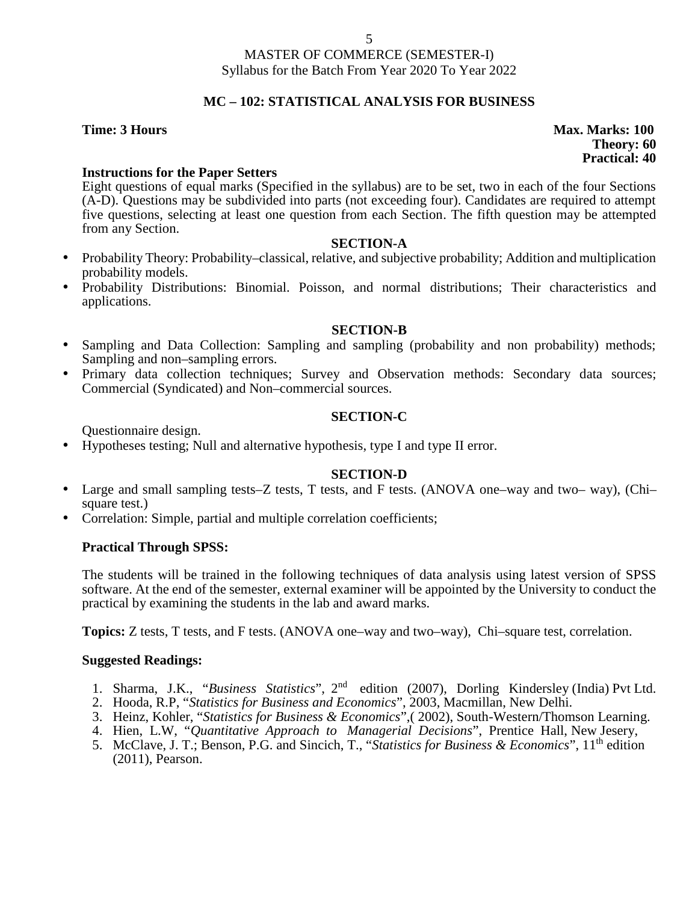MASTER OF COMMERCE (SEMESTER-I)
Syllabus for the Batch From Year 2020 To Year 2022

## MC – 102: STATISTICAL ANALYSIS FOR BUSINESS

**Time: 3 Hours** 

**Max. Marks: 100**
**Theory: 60**
**Practical: 40**

**Instructions for the Paper Setters**

Eight questions of equal marks (Specified in the syllabus) are to be set, two in each of the four Sections (A-D). Questions may be subdivided into parts (not exceeding four). Candidates are required to attempt five questions, selecting at least one question from each Section. The fifth question may be attempted from any Section.

### SECTION-A

- Probability Theory: Probability–classical, relative, and subjective probability; Addition and multiplication probability models.
- Probability Distributions: Binomial. Poisson, and normal distributions; Their characteristics and applications.

### SECTION-B

- Sampling and Data Collection: Sampling and sampling (probability and non probability) methods; Sampling and non–sampling errors.
- Primary data collection techniques; Survey and Observation methods: Secondary data sources; Commercial (Syndicated) and Non–commercial sources.

### SECTION-C

Questionnaire design.

- Hypotheses testing; Null and alternative hypothesis, type I and type II error.

### SECTION-D

- Large and small sampling tests–Z tests, T tests, and F tests. (ANOVA one–way and two– way), (Chi–square test.)
- Correlation: Simple, partial and multiple correlation coefficients;

**Practical Through SPSS:**

The students will be trained in the following techniques of data analysis using latest version of SPSS software. At the end of the semester, external examiner will be appointed by the University to conduct the practical by examining the students in the lab and award marks.

**Topics:** Z tests, T tests, and F tests. (ANOVA one–way and two–way), Chi–square test, correlation.

**Suggested Readings:**

1. Sharma, J.K., "*Business Statistics*", 2nd edition (2007), Dorling Kindersley (India) Pvt Ltd.
2. Hooda, R.P, "*Statistics for Business and Economics*", 2003, Macmillan, New Delhi.
3. Heinz, Kohler, "*Statistics for Business & Economics*",( 2002), South-Western/Thomson Learning.
4. Hien, L.W, "*Quantitative Approach to Managerial Decisions*", Prentice Hall, New Jesery,
5. McClave, J. T.; Benson, P.G. and Sincich, T., "*Statistics for Business & Economics*", 11th edition (2011), Pearson.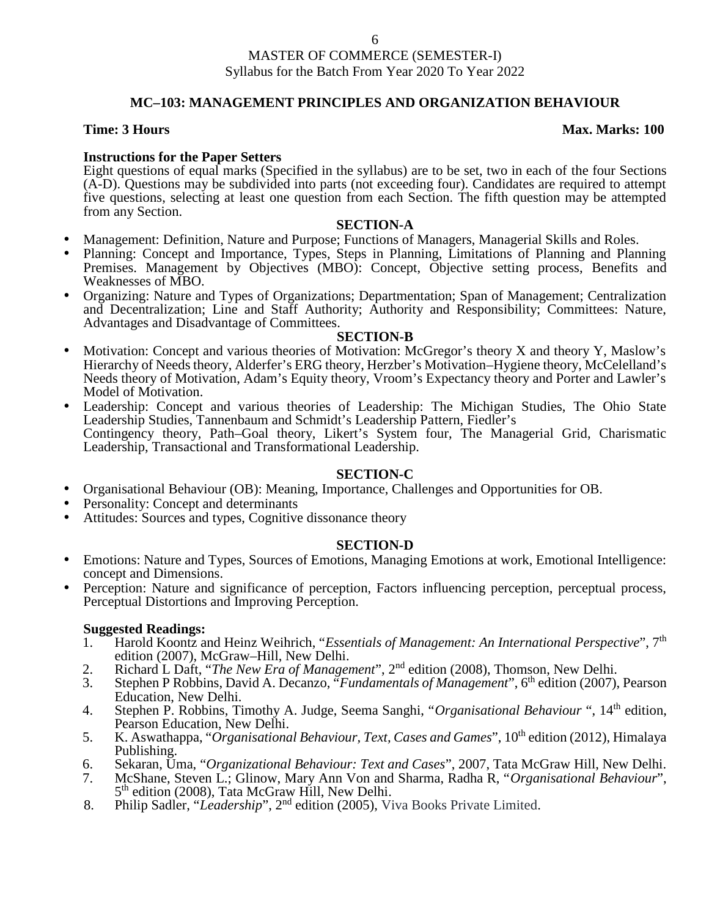MASTER OF COMMERCE (SEMESTER-I)
Syllabus for the Batch From Year 2020 To Year 2022

## MC–103: MANAGEMENT PRINCIPLES AND ORGANIZATION BEHAVIOUR

**Time: 3 Hours** **Max. Marks: 100**

**Instructions for the Paper Setters**

Eight questions of equal marks (Specified in the syllabus) are to be set, two in each of the four Sections (A-D). Questions may be subdivided into parts (not exceeding four). Candidates are required to attempt five questions, selecting at least one question from each Section. The fifth question may be attempted from any Section.

### SECTION-A

- Management: Definition, Nature and Purpose; Functions of Managers, Managerial Skills and Roles.
- Planning: Concept and Importance, Types, Steps in Planning, Limitations of Planning and Planning Premises. Management by Objectives (MBO): Concept, Objective setting process, Benefits and Weaknesses of MBO.
- Organizing: Nature and Types of Organizations; Departmentation; Span of Management; Centralization and Decentralization; Line and Staff Authority; Authority and Responsibility; Committees: Nature, Advantages and Disadvantage of Committees.

### SECTION-B

- Motivation: Concept and various theories of Motivation: McGregor's theory X and theory Y, Maslow's Hierarchy of Needs theory, Alderfer's ERG theory, Herzber's Motivation–Hygiene theory, McCelelland's Needs theory of Motivation, Adam's Equity theory, Vroom's Expectancy theory and Porter and Lawler's Model of Motivation.
- Leadership: Concept and various theories of Leadership: The Michigan Studies, The Ohio State Leadership Studies, Tannenbaum and Schmidt's Leadership Pattern, Fiedler's Contingency theory, Path–Goal theory, Likert's System four, The Managerial Grid, Charismatic Leadership, Transactional and Transformational Leadership.

### SECTION-C

- Organisational Behaviour (OB): Meaning, Importance, Challenges and Opportunities for OB.
- Personality: Concept and determinants
- Attitudes: Sources and types, Cognitive dissonance theory

### SECTION-D

- Emotions: Nature and Types, Sources of Emotions, Managing Emotions at work, Emotional Intelligence: concept and Dimensions.
- Perception: Nature and significance of perception, Factors influencing perception, perceptual process, Perceptual Distortions and Improving Perception.

**Suggested Readings:**

1. Harold Koontz and Heinz Weihrich, "*Essentials of Management: An International Perspective*", 7th edition (2007), McGraw–Hill, New Delhi.
2. Richard L Daft, "*The New Era of Management*", 2nd edition (2008), Thomson, New Delhi.
3. Stephen P Robbins, David A. Decanzo, "*Fundamentals of Management*", 6th edition (2007), Pearson Education, New Delhi.
4. Stephen P. Robbins, Timothy A. Judge, Seema Sanghi, "*Organisational Behaviour* ", 14th edition, Pearson Education, New Delhi.
5. K. Aswathappa, "*Organisational Behaviour, Text, Cases and Games*", 10th edition (2012), Himalaya Publishing.
6. Sekaran, Uma, "*Organizational Behaviour: Text and Cases*", 2007, Tata McGraw Hill, New Delhi.
7. McShane, Steven L.; Glinow, Mary Ann Von and Sharma, Radha R, "*Organisational Behaviour*", 5th edition (2008), Tata McGraw Hill, New Delhi.
8. Philip Sadler, "*Leadership*", 2nd edition (2005), Viva Books Private Limited.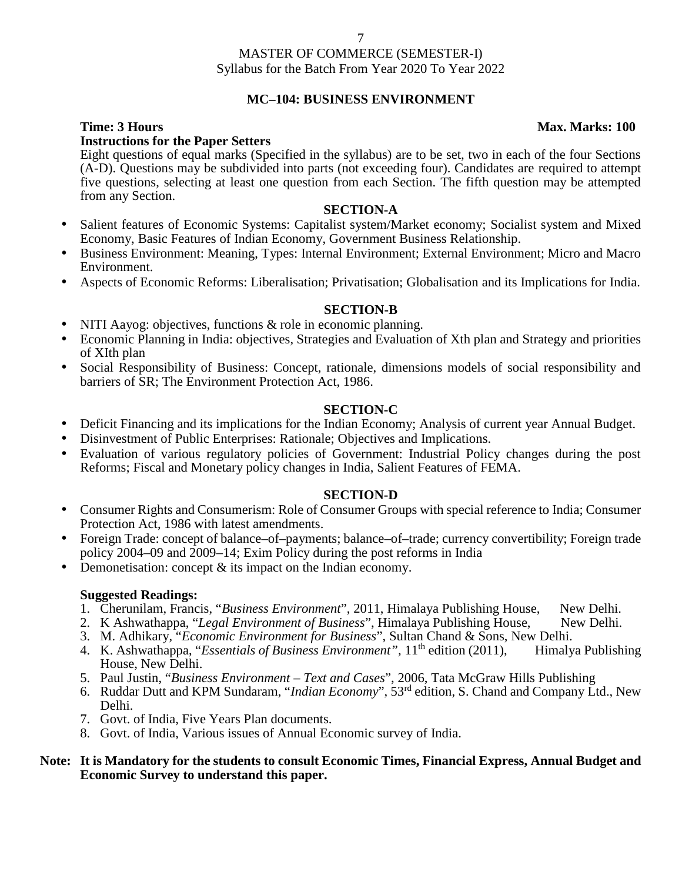MASTER OF COMMERCE (SEMESTER-I)
Syllabus for the Batch From Year 2020 To Year 2022

## MC–104: BUSINESS ENVIRONMENT

**Time: 3 Hours** **Max. Marks: 100**

**Instructions for the Paper Setters**

Eight questions of equal marks (Specified in the syllabus) are to be set, two in each of the four Sections (A-D). Questions may be subdivided into parts (not exceeding four). Candidates are required to attempt five questions, selecting at least one question from each Section. The fifth question may be attempted from any Section.

### SECTION-A

- Salient features of Economic Systems: Capitalist system/Market economy; Socialist system and Mixed Economy, Basic Features of Indian Economy, Government Business Relationship.
- Business Environment: Meaning, Types: Internal Environment; External Environment; Micro and Macro Environment.
- Aspects of Economic Reforms: Liberalisation; Privatisation; Globalisation and its Implications for India.

### SECTION-B

- NITI Aayog: objectives, functions & role in economic planning.
- Economic Planning in India: objectives, Strategies and Evaluation of Xth plan and Strategy and priorities of XIth plan
- Social Responsibility of Business: Concept, rationale, dimensions models of social responsibility and barriers of SR; The Environment Protection Act, 1986.

### SECTION-C

- Deficit Financing and its implications for the Indian Economy; Analysis of current year Annual Budget.
- Disinvestment of Public Enterprises: Rationale; Objectives and Implications.
- Evaluation of various regulatory policies of Government: Industrial Policy changes during the post Reforms; Fiscal and Monetary policy changes in India, Salient Features of FEMA.

### SECTION-D

- Consumer Rights and Consumerism: Role of Consumer Groups with special reference to India; Consumer Protection Act, 1986 with latest amendments.
- Foreign Trade: concept of balance–of–payments; balance–of–trade; currency convertibility; Foreign trade policy 2004–09 and 2009–14; Exim Policy during the post reforms in India
- Demonetisation: concept & its impact on the Indian economy.

**Suggested Readings:**

1. Cherunilam, Francis, "*Business Environment*", 2011, Himalaya Publishing House, New Delhi.
2. K Ashwathappa, "*Legal Environment of Business*", Himalaya Publishing House, New Delhi.
3. M. Adhikary, "*Economic Environment for Business*", Sultan Chand & Sons, New Delhi.
4. K. Ashwathappa, "*Essentials of Business Environment*", 11th edition (2011), Himalya Publishing House, New Delhi.
5. Paul Justin, "*Business Environment – Text and Cases*", 2006, Tata McGraw Hills Publishing
6. Ruddar Dutt and KPM Sundaram, "*Indian Economy*", 53rd edition, S. Chand and Company Ltd., New Delhi.
7. Govt. of India, Five Years Plan documents.
8. Govt. of India, Various issues of Annual Economic survey of India.

**Note: It is Mandatory for the students to consult Economic Times, Financial Express, Annual Budget and Economic Survey to understand this paper.**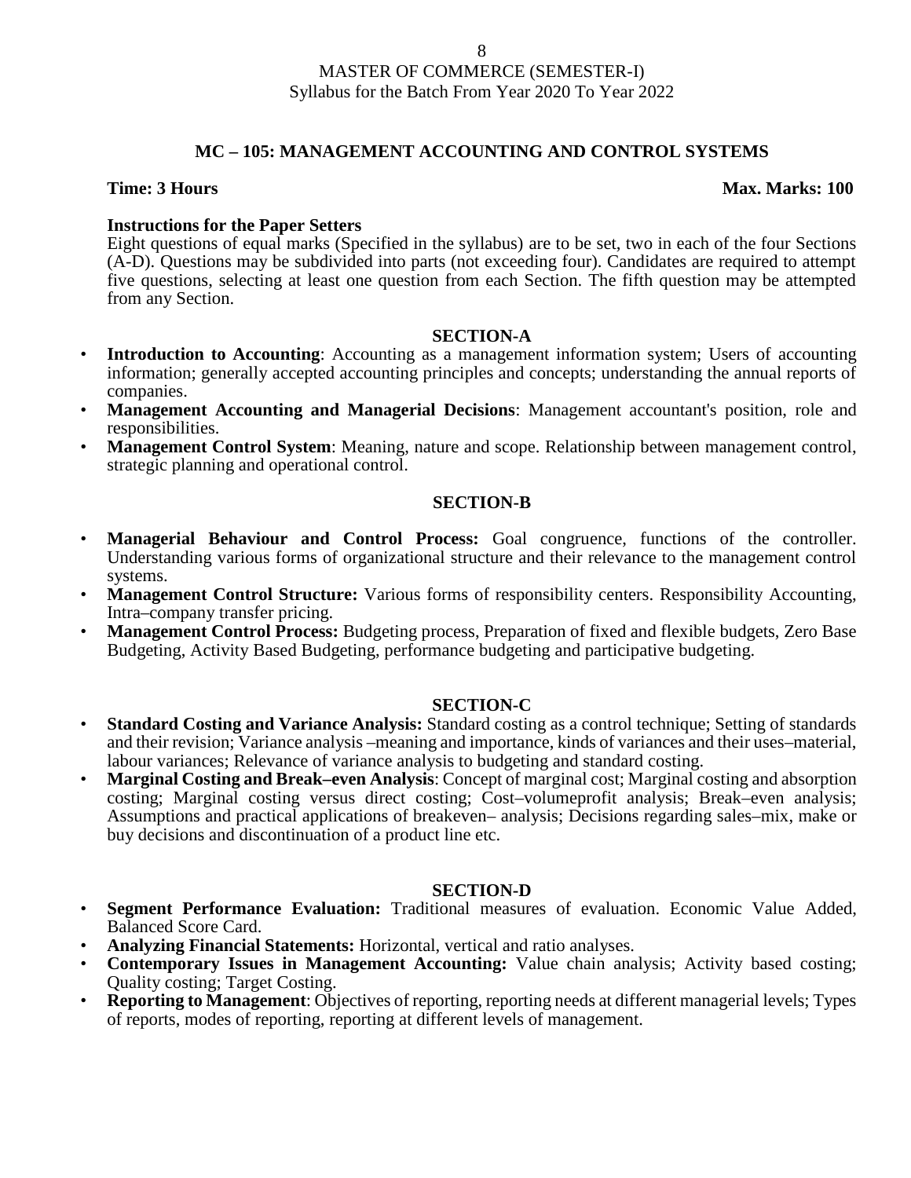# MC – 105: MANAGEMENT ACCOUNTING AND CONTROL SYSTEMS

**Time: 3 Hours** **Max. Marks: 100**

**Instructions for the Paper Setters**

Eight questions of equal marks (Specified in the syllabus) are to be set, two in each of the four Sections (A-D). Questions may be subdivided into parts (not exceeding four). Candidates are required to attempt five questions, selecting at least one question from each Section. The fifth question may be attempted from any Section.

## SECTION-A

- **Introduction to Accounting**: Accounting as a management information system; Users of accounting information; generally accepted accounting principles and concepts; understanding the annual reports of companies.
- **Management Accounting and Managerial Decisions**: Management accountant's position, role and responsibilities.
- **Management Control System**: Meaning, nature and scope. Relationship between management control, strategic planning and operational control.

## SECTION-B

- **Managerial Behaviour and Control Process:** Goal congruence, functions of the controller. Understanding various forms of organizational structure and their relevance to the management control systems.
- **Management Control Structure:** Various forms of responsibility centers. Responsibility Accounting, Intra–company transfer pricing.
- **Management Control Process:** Budgeting process, Preparation of fixed and flexible budgets, Zero Base Budgeting, Activity Based Budgeting, performance budgeting and participative budgeting.

## SECTION-C

- **Standard Costing and Variance Analysis:** Standard costing as a control technique; Setting of standards and their revision; Variance analysis –meaning and importance, kinds of variances and their uses–material, labour variances; Relevance of variance analysis to budgeting and standard costing.
- **Marginal Costing and Break–even Analysis**: Concept of marginal cost; Marginal costing and absorption costing; Marginal costing versus direct costing; Cost–volumeprofit analysis; Break–even analysis; Assumptions and practical applications of breakeven– analysis; Decisions regarding sales–mix, make or buy decisions and discontinuation of a product line etc.

## SECTION-D

- **Segment Performance Evaluation:** Traditional measures of evaluation. Economic Value Added, Balanced Score Card.
- **Analyzing Financial Statements:** Horizontal, vertical and ratio analyses.
- **Contemporary Issues in Management Accounting:** Value chain analysis; Activity based costing; Quality costing; Target Costing.
- **Reporting to Management**: Objectives of reporting, reporting needs at different managerial levels; Types of reports, modes of reporting, reporting at different levels of management.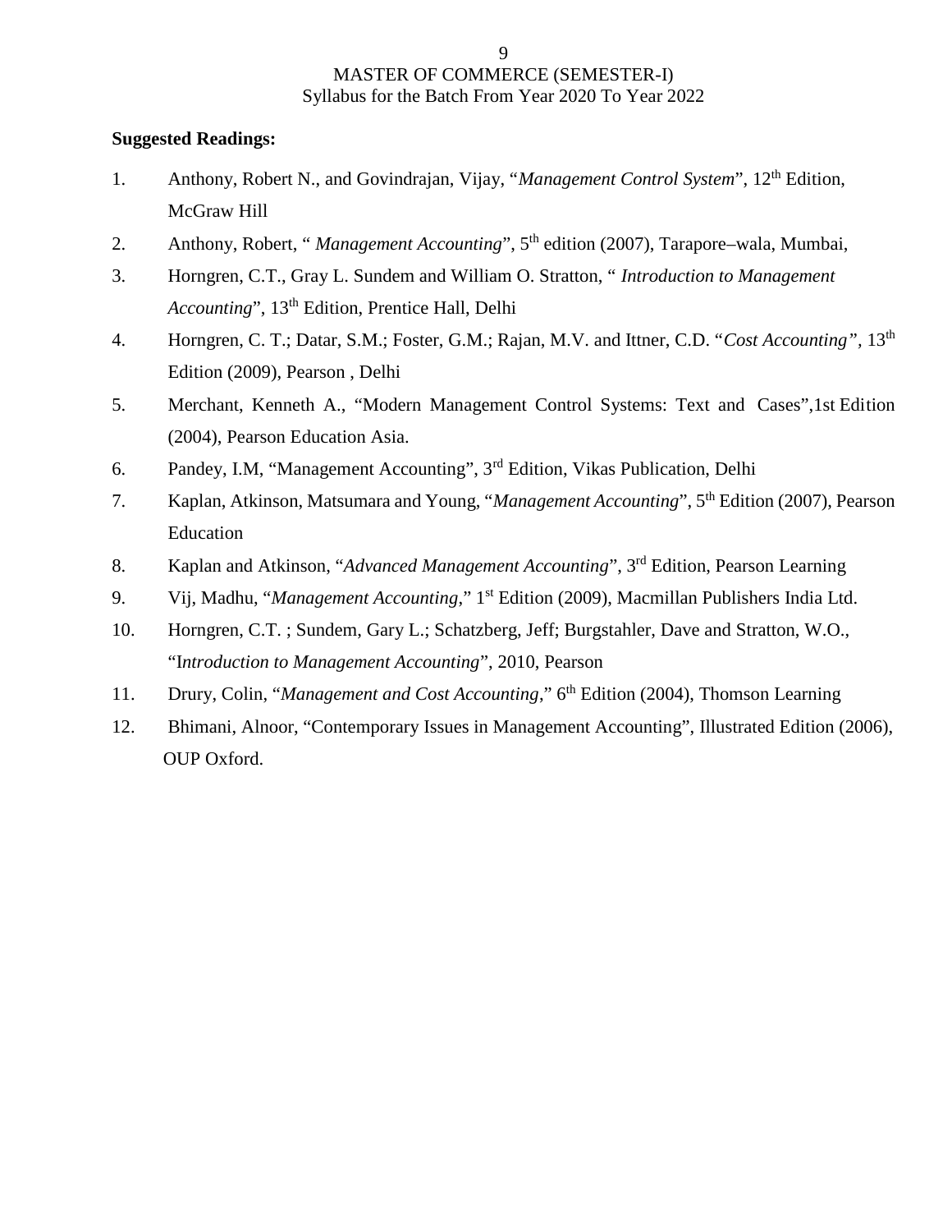**Suggested Readings:**

1. Anthony, Robert N., and Govindrajan, Vijay, "*Management Control System*", 12th Edition, McGraw Hill
2. Anthony, Robert, " *Management Accounting*", 5th edition (2007), Tarapore–wala, Mumbai,
3. Horngren, C.T., Gray L. Sundem and William O. Stratton, " *Introduction to Management Accounting*", 13th Edition, Prentice Hall, Delhi
4. Horngren, C. T.; Datar, S.M.; Foster, G.M.; Rajan, M.V. and Ittner, C.D. "*Cost Accounting"*, 13th Edition (2009), Pearson , Delhi
5. Merchant, Kenneth A., "Modern Management Control Systems: Text and Cases",1st Edition (2004), Pearson Education Asia.
6. Pandey, I.M, "Management Accounting", 3rd Edition, Vikas Publication, Delhi
7. Kaplan, Atkinson, Matsumara and Young, "*Management Accounting*", 5th Edition (2007), Pearson Education
8. Kaplan and Atkinson, "*Advanced Management Accounting*", 3rd Edition, Pearson Learning
9. Vij, Madhu, "*Management Accounting*," 1st Edition (2009), Macmillan Publishers India Ltd.
10. Horngren, C.T. ; Sundem, Gary L.; Schatzberg, Jeff; Burgstahler, Dave and Stratton, W.O., "I*ntroduction to Management Accounting*", 2010, Pearson
11. Drury, Colin, "*Management and Cost Accounting*," 6th Edition (2004), Thomson Learning
12. Bhimani, Alnoor, "Contemporary Issues in Management Accounting", Illustrated Edition (2006), OUP Oxford.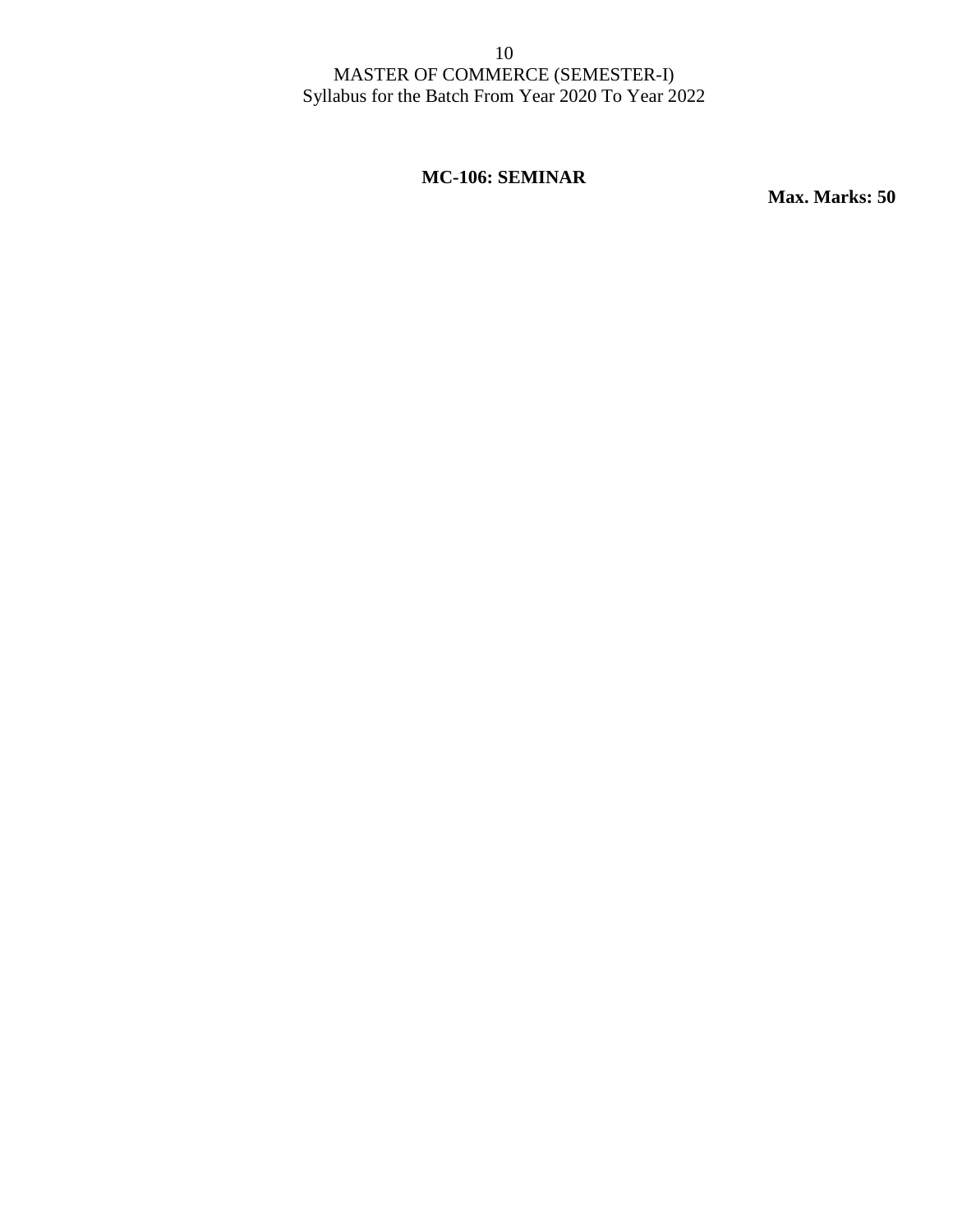## MC-106: SEMINAR

**Max. Marks: 50**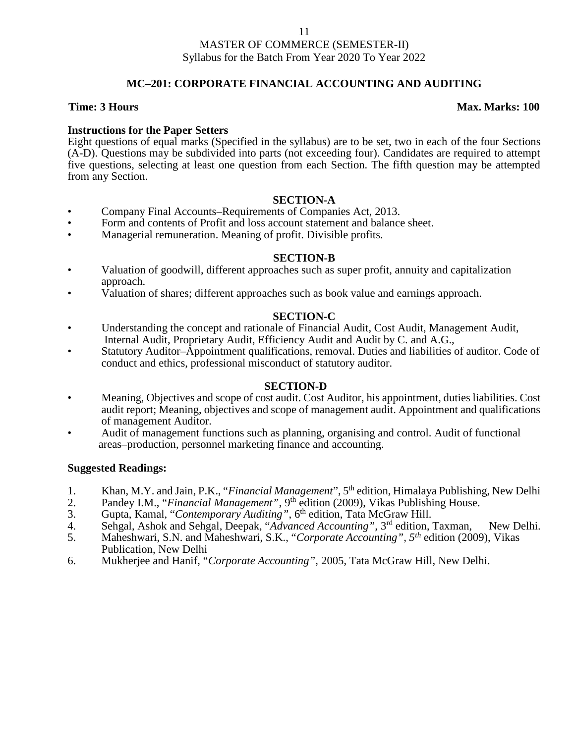MASTER OF COMMERCE (SEMESTER-II)
Syllabus for the Batch From Year 2020 To Year 2022

## MC–201: CORPORATE FINANCIAL ACCOUNTING AND AUDITING

**Time: 3 Hours** **Max. Marks: 100**

**Instructions for the Paper Setters**

Eight questions of equal marks (Specified in the syllabus) are to be set, two in each of the four Sections (A-D). Questions may be subdivided into parts (not exceeding four). Candidates are required to attempt five questions, selecting at least one question from each Section. The fifth question may be attempted from any Section.

### SECTION-A

- Company Final Accounts–Requirements of Companies Act, 2013.
- Form and contents of Profit and loss account statement and balance sheet.
- Managerial remuneration. Meaning of profit. Divisible profits.

### SECTION-B

- Valuation of goodwill, different approaches such as super profit, annuity and capitalization approach.
- Valuation of shares; different approaches such as book value and earnings approach.

### SECTION-C

- Understanding the concept and rationale of Financial Audit, Cost Audit, Management Audit, Internal Audit, Proprietary Audit, Efficiency Audit and Audit by C. and A.G.,
- Statutory Auditor–Appointment qualifications, removal. Duties and liabilities of auditor. Code of conduct and ethics, professional misconduct of statutory auditor.

### SECTION-D

- Meaning, Objectives and scope of cost audit. Cost Auditor, his appointment, duties liabilities. Cost audit report; Meaning, objectives and scope of management audit. Appointment and qualifications of management Auditor.
- Audit of management functions such as planning, organising and control. Audit of functional areas–production, personnel marketing finance and accounting.

**Suggested Readings:**

1. Khan, M.Y. and Jain, P.K., "*Financial Management*", 5th edition, Himalaya Publishing, New Delhi
2. Pandey I.M., "*Financial Management*", 9th edition (2009), Vikas Publishing House.
3. Gupta, Kamal, "*Contemporary Auditing*", 6th edition, Tata McGraw Hill.
4. Sehgal, Ashok and Sehgal, Deepak, "*Advanced Accounting*", 3rd edition, Taxman, New Delhi.
5. Maheshwari, S.N. and Maheshwari, S.K., "*Corporate Accounting*", *5th* edition (2009), Vikas Publication, New Delhi
6. Mukherjee and Hanif, "*Corporate Accounting*", 2005, Tata McGraw Hill, New Delhi.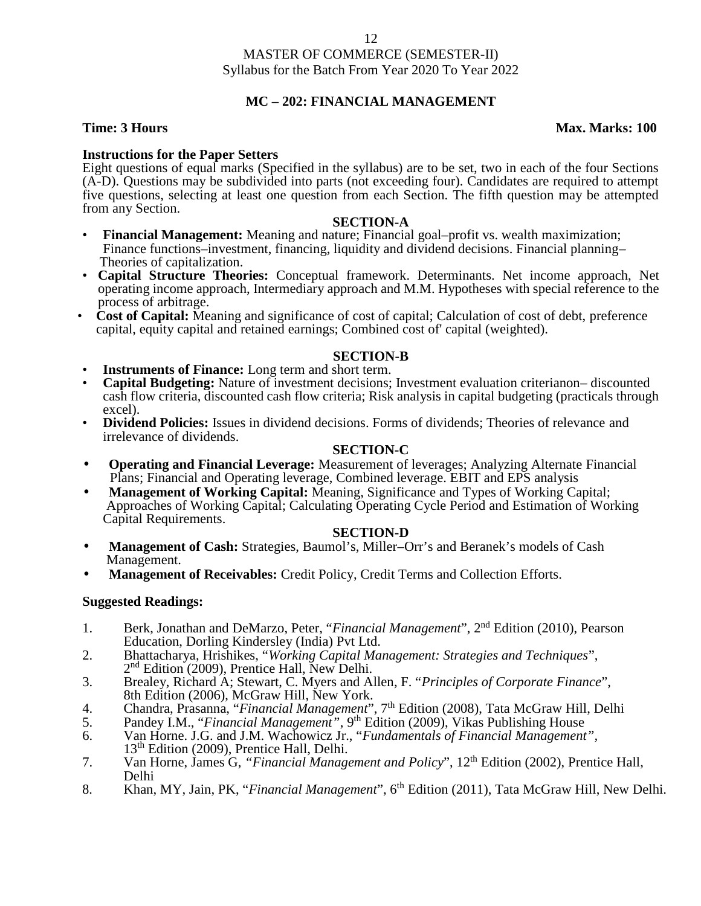MASTER OF COMMERCE (SEMESTER-II)
Syllabus for the Batch From Year 2020 To Year 2022

## MC – 202: FINANCIAL MANAGEMENT

**Time: 3 Hours** **Max. Marks: 100**

**Instructions for the Paper Setters**

Eight questions of equal marks (Specified in the syllabus) are to be set, two in each of the four Sections (A-D). Questions may be subdivided into parts (not exceeding four). Candidates are required to attempt five questions, selecting at least one question from each Section. The fifth question may be attempted from any Section.

### SECTION-A

- **Financial Management:** Meaning and nature; Financial goal–profit vs. wealth maximization; Finance functions–investment, financing, liquidity and dividend decisions. Financial planning– Theories of capitalization.
- **Capital Structure Theories:** Conceptual framework. Determinants. Net income approach, Net operating income approach, Intermediary approach and M.M. Hypotheses with special reference to the process of arbitrage.
- **Cost of Capital:** Meaning and significance of cost of capital; Calculation of cost of debt, preference capital, equity capital and retained earnings; Combined cost of' capital (weighted).

### SECTION-B

- **Instruments of Finance:** Long term and short term.
- **Capital Budgeting:** Nature of investment decisions; Investment evaluation criterianon– discounted cash flow criteria, discounted cash flow criteria; Risk analysis in capital budgeting (practicals through excel).
- **Dividend Policies:** Issues in dividend decisions. Forms of dividends; Theories of relevance and irrelevance of dividends.

### SECTION-C

- **Operating and Financial Leverage:** Measurement of leverages; Analyzing Alternate Financial Plans; Financial and Operating leverage, Combined leverage. EBIT and EPS analysis
- **Management of Working Capital:** Meaning, Significance and Types of Working Capital; Approaches of Working Capital; Calculating Operating Cycle Period and Estimation of Working Capital Requirements.

### SECTION-D

- **Management of Cash:** Strategies, Baumol's, Miller–Orr's and Beranek's models of Cash Management.
- **Management of Receivables:** Credit Policy, Credit Terms and Collection Efforts.

**Suggested Readings:**

1. Berk, Jonathan and DeMarzo, Peter, "*Financial Management*", 2nd Edition (2010), Pearson Education, Dorling Kindersley (India) Pvt Ltd.
2. Bhattacharya, Hrishikes, "*Working Capital Management: Strategies and Techniques*", 2nd Edition (2009), Prentice Hall, New Delhi.
3. Brealey, Richard A; Stewart, C. Myers and Allen, F. "*Principles of Corporate Finance*", 8th Edition (2006), McGraw Hill, New York.
4. Chandra, Prasanna, "*Financial Management*", 7th Edition (2008), Tata McGraw Hill, Delhi
5. Pandey I.M., "*Financial Management*", 9th Edition (2009), Vikas Publishing House
6. Van Horne. J.G. and J.M. Wachowicz Jr., "*Fundamentals of Financial Management*", 13th Edition (2009), Prentice Hall, Delhi.
7. Van Horne, James G, "*Financial Management and Policy*", 12th Edition (2002), Prentice Hall, Delhi
8. Khan, MY, Jain, PK, "*Financial Management*", 6th Edition (2011), Tata McGraw Hill, New Delhi.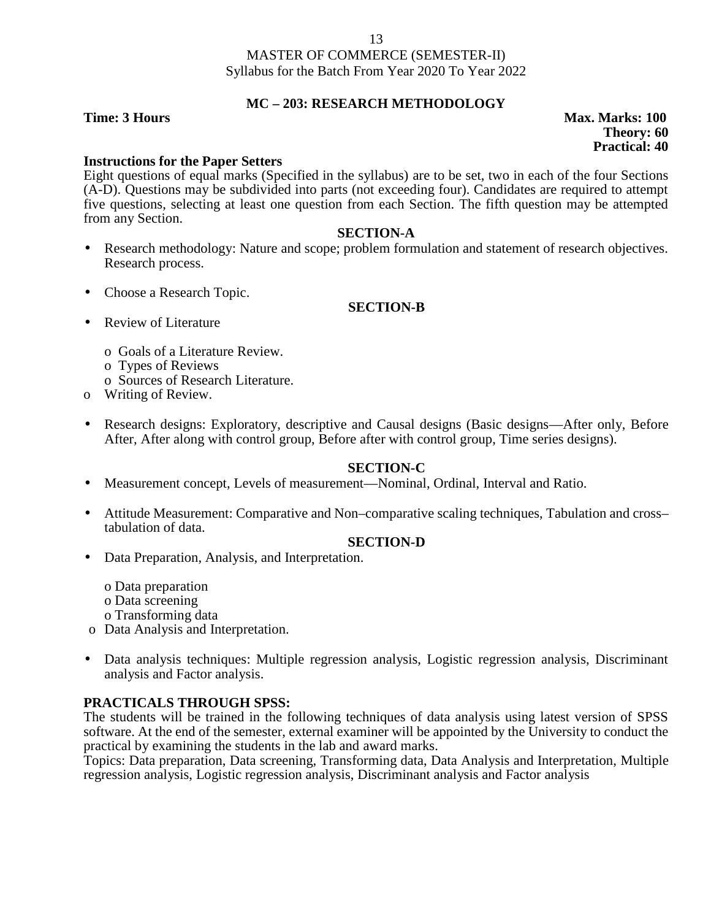MASTER OF COMMERCE (SEMESTER-II)
Syllabus for the Batch From Year 2020 To Year 2022

## MC – 203: RESEARCH METHODOLOGY

**Time: 3 Hours** **Max. Marks: 100**
**Theory: 60**
**Practical: 40**

**Instructions for the Paper Setters**
Eight questions of equal marks (Specified in the syllabus) are to be set, two in each of the four Sections (A-D). Questions may be subdivided into parts (not exceeding four). Candidates are required to attempt five questions, selecting at least one question from each Section. The fifth question may be attempted from any Section.

### SECTION-A

- Research methodology: Nature and scope; problem formulation and statement of research objectives. Research process.
- Choose a Research Topic.

### SECTION-B

- Review of Literature
  - Goals of a Literature Review.
  - Types of Reviews
  - Sources of Research Literature.
  - Writing of Review.
- Research designs: Exploratory, descriptive and Causal designs (Basic designs—After only, Before After, After along with control group, Before after with control group, Time series designs).

### SECTION-C

- Measurement concept, Levels of measurement—Nominal, Ordinal, Interval and Ratio.
- Attitude Measurement: Comparative and Non–comparative scaling techniques, Tabulation and cross–tabulation of data.

### SECTION-D

- Data Preparation, Analysis, and Interpretation.
  - Data preparation
  - Data screening
  - Transforming data
  - Data Analysis and Interpretation.
- Data analysis techniques: Multiple regression analysis, Logistic regression analysis, Discriminant analysis and Factor analysis.

**PRACTICALS THROUGH SPSS:**
The students will be trained in the following techniques of data analysis using latest version of SPSS software. At the end of the semester, external examiner will be appointed by the University to conduct the practical by examining the students in the lab and award marks.
Topics: Data preparation, Data screening, Transforming data, Data Analysis and Interpretation, Multiple regression analysis, Logistic regression analysis, Discriminant analysis and Factor analysis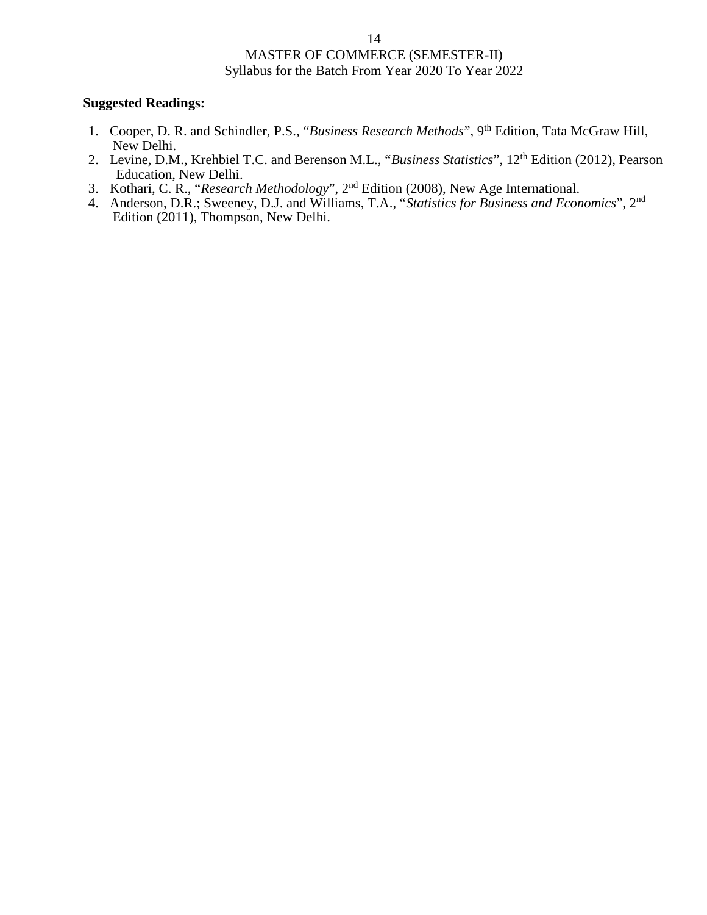**Suggested Readings:**

1. Cooper, D. R. and Schindler, P.S., "*Business Research Methods*", 9th Edition, Tata McGraw Hill, New Delhi.
2. Levine, D.M., Krehbiel T.C. and Berenson M.L., "*Business Statistics*", 12th Edition (2012), Pearson Education, New Delhi.
3. Kothari, C. R., "*Research Methodology*", 2nd Edition (2008), New Age International.
4. Anderson, D.R.; Sweeney, D.J. and Williams, T.A., "*Statistics for Business and Economics*", 2nd Edition (2011), Thompson, New Delhi.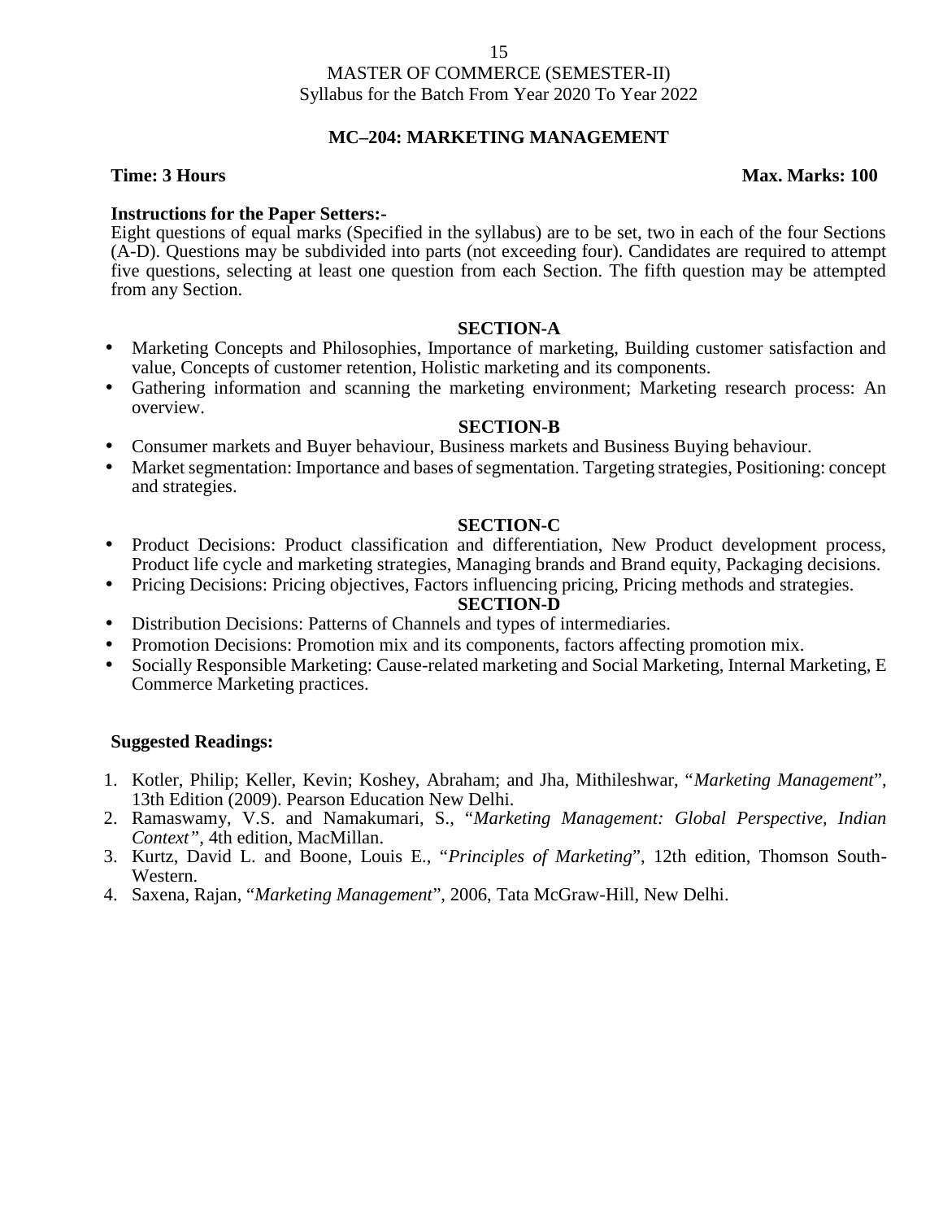MASTER OF COMMERCE (SEMESTER-II)
Syllabus for the Batch From Year 2020 To Year 2022

## MC–204: MARKETING MANAGEMENT

**Time: 3 Hours** **Max. Marks: 100**

**Instructions for the Paper Setters:-**
Eight questions of equal marks (Specified in the syllabus) are to be set, two in each of the four Sections (A-D). Questions may be subdivided into parts (not exceeding four). Candidates are required to attempt five questions, selecting at least one question from each Section. The fifth question may be attempted from any Section.

### SECTION-A

- Marketing Concepts and Philosophies, Importance of marketing, Building customer satisfaction and value, Concepts of customer retention, Holistic marketing and its components.
- Gathering information and scanning the marketing environment; Marketing research process: An overview.

### SECTION-B

- Consumer markets and Buyer behaviour, Business markets and Business Buying behaviour.
- Market segmentation: Importance and bases of segmentation. Targeting strategies, Positioning: concept and strategies.

### SECTION-C

- Product Decisions: Product classification and differentiation, New Product development process, Product life cycle and marketing strategies, Managing brands and Brand equity, Packaging decisions.
- Pricing Decisions: Pricing objectives, Factors influencing pricing, Pricing methods and strategies.

### SECTION-D

- Distribution Decisions: Patterns of Channels and types of intermediaries.
- Promotion Decisions: Promotion mix and its components, factors affecting promotion mix.
- Socially Responsible Marketing: Cause-related marketing and Social Marketing, Internal Marketing, E Commerce Marketing practices.

**Suggested Readings:**

1. Kotler, Philip; Keller, Kevin; Koshey, Abraham; and Jha, Mithileshwar, "*Marketing Management*", 13th Edition (2009). Pearson Education New Delhi.
2. Ramaswamy, V.S. and Namakumari, S., "*Marketing Management: Global Perspective, Indian Context"*, 4th edition, MacMillan.
3. Kurtz, David L. and Boone, Louis E., "*Principles of Marketing*", 12th edition, Thomson South-Western.
4. Saxena, Rajan, "*Marketing Management*", 2006, Tata McGraw-Hill, New Delhi.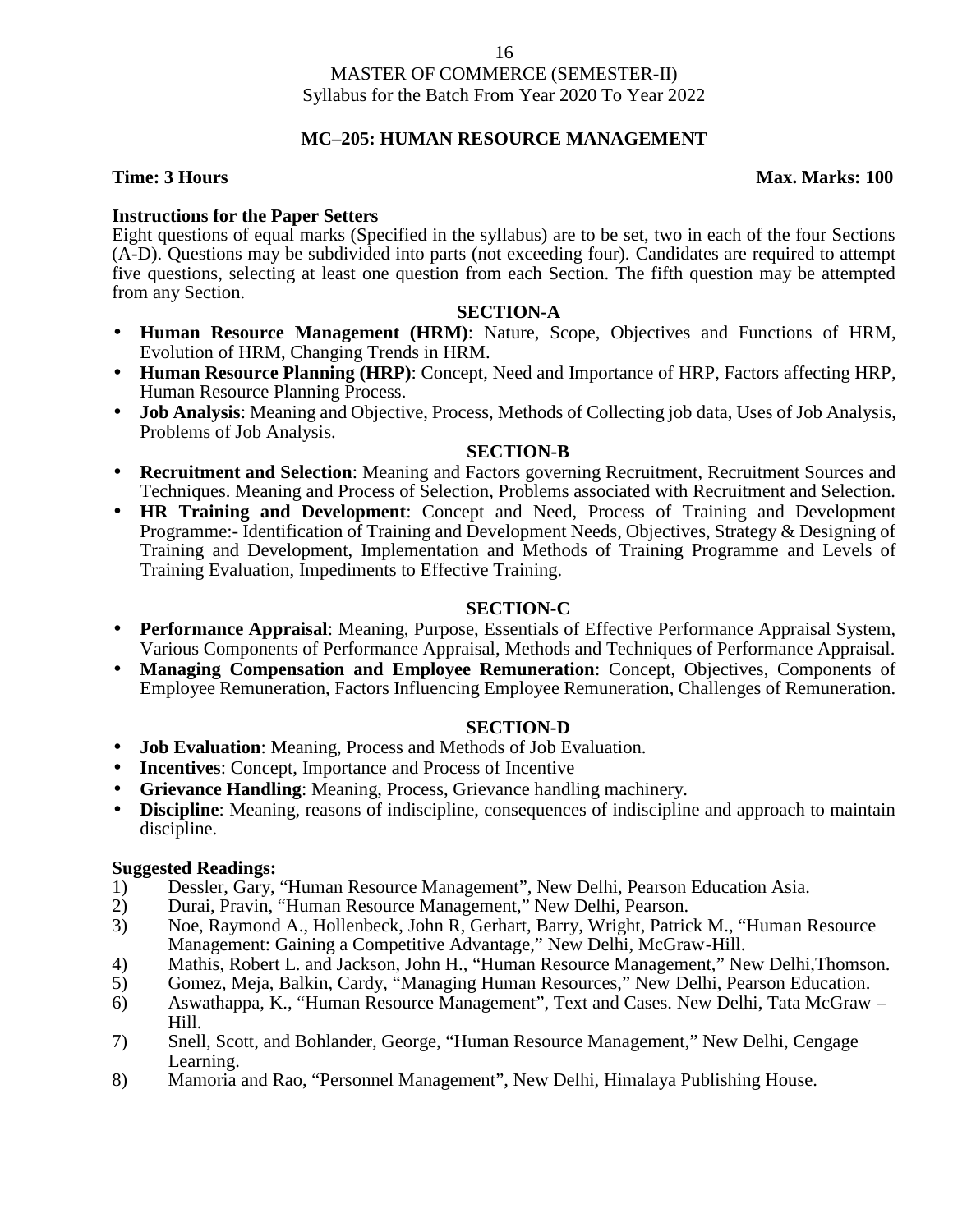MASTER OF COMMERCE (SEMESTER-II)
Syllabus for the Batch From Year 2020 To Year 2022

## MC–205: HUMAN RESOURCE MANAGEMENT

**Time: 3 Hours** **Max. Marks: 100**

**Instructions for the Paper Setters**
Eight questions of equal marks (Specified in the syllabus) are to be set, two in each of the four Sections (A-D). Questions may be subdivided into parts (not exceeding four). Candidates are required to attempt five questions, selecting at least one question from each Section. The fifth question may be attempted from any Section.

### SECTION-A

- **Human Resource Management (HRM)**: Nature, Scope, Objectives and Functions of HRM, Evolution of HRM, Changing Trends in HRM.
- **Human Resource Planning (HRP)**: Concept, Need and Importance of HRP, Factors affecting HRP, Human Resource Planning Process.
- **Job Analysis**: Meaning and Objective, Process, Methods of Collecting job data, Uses of Job Analysis, Problems of Job Analysis.

### SECTION-B

- **Recruitment and Selection**: Meaning and Factors governing Recruitment, Recruitment Sources and Techniques. Meaning and Process of Selection, Problems associated with Recruitment and Selection.
- **HR Training and Development**: Concept and Need, Process of Training and Development Programme:- Identification of Training and Development Needs, Objectives, Strategy & Designing of Training and Development, Implementation and Methods of Training Programme and Levels of Training Evaluation, Impediments to Effective Training.

### SECTION-C

- **Performance Appraisal**: Meaning, Purpose, Essentials of Effective Performance Appraisal System, Various Components of Performance Appraisal, Methods and Techniques of Performance Appraisal.
- **Managing Compensation and Employee Remuneration**: Concept, Objectives, Components of Employee Remuneration, Factors Influencing Employee Remuneration, Challenges of Remuneration.

### SECTION-D

- **Job Evaluation**: Meaning, Process and Methods of Job Evaluation.
- **Incentives**: Concept, Importance and Process of Incentive
- **Grievance Handling**: Meaning, Process, Grievance handling machinery.
- **Discipline**: Meaning, reasons of indiscipline, consequences of indiscipline and approach to maintain discipline.

**Suggested Readings:**

1) Dessler, Gary, "Human Resource Management", New Delhi, Pearson Education Asia.
2) Durai, Pravin, "Human Resource Management," New Delhi, Pearson.
3) Noe, Raymond A., Hollenbeck, John R, Gerhart, Barry, Wright, Patrick M., "Human Resource Management: Gaining a Competitive Advantage," New Delhi, McGraw-Hill.
4) Mathis, Robert L. and Jackson, John H., "Human Resource Management," New Delhi,Thomson.
5) Gomez, Meja, Balkin, Cardy, "Managing Human Resources," New Delhi, Pearson Education.
6) Aswathappa, K., "Human Resource Management", Text and Cases. New Delhi, Tata McGraw – Hill.
7) Snell, Scott, and Bohlander, George, "Human Resource Management," New Delhi, Cengage Learning.
8) Mamoria and Rao, "Personnel Management", New Delhi, Himalaya Publishing House.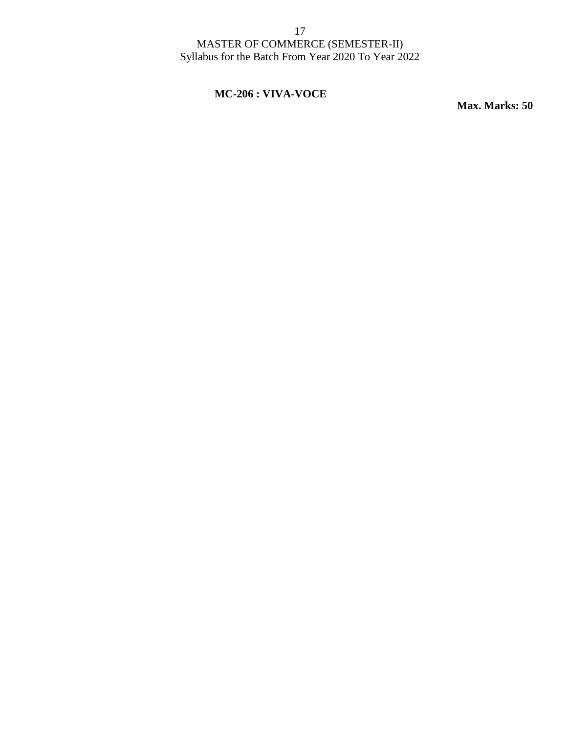MASTER OF COMMERCE (SEMESTER-II)
Syllabus for the Batch From Year 2020 To Year 2022

## MC-206 : VIVA-VOCE

**Max. Marks: 50**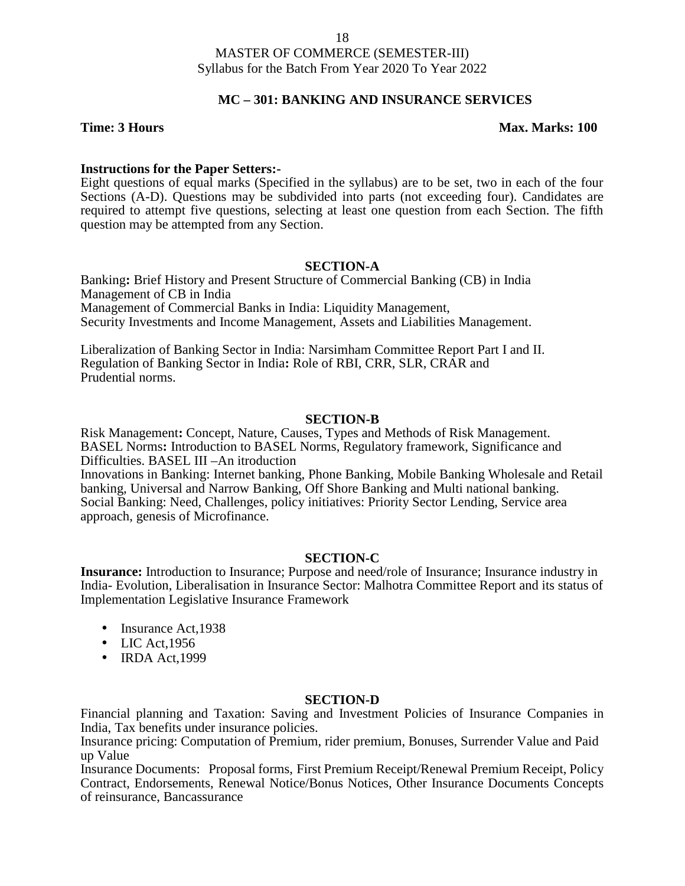MASTER OF COMMERCE (SEMESTER-III)
Syllabus for the Batch From Year 2020 To Year 2022

## MC – 301: BANKING AND INSURANCE SERVICES

**Time: 3 Hours** **Max. Marks: 100**

**Instructions for the Paper Setters:-**
Eight questions of equal marks (Specified in the syllabus) are to be set, two in each of the four Sections (A-D). Questions may be subdivided into parts (not exceeding four). Candidates are required to attempt five questions, selecting at least one question from each Section. The fifth question may be attempted from any Section.

### SECTION-A

Banking**:** Brief History and Present Structure of Commercial Banking (CB) in India
Management of CB in India
Management of Commercial Banks in India: Liquidity Management,
Security Investments and Income Management, Assets and Liabilities Management.

Liberalization of Banking Sector in India: Narsimham Committee Report Part I and II.
Regulation of Banking Sector in India**:** Role of RBI, CRR, SLR, CRAR and
Prudential norms.

### SECTION-B

Risk Management**:** Concept, Nature, Causes, Types and Methods of Risk Management.
BASEL Norms**:** Introduction to BASEL Norms, Regulatory framework, Significance and Difficulties. BASEL III –An itroduction
Innovations in Banking: Internet banking, Phone Banking, Mobile Banking Wholesale and Retail banking, Universal and Narrow Banking, Off Shore Banking and Multi national banking.
Social Banking: Need, Challenges, policy initiatives: Priority Sector Lending, Service area approach, genesis of Microfinance.

### SECTION-C

**Insurance:** Introduction to Insurance; Purpose and need/role of Insurance; Insurance industry in India- Evolution, Liberalisation in Insurance Sector: Malhotra Committee Report and its status of Implementation Legislative Insurance Framework

- Insurance Act,1938
- LIC Act,1956
- IRDA Act,1999

### SECTION-D

Financial planning and Taxation: Saving and Investment Policies of Insurance Companies in India, Tax benefits under insurance policies.
Insurance pricing: Computation of Premium, rider premium, Bonuses, Surrender Value and Paid up Value
Insurance Documents: Proposal forms, First Premium Receipt/Renewal Premium Receipt, Policy Contract, Endorsements, Renewal Notice/Bonus Notices, Other Insurance Documents Concepts of reinsurance, Bancassurance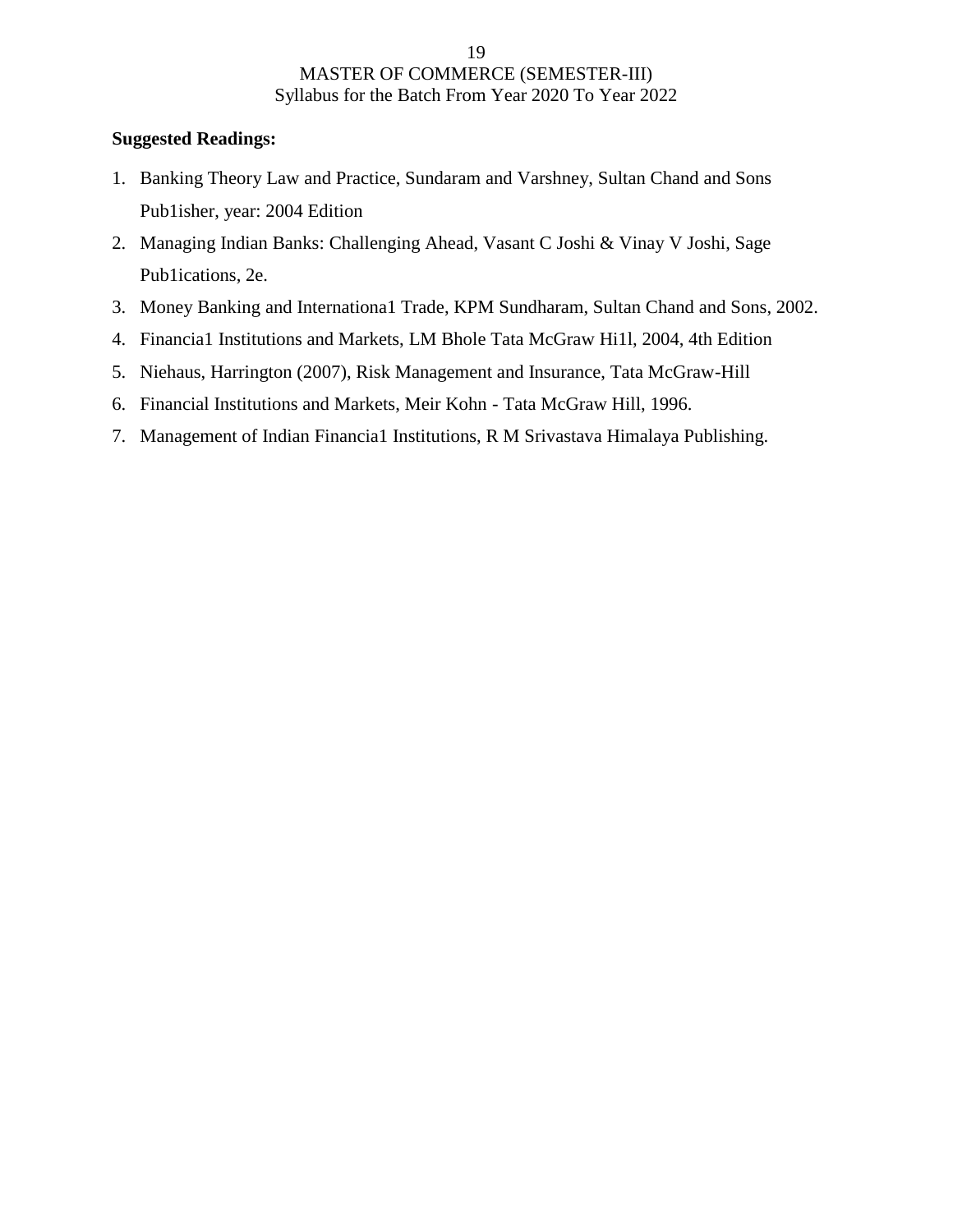**Suggested Readings:**

1. Banking Theory Law and Practice, Sundaram and Varshney, Sultan Chand and Sons Pub1isher, year: 2004 Edition
2. Managing Indian Banks: Challenging Ahead, Vasant C Joshi & Vinay V Joshi, Sage Pub1ications, 2e.
3. Money Banking and Internationa1 Trade, KPM Sundharam, Sultan Chand and Sons, 2002.
4. Financia1 Institutions and Markets, LM Bhole Tata McGraw Hi1l, 2004, 4th Edition
5. Niehaus, Harrington (2007), Risk Management and Insurance, Tata McGraw-Hill
6. Financial Institutions and Markets, Meir Kohn - Tata McGraw Hill, 1996.
7. Management of Indian Financia1 Institutions, R M Srivastava Himalaya Publishing.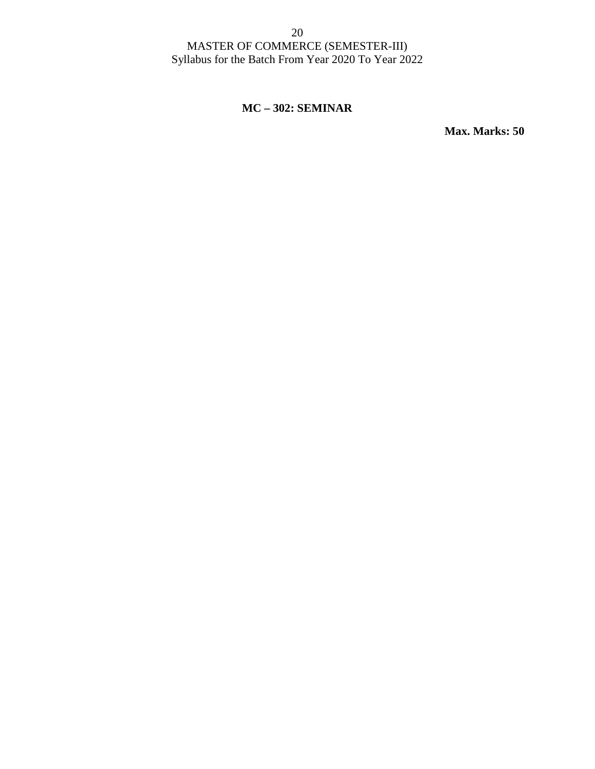## MC – 302: SEMINAR

**Max. Marks: 50**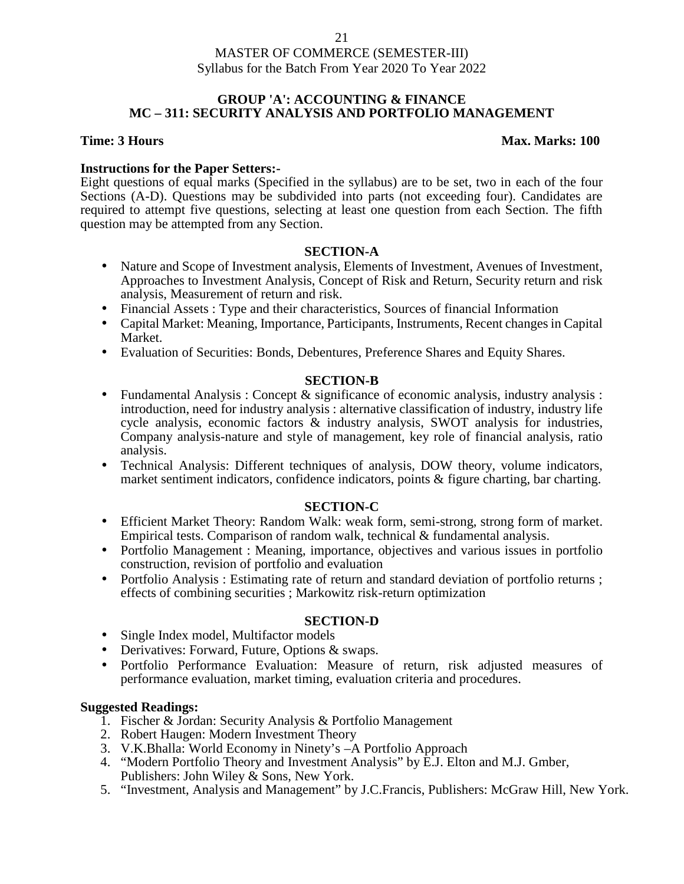MASTER OF COMMERCE (SEMESTER-III)
Syllabus for the Batch From Year 2020 To Year 2022

## GROUP 'A': ACCOUNTING & FINANCE
## MC – 311: SECURITY ANALYSIS AND PORTFOLIO MANAGEMENT

**Time: 3 Hours** **Max. Marks: 100**

**Instructions for the Paper Setters:-**
Eight questions of equal marks (Specified in the syllabus) are to be set, two in each of the four Sections (A-D). Questions may be subdivided into parts (not exceeding four). Candidates are required to attempt five questions, selecting at least one question from each Section. The fifth question may be attempted from any Section.

### SECTION-A

- Nature and Scope of Investment analysis, Elements of Investment, Avenues of Investment, Approaches to Investment Analysis, Concept of Risk and Return, Security return and risk analysis, Measurement of return and risk.
- Financial Assets : Type and their characteristics, Sources of financial Information
- Capital Market: Meaning, Importance, Participants, Instruments, Recent changes in Capital Market.
- Evaluation of Securities: Bonds, Debentures, Preference Shares and Equity Shares.

### SECTION-B

- Fundamental Analysis : Concept & significance of economic analysis, industry analysis : introduction, need for industry analysis : alternative classification of industry, industry life cycle analysis, economic factors & industry analysis, SWOT analysis for industries, Company analysis-nature and style of management, key role of financial analysis, ratio analysis.
- Technical Analysis: Different techniques of analysis, DOW theory, volume indicators, market sentiment indicators, confidence indicators, points & figure charting, bar charting.

### SECTION-C

- Efficient Market Theory: Random Walk: weak form, semi-strong, strong form of market. Empirical tests. Comparison of random walk, technical & fundamental analysis.
- Portfolio Management : Meaning, importance, objectives and various issues in portfolio construction, revision of portfolio and evaluation
- Portfolio Analysis : Estimating rate of return and standard deviation of portfolio returns ; effects of combining securities ; Markowitz risk-return optimization

### SECTION-D

- Single Index model, Multifactor models
- Derivatives: Forward, Future, Options & swaps.
- Portfolio Performance Evaluation: Measure of return, risk adjusted measures of performance evaluation, market timing, evaluation criteria and procedures.

**Suggested Readings:**

1. Fischer & Jordan: Security Analysis & Portfolio Management
2. Robert Haugen: Modern Investment Theory
3. V.K.Bhalla: World Economy in Ninety's –A Portfolio Approach
4. "Modern Portfolio Theory and Investment Analysis" by E.J. Elton and M.J. Gmber, Publishers: John Wiley & Sons, New York.
5. "Investment, Analysis and Management" by J.C.Francis, Publishers: McGraw Hill, New York.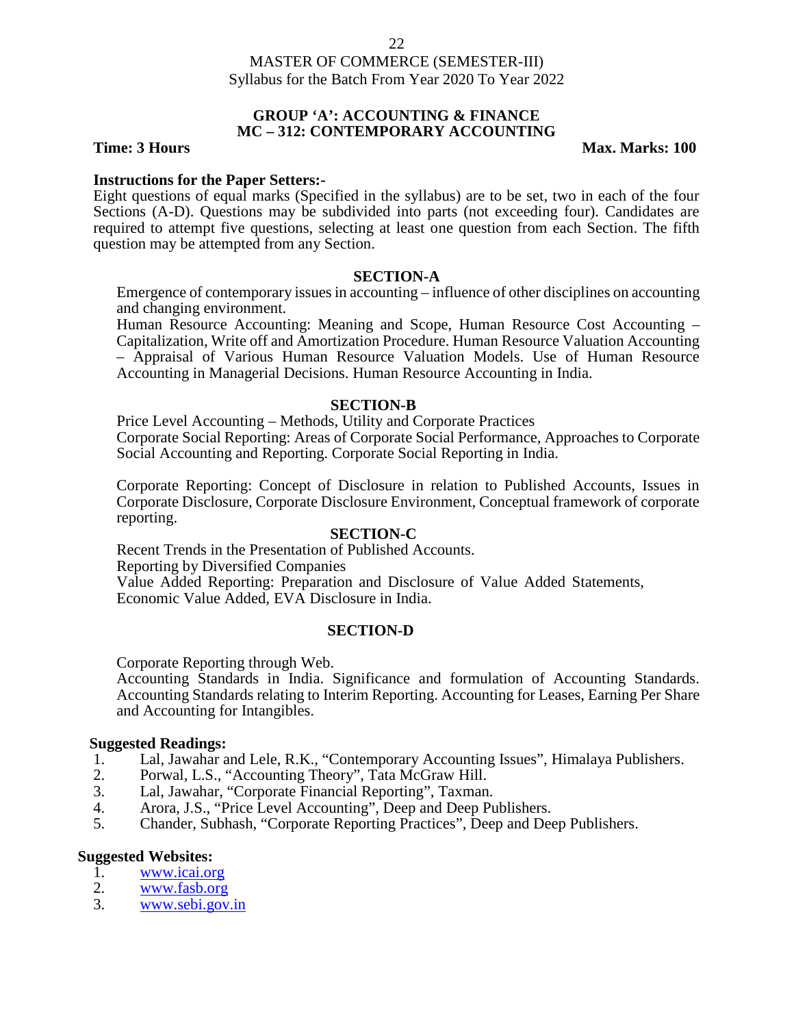MASTER OF COMMERCE (SEMESTER-III)
Syllabus for the Batch From Year 2020 To Year 2022

## GROUP 'A': ACCOUNTING & FINANCE
## MC – 312: CONTEMPORARY ACCOUNTING

**Time: 3 Hours** **Max. Marks: 100**

**Instructions for the Paper Setters:-**

Eight questions of equal marks (Specified in the syllabus) are to be set, two in each of the four Sections (A-D). Questions may be subdivided into parts (not exceeding four). Candidates are required to attempt five questions, selecting at least one question from each Section. The fifth question may be attempted from any Section.

### SECTION-A

Emergence of contemporary issues in accounting – influence of other disciplines on accounting and changing environment.

Human Resource Accounting: Meaning and Scope, Human Resource Cost Accounting – Capitalization, Write off and Amortization Procedure. Human Resource Valuation Accounting – Appraisal of Various Human Resource Valuation Models. Use of Human Resource Accounting in Managerial Decisions. Human Resource Accounting in India.

### SECTION-B

Price Level Accounting – Methods, Utility and Corporate Practices

Corporate Social Reporting: Areas of Corporate Social Performance, Approaches to Corporate Social Accounting and Reporting. Corporate Social Reporting in India.

Corporate Reporting: Concept of Disclosure in relation to Published Accounts, Issues in Corporate Disclosure, Corporate Disclosure Environment, Conceptual framework of corporate reporting.

### SECTION-C

Recent Trends in the Presentation of Published Accounts.

Reporting by Diversified Companies

Value Added Reporting: Preparation and Disclosure of Value Added Statements, Economic Value Added, EVA Disclosure in India.

### SECTION-D

Corporate Reporting through Web.

Accounting Standards in India. Significance and formulation of Accounting Standards. Accounting Standards relating to Interim Reporting. Accounting for Leases, Earning Per Share and Accounting for Intangibles.

**Suggested Readings:**

1. Lal, Jawahar and Lele, R.K., "Contemporary Accounting Issues", Himalaya Publishers.
2. Porwal, L.S., "Accounting Theory", Tata McGraw Hill.
3. Lal, Jawahar, "Corporate Financial Reporting", Taxman.
4. Arora, J.S., "Price Level Accounting", Deep and Deep Publishers.
5. Chander, Subhash, "Corporate Reporting Practices", Deep and Deep Publishers.

**Suggested Websites:**

1. www.icai.org
2. www.fasb.org
3. www.sebi.gov.in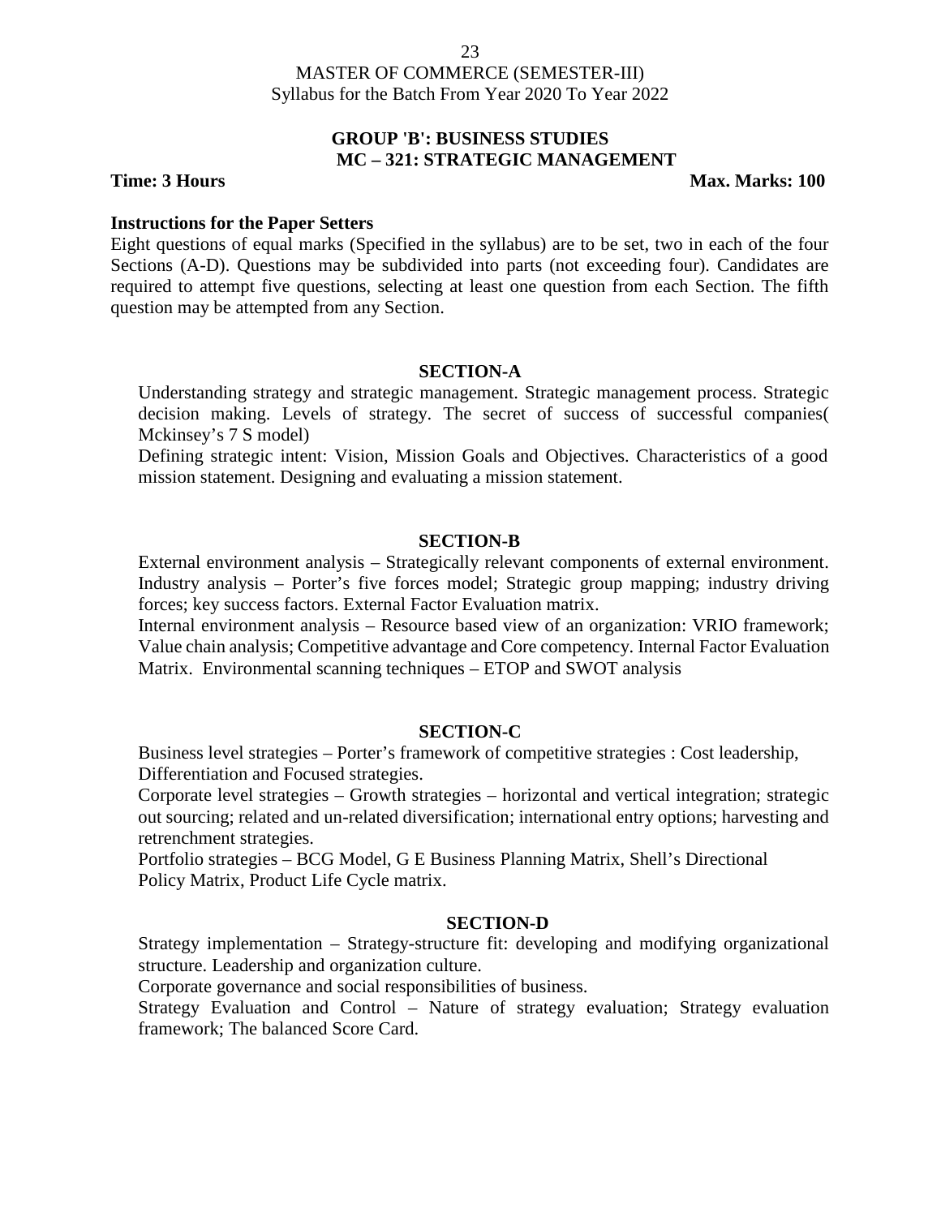MASTER OF COMMERCE (SEMESTER-III)
Syllabus for the Batch From Year 2020 To Year 2022

## GROUP 'B': BUSINESS STUDIES
## MC – 321: STRATEGIC MANAGEMENT

**Time: 3 Hours** **Max. Marks: 100**

**Instructions for the Paper Setters**

Eight questions of equal marks (Specified in the syllabus) are to be set, two in each of the four Sections (A-D). Questions may be subdivided into parts (not exceeding four). Candidates are required to attempt five questions, selecting at least one question from each Section. The fifth question may be attempted from any Section.

### SECTION-A

Understanding strategy and strategic management. Strategic management process. Strategic decision making. Levels of strategy. The secret of success of successful companies( Mckinsey's 7 S model)

Defining strategic intent: Vision, Mission Goals and Objectives. Characteristics of a good mission statement. Designing and evaluating a mission statement.

### SECTION-B

External environment analysis – Strategically relevant components of external environment. Industry analysis – Porter's five forces model; Strategic group mapping; industry driving forces; key success factors. External Factor Evaluation matrix.

Internal environment analysis – Resource based view of an organization: VRIO framework; Value chain analysis; Competitive advantage and Core competency. Internal Factor Evaluation Matrix. Environmental scanning techniques – ETOP and SWOT analysis

### SECTION-C

Business level strategies – Porter's framework of competitive strategies : Cost leadership, Differentiation and Focused strategies.

Corporate level strategies – Growth strategies – horizontal and vertical integration; strategic out sourcing; related and un-related diversification; international entry options; harvesting and retrenchment strategies.

Portfolio strategies – BCG Model, G E Business Planning Matrix, Shell's Directional Policy Matrix, Product Life Cycle matrix.

### SECTION-D

Strategy implementation – Strategy-structure fit: developing and modifying organizational structure. Leadership and organization culture.

Corporate governance and social responsibilities of business.

Strategy Evaluation and Control – Nature of strategy evaluation; Strategy evaluation framework; The balanced Score Card.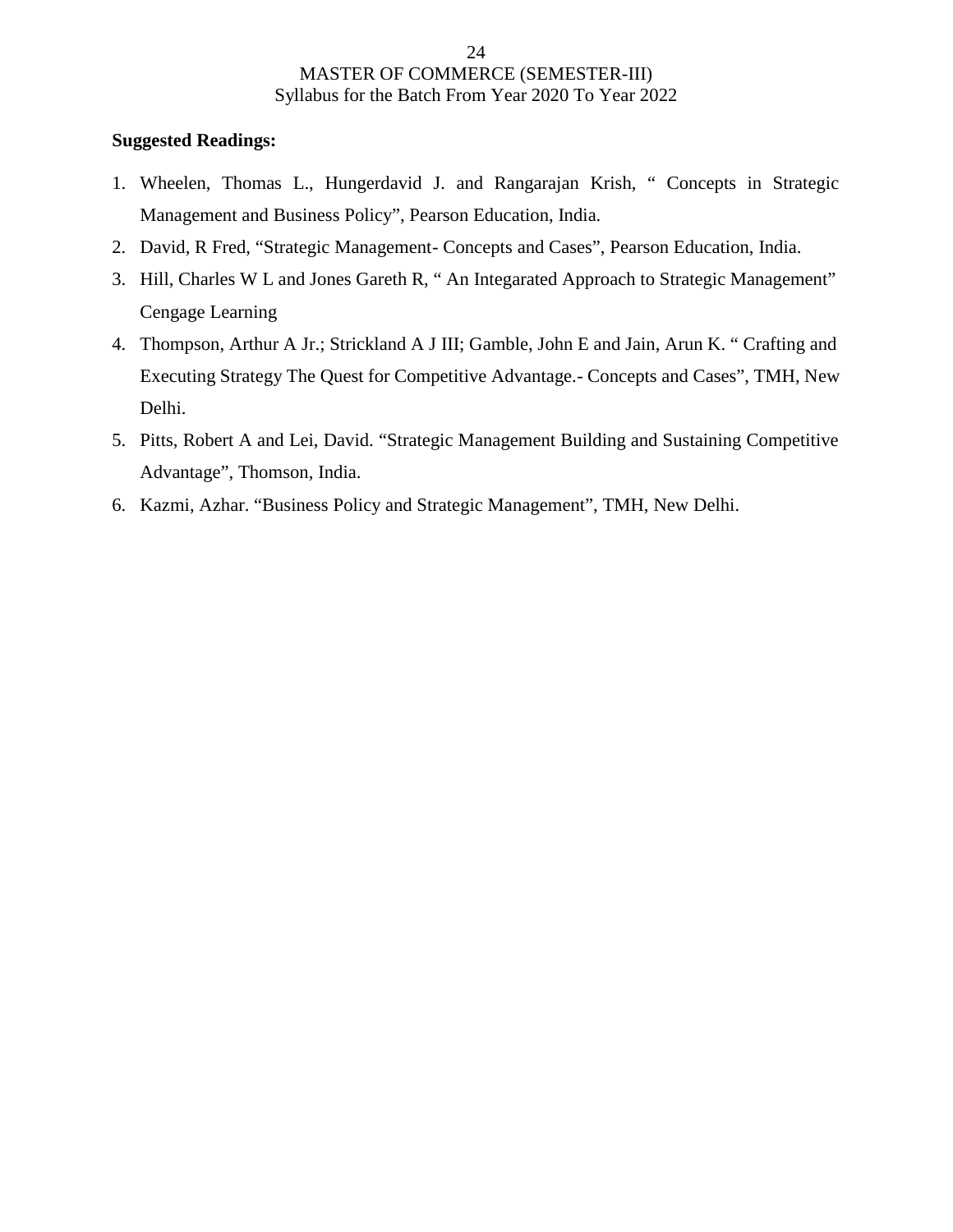**Suggested Readings:**

1. Wheelen, Thomas L., Hungerdavid J. and Rangarajan Krish, " Concepts in Strategic Management and Business Policy", Pearson Education, India.
2. David, R Fred, "Strategic Management- Concepts and Cases", Pearson Education, India.
3. Hill, Charles W L and Jones Gareth R, " An Integarated Approach to Strategic Management" Cengage Learning
4. Thompson, Arthur A Jr.; Strickland A J III; Gamble, John E and Jain, Arun K. " Crafting and Executing Strategy The Quest for Competitive Advantage.- Concepts and Cases", TMH, New Delhi.
5. Pitts, Robert A and Lei, David. "Strategic Management Building and Sustaining Competitive Advantage", Thomson, India.
6. Kazmi, Azhar. "Business Policy and Strategic Management", TMH, New Delhi.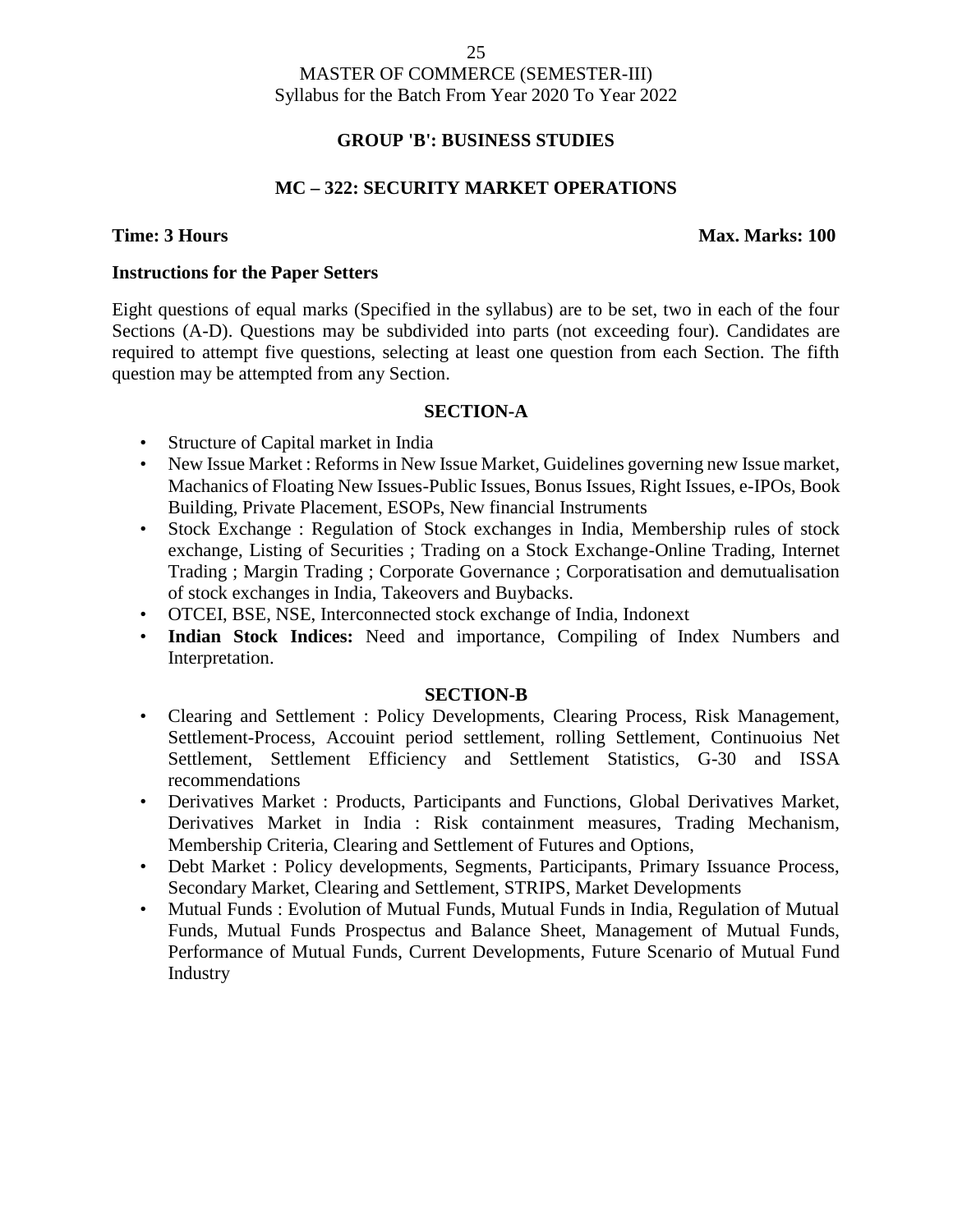MASTER OF COMMERCE (SEMESTER-III)
Syllabus for the Batch From Year 2020 To Year 2022

## GROUP 'B': BUSINESS STUDIES

## MC – 322: SECURITY MARKET OPERATIONS

**Time: 3 Hours** **Max. Marks: 100**

**Instructions for the Paper Setters**

Eight questions of equal marks (Specified in the syllabus) are to be set, two in each of the four Sections (A-D). Questions may be subdivided into parts (not exceeding four). Candidates are required to attempt five questions, selecting at least one question from each Section. The fifth question may be attempted from any Section.

### SECTION-A

- Structure of Capital market in India
- New Issue Market : Reforms in New Issue Market, Guidelines governing new Issue market, Machanics of Floating New Issues-Public Issues, Bonus Issues, Right Issues, e-IPOs, Book Building, Private Placement, ESOPs, New financial Instruments
- Stock Exchange : Regulation of Stock exchanges in India, Membership rules of stock exchange, Listing of Securities ; Trading on a Stock Exchange-Online Trading, Internet Trading ; Margin Trading ; Corporate Governance ; Corporatisation and demutualisation of stock exchanges in India, Takeovers and Buybacks.
- OTCEI, BSE, NSE, Interconnected stock exchange of India, Indonext
- **Indian Stock Indices:** Need and importance, Compiling of Index Numbers and Interpretation.

### SECTION-B

- Clearing and Settlement : Policy Developments, Clearing Process, Risk Management, Settlement-Process, Accouint period settlement, rolling Settlement, Continuoius Net Settlement, Settlement Efficiency and Settlement Statistics, G-30 and ISSA recommendations
- Derivatives Market : Products, Participants and Functions, Global Derivatives Market, Derivatives Market in India : Risk containment measures, Trading Mechanism, Membership Criteria, Clearing and Settlement of Futures and Options,
- Debt Market : Policy developments, Segments, Participants, Primary Issuance Process, Secondary Market, Clearing and Settlement, STRIPS, Market Developments
- Mutual Funds : Evolution of Mutual Funds, Mutual Funds in India, Regulation of Mutual Funds, Mutual Funds Prospectus and Balance Sheet, Management of Mutual Funds, Performance of Mutual Funds, Current Developments, Future Scenario of Mutual Fund Industry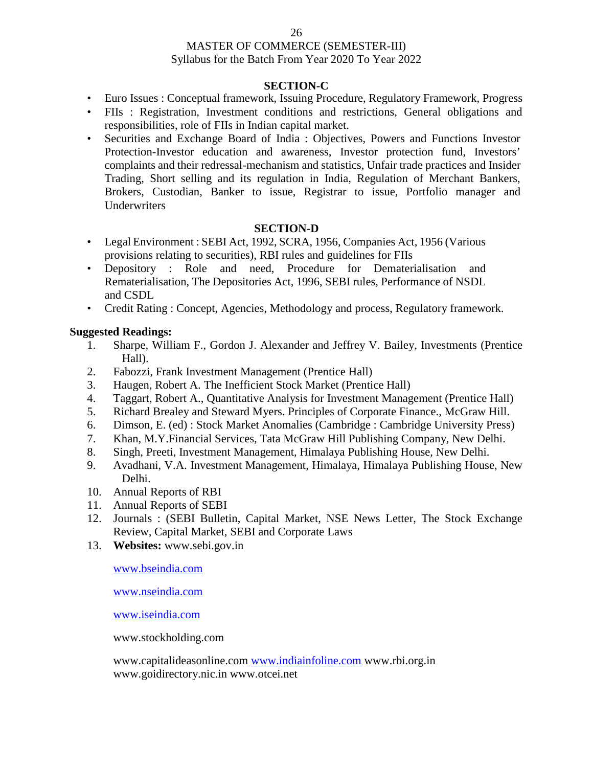## SECTION-C

- Euro Issues : Conceptual framework, Issuing Procedure, Regulatory Framework, Progress
- FIIs : Registration, Investment conditions and restrictions, General obligations and responsibilities, role of FIIs in Indian capital market.
- Securities and Exchange Board of India : Objectives, Powers and Functions Investor Protection-Investor education and awareness, Investor protection fund, Investors' complaints and their redressal-mechanism and statistics, Unfair trade practices and Insider Trading, Short selling and its regulation in India, Regulation of Merchant Bankers, Brokers, Custodian, Banker to issue, Registrar to issue, Portfolio manager and Underwriters

## SECTION-D

- Legal Environment : SEBI Act, 1992, SCRA, 1956, Companies Act, 1956 (Various provisions relating to securities), RBI rules and guidelines for FIIs
- Depository : Role and need, Procedure for Dematerialisation and Rematerialisation, The Depositories Act, 1996, SEBI rules, Performance of NSDL and CSDL
- Credit Rating : Concept, Agencies, Methodology and process, Regulatory framework.

**Suggested Readings:**

1. Sharpe, William F., Gordon J. Alexander and Jeffrey V. Bailey, Investments (Prentice Hall).
2. Fabozzi, Frank Investment Management (Prentice Hall)
3. Haugen, Robert A. The Inefficient Stock Market (Prentice Hall)
4. Taggart, Robert A., Quantitative Analysis for Investment Management (Prentice Hall)
5. Richard Brealey and Steward Myers. Principles of Corporate Finance., McGraw Hill.
6. Dimson, E. (ed) : Stock Market Anomalies (Cambridge : Cambridge University Press)
7. Khan, M.Y.Financial Services, Tata McGraw Hill Publishing Company, New Delhi.
8. Singh, Preeti, Investment Management, Himalaya Publishing House, New Delhi.
9. Avadhani, V.A. Investment Management, Himalaya, Himalaya Publishing House, New Delhi.
10. Annual Reports of RBI
11. Annual Reports of SEBI
12. Journals : (SEBI Bulletin, Capital Market, NSE News Letter, The Stock Exchange Review, Capital Market, SEBI and Corporate Laws
13. **Websites:** www.sebi.gov.in

    www.bseindia.com

    www.nseindia.com

    www.iseindia.com

    www.stockholding.com

    www.capitalideasonline.com www.indiainfoline.com www.rbi.org.in
    www.goidirectory.nic.in www.otcei.net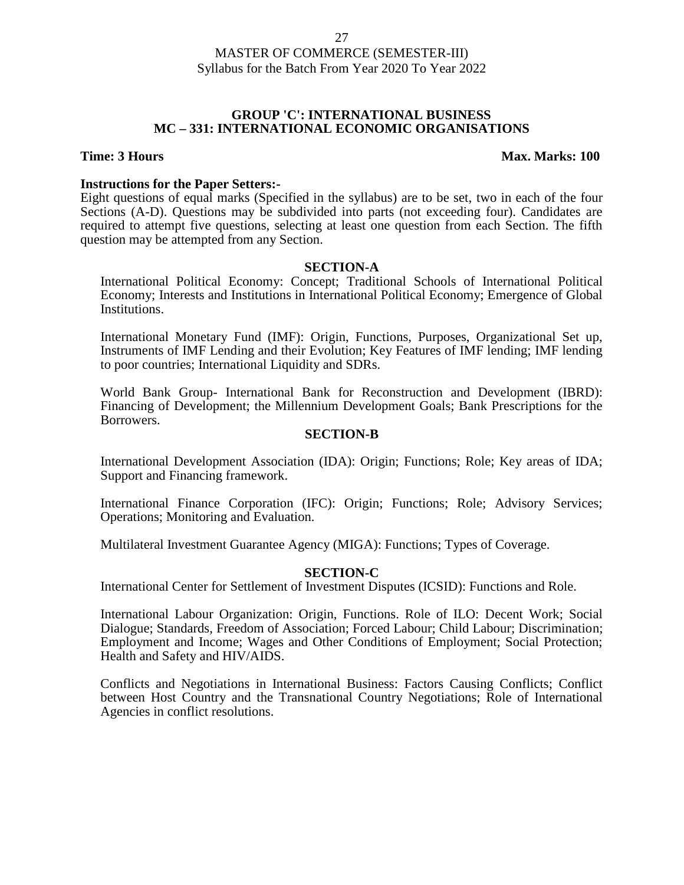# MASTER OF COMMERCE (SEMESTER-III)
Syllabus for the Batch From Year 2020 To Year 2022

## GROUP 'C': INTERNATIONAL BUSINESS
## MC – 331: INTERNATIONAL ECONOMIC ORGANISATIONS

**Time: 3 Hours** **Max. Marks: 100**

**Instructions for the Paper Setters:-**

Eight questions of equal marks (Specified in the syllabus) are to be set, two in each of the four Sections (A-D). Questions may be subdivided into parts (not exceeding four). Candidates are required to attempt five questions, selecting at least one question from each Section. The fifth question may be attempted from any Section.

### SECTION-A

International Political Economy: Concept; Traditional Schools of International Political Economy; Interests and Institutions in International Political Economy; Emergence of Global Institutions.

International Monetary Fund (IMF): Origin, Functions, Purposes, Organizational Set up, Instruments of IMF Lending and their Evolution; Key Features of IMF lending; IMF lending to poor countries; International Liquidity and SDRs.

World Bank Group- International Bank for Reconstruction and Development (IBRD): Financing of Development; the Millennium Development Goals; Bank Prescriptions for the Borrowers.

### SECTION-B

International Development Association (IDA): Origin; Functions; Role; Key areas of IDA; Support and Financing framework.

International Finance Corporation (IFC): Origin; Functions; Role; Advisory Services; Operations; Monitoring and Evaluation.

Multilateral Investment Guarantee Agency (MIGA): Functions; Types of Coverage.

### SECTION-C

International Center for Settlement of Investment Disputes (ICSID): Functions and Role.

International Labour Organization: Origin, Functions. Role of ILO: Decent Work; Social Dialogue; Standards, Freedom of Association; Forced Labour; Child Labour; Discrimination; Employment and Income; Wages and Other Conditions of Employment; Social Protection; Health and Safety and HIV/AIDS.

Conflicts and Negotiations in International Business: Factors Causing Conflicts; Conflict between Host Country and the Transnational Country Negotiations; Role of International Agencies in conflict resolutions.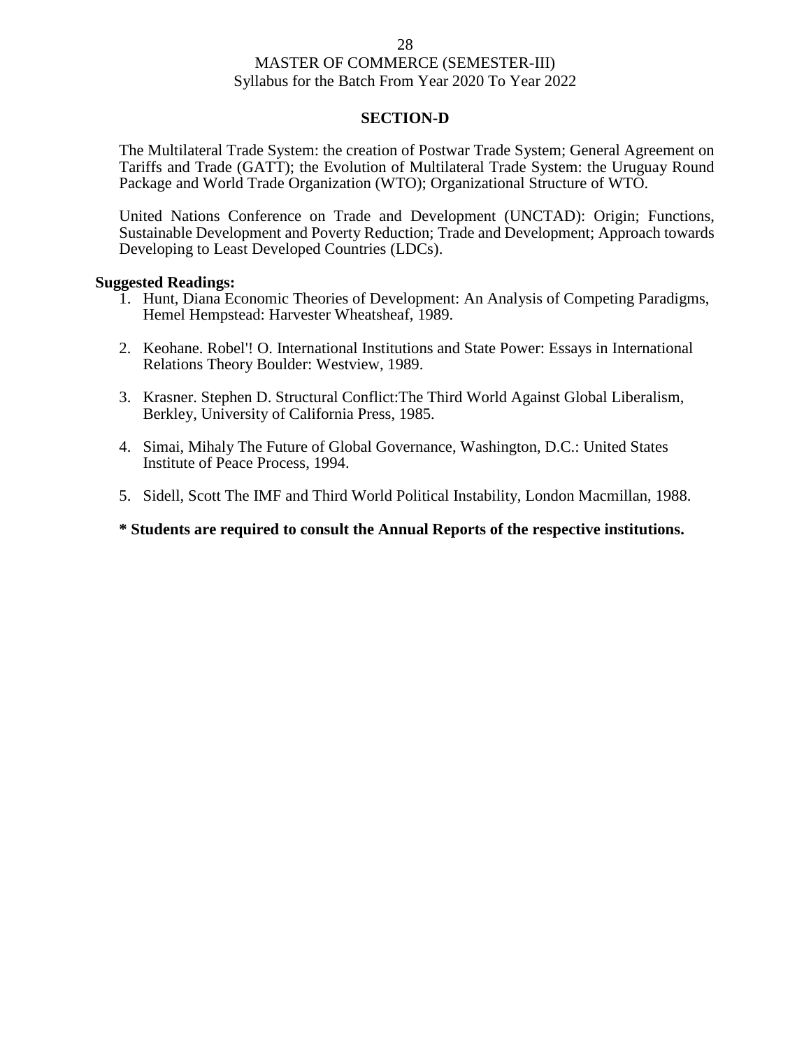## SECTION-D

The Multilateral Trade System: the creation of Postwar Trade System; General Agreement on Tariffs and Trade (GATT); the Evolution of Multilateral Trade System: the Uruguay Round Package and World Trade Organization (WTO); Organizational Structure of WTO.

United Nations Conference on Trade and Development (UNCTAD): Origin; Functions, Sustainable Development and Poverty Reduction; Trade and Development; Approach towards Developing to Least Developed Countries (LDCs).

**Suggested Readings:**

1. Hunt, Diana Economic Theories of Development: An Analysis of Competing Paradigms, Hemel Hempstead: Harvester Wheatsheaf, 1989.
2. Keohane. Robel'! O. International Institutions and State Power: Essays in International Relations Theory Boulder: Westview, 1989.
3. Krasner. Stephen D. Structural Conflict:The Third World Against Global Liberalism, Berkley, University of California Press, 1985.
4. Simai, Mihaly The Future of Global Governance, Washington, D.C.: United States Institute of Peace Process, 1994.
5. Sidell, Scott The IMF and Third World Political Instability, London Macmillan, 1988.

**\* Students are required to consult the Annual Reports of the respective institutions.**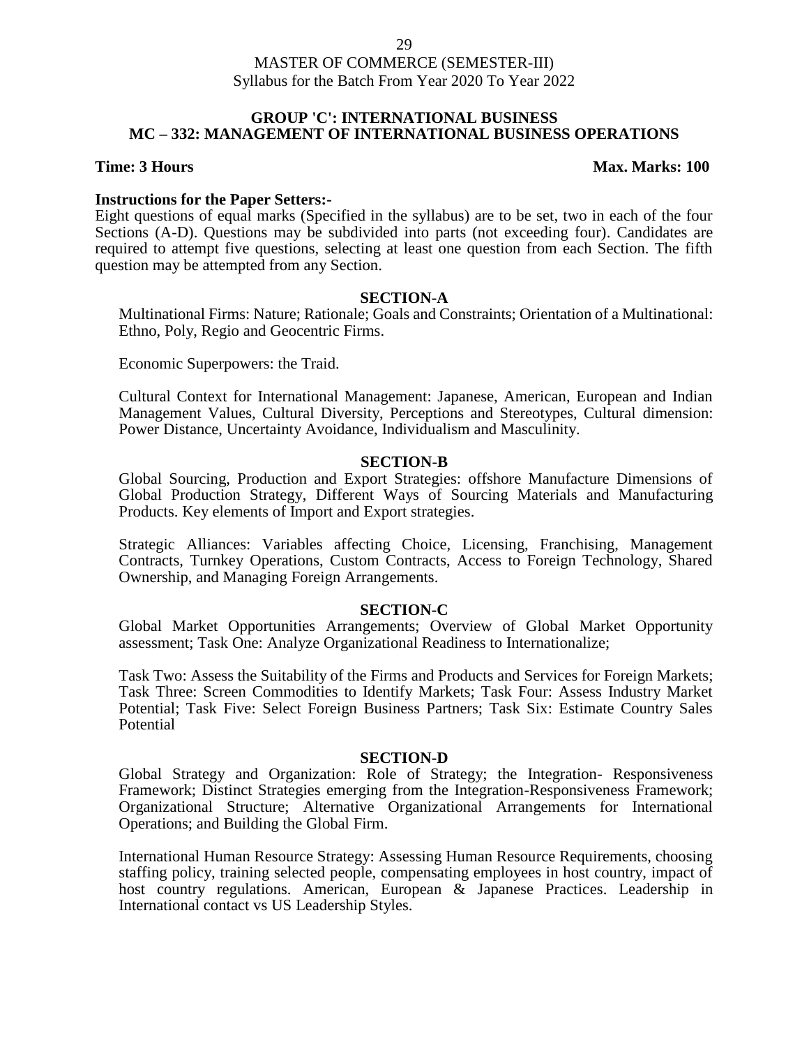MASTER OF COMMERCE (SEMESTER-III)
Syllabus for the Batch From Year 2020 To Year 2022

## GROUP 'C': INTERNATIONAL BUSINESS
## MC – 332: MANAGEMENT OF INTERNATIONAL BUSINESS OPERATIONS

**Time: 3 Hours** **Max. Marks: 100**

**Instructions for the Paper Setters:-**

Eight questions of equal marks (Specified in the syllabus) are to be set, two in each of the four Sections (A-D). Questions may be subdivided into parts (not exceeding four). Candidates are required to attempt five questions, selecting at least one question from each Section. The fifth question may be attempted from any Section.

### SECTION-A

Multinational Firms: Nature; Rationale; Goals and Constraints; Orientation of a Multinational: Ethno, Poly, Regio and Geocentric Firms.

Economic Superpowers: the Traid.

Cultural Context for International Management: Japanese, American, European and Indian Management Values, Cultural Diversity, Perceptions and Stereotypes, Cultural dimension: Power Distance, Uncertainty Avoidance, Individualism and Masculinity.

### SECTION-B

Global Sourcing, Production and Export Strategies: offshore Manufacture Dimensions of Global Production Strategy, Different Ways of Sourcing Materials and Manufacturing Products. Key elements of Import and Export strategies.

Strategic Alliances: Variables affecting Choice, Licensing, Franchising, Management Contracts, Turnkey Operations, Custom Contracts, Access to Foreign Technology, Shared Ownership, and Managing Foreign Arrangements.

### SECTION-C

Global Market Opportunities Arrangements; Overview of Global Market Opportunity assessment; Task One: Analyze Organizational Readiness to Internationalize;

Task Two: Assess the Suitability of the Firms and Products and Services for Foreign Markets; Task Three: Screen Commodities to Identify Markets; Task Four: Assess Industry Market Potential; Task Five: Select Foreign Business Partners; Task Six: Estimate Country Sales Potential

### SECTION-D

Global Strategy and Organization: Role of Strategy; the Integration- Responsiveness Framework; Distinct Strategies emerging from the Integration-Responsiveness Framework; Organizational Structure; Alternative Organizational Arrangements for International Operations; and Building the Global Firm.

International Human Resource Strategy: Assessing Human Resource Requirements, choosing staffing policy, training selected people, compensating employees in host country, impact of host country regulations. American, European & Japanese Practices. Leadership in International contact vs US Leadership Styles.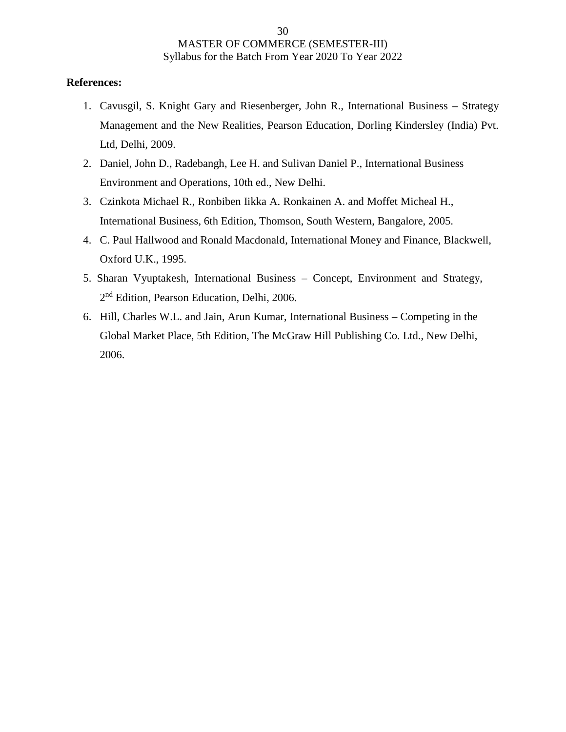**References:**

1. Cavusgil, S. Knight Gary and Riesenberger, John R., International Business – Strategy Management and the New Realities, Pearson Education, Dorling Kindersley (India) Pvt. Ltd, Delhi, 2009.
2. Daniel, John D., Radebangh, Lee H. and Sulivan Daniel P., International Business Environment and Operations, 10th ed., New Delhi.
3. Czinkota Michael R., Ronbiben Iikka A. Ronkainen A. and Moffet Micheal H., International Business, 6th Edition, Thomson, South Western, Bangalore, 2005.
4. C. Paul Hallwood and Ronald Macdonald, International Money and Finance, Blackwell, Oxford U.K., 1995.
5. Sharan Vyuptakesh, International Business – Concept, Environment and Strategy, 2nd Edition, Pearson Education, Delhi, 2006.
6. Hill, Charles W.L. and Jain, Arun Kumar, International Business – Competing in the Global Market Place, 5th Edition, The McGraw Hill Publishing Co. Ltd., New Delhi, 2006.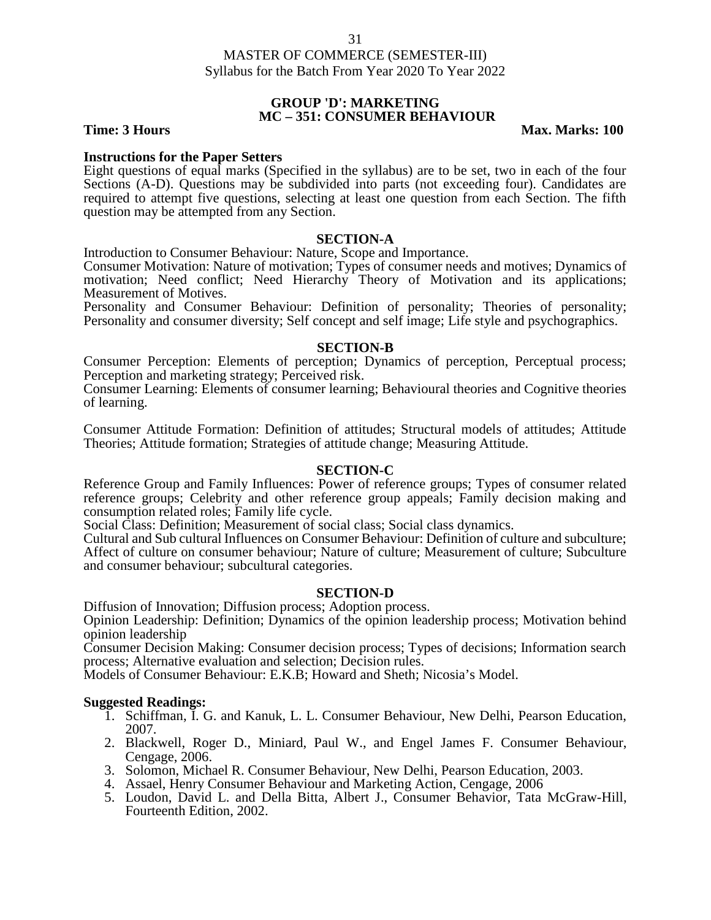MASTER OF COMMERCE (SEMESTER-III)
Syllabus for the Batch From Year 2020 To Year 2022

## GROUP 'D': MARKETING
## MC – 351: CONSUMER BEHAVIOUR

**Time: 3 Hours** **Max. Marks: 100**

**Instructions for the Paper Setters**
Eight questions of equal marks (Specified in the syllabus) are to be set, two in each of the four Sections (A-D). Questions may be subdivided into parts (not exceeding four). Candidates are required to attempt five questions, selecting at least one question from each Section. The fifth question may be attempted from any Section.

### SECTION-A

Introduction to Consumer Behaviour: Nature, Scope and Importance.
Consumer Motivation: Nature of motivation; Types of consumer needs and motives; Dynamics of motivation; Need conflict; Need Hierarchy Theory of Motivation and its applications; Measurement of Motives.
Personality and Consumer Behaviour: Definition of personality; Theories of personality; Personality and consumer diversity; Self concept and self image; Life style and psychographics.

### SECTION-B

Consumer Perception: Elements of perception; Dynamics of perception, Perceptual process; Perception and marketing strategy; Perceived risk.
Consumer Learning: Elements of consumer learning; Behavioural theories and Cognitive theories of learning.

Consumer Attitude Formation: Definition of attitudes; Structural models of attitudes; Attitude Theories; Attitude formation; Strategies of attitude change; Measuring Attitude.

### SECTION-C

Reference Group and Family Influences: Power of reference groups; Types of consumer related reference groups; Celebrity and other reference group appeals; Family decision making and consumption related roles; Family life cycle.
Social Class: Definition; Measurement of social class; Social class dynamics.
Cultural and Sub cultural Influences on Consumer Behaviour: Definition of culture and subculture; Affect of culture on consumer behaviour; Nature of culture; Measurement of culture; Subculture and consumer behaviour; subcultural categories.

### SECTION-D

Diffusion of Innovation; Diffusion process; Adoption process.
Opinion Leadership: Definition; Dynamics of the opinion leadership process; Motivation behind opinion leadership
Consumer Decision Making: Consumer decision process; Types of decisions; Information search process; Alternative evaluation and selection; Decision rules.
Models of Consumer Behaviour: E.K.B; Howard and Sheth; Nicosia's Model.

**Suggested Readings:**

1. Schiffman, I. G. and Kanuk, L. L. Consumer Behaviour, New Delhi, Pearson Education, 2007.
2. Blackwell, Roger D., Miniard, Paul W., and Engel James F. Consumer Behaviour, Cengage, 2006.
3. Solomon, Michael R. Consumer Behaviour, New Delhi, Pearson Education, 2003.
4. Assael, Henry Consumer Behaviour and Marketing Action, Cengage, 2006
5. Loudon, David L. and Della Bitta, Albert J., Consumer Behavior, Tata McGraw-Hill, Fourteenth Edition, 2002.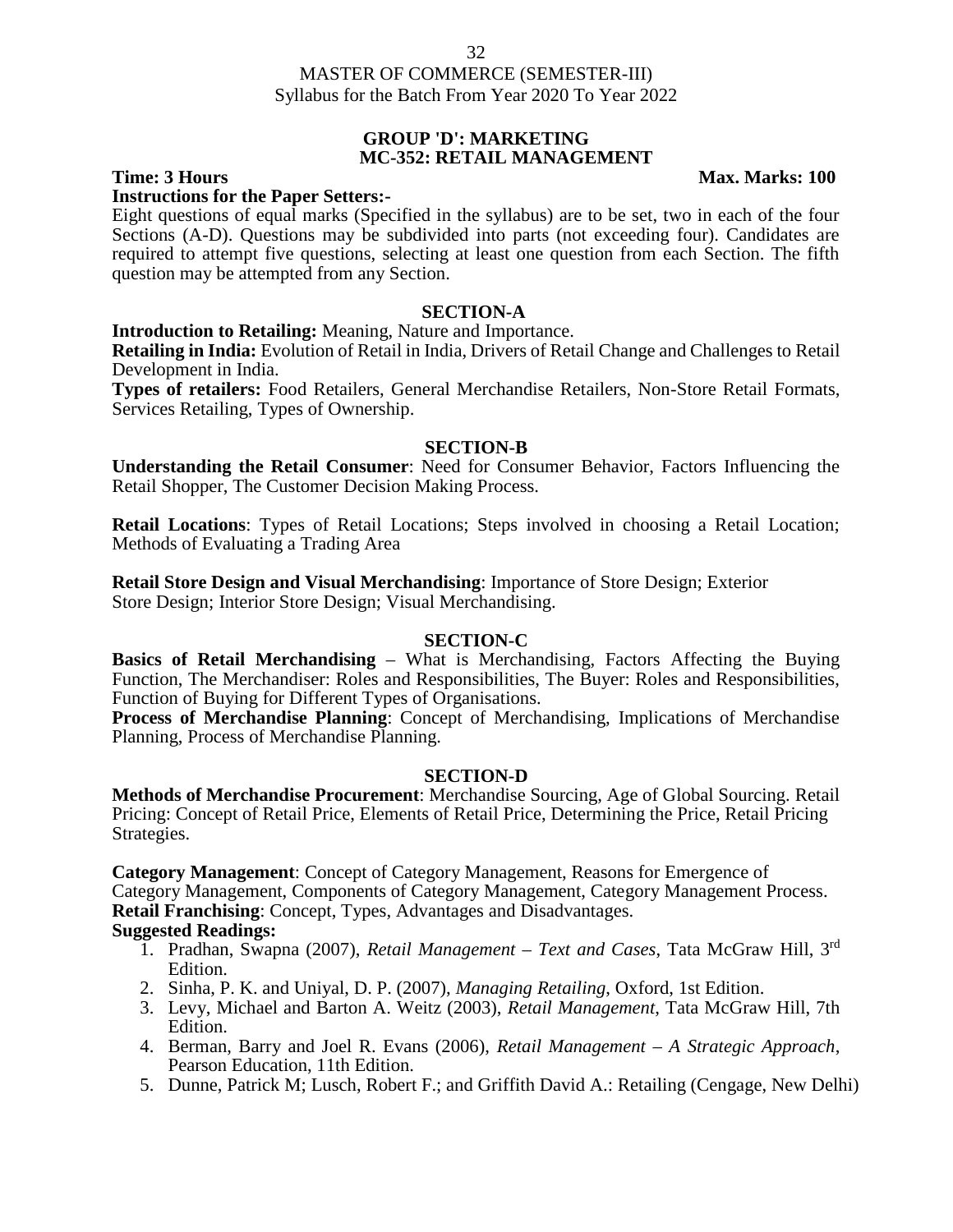MASTER OF COMMERCE (SEMESTER-III)
Syllabus for the Batch From Year 2020 To Year 2022

## GROUP 'D': MARKETING
## MC-352: RETAIL MANAGEMENT

**Time: 3 Hours** **Max. Marks: 100**

**Instructions for the Paper Setters:-**

Eight questions of equal marks (Specified in the syllabus) are to be set, two in each of the four Sections (A-D). Questions may be subdivided into parts (not exceeding four). Candidates are required to attempt five questions, selecting at least one question from each Section. The fifth question may be attempted from any Section.

### SECTION-A

**Introduction to Retailing:** Meaning, Nature and Importance.

**Retailing in India:** Evolution of Retail in India, Drivers of Retail Change and Challenges to Retail Development in India.

**Types of retailers:** Food Retailers, General Merchandise Retailers, Non-Store Retail Formats, Services Retailing, Types of Ownership.

### SECTION-B

**Understanding the Retail Consumer**: Need for Consumer Behavior, Factors Influencing the Retail Shopper, The Customer Decision Making Process.

**Retail Locations**: Types of Retail Locations; Steps involved in choosing a Retail Location; Methods of Evaluating a Trading Area

**Retail Store Design and Visual Merchandising**: Importance of Store Design; Exterior Store Design; Interior Store Design; Visual Merchandising.

### SECTION-C

**Basics of Retail Merchandising** – What is Merchandising, Factors Affecting the Buying Function, The Merchandiser: Roles and Responsibilities, The Buyer: Roles and Responsibilities, Function of Buying for Different Types of Organisations.

**Process of Merchandise Planning**: Concept of Merchandising, Implications of Merchandise Planning, Process of Merchandise Planning.

### SECTION-D

**Methods of Merchandise Procurement**: Merchandise Sourcing, Age of Global Sourcing. Retail Pricing: Concept of Retail Price, Elements of Retail Price, Determining the Price, Retail Pricing Strategies.

**Category Management**: Concept of Category Management, Reasons for Emergence of Category Management, Components of Category Management, Category Management Process.

**Retail Franchising**: Concept, Types, Advantages and Disadvantages.

**Suggested Readings:**

1. Pradhan, Swapna (2007), *Retail Management – Text and Cases*, Tata McGraw Hill, 3rd Edition.
2. Sinha, P. K. and Uniyal, D. P. (2007), *Managing Retailing*, Oxford, 1st Edition.
3. Levy, Michael and Barton A. Weitz (2003), *Retail Management*, Tata McGraw Hill, 7th Edition.
4. Berman, Barry and Joel R. Evans (2006), *Retail Management – A Strategic Approach*, Pearson Education, 11th Edition.
5. Dunne, Patrick M; Lusch, Robert F.; and Griffith David A.: Retailing (Cengage, New Delhi)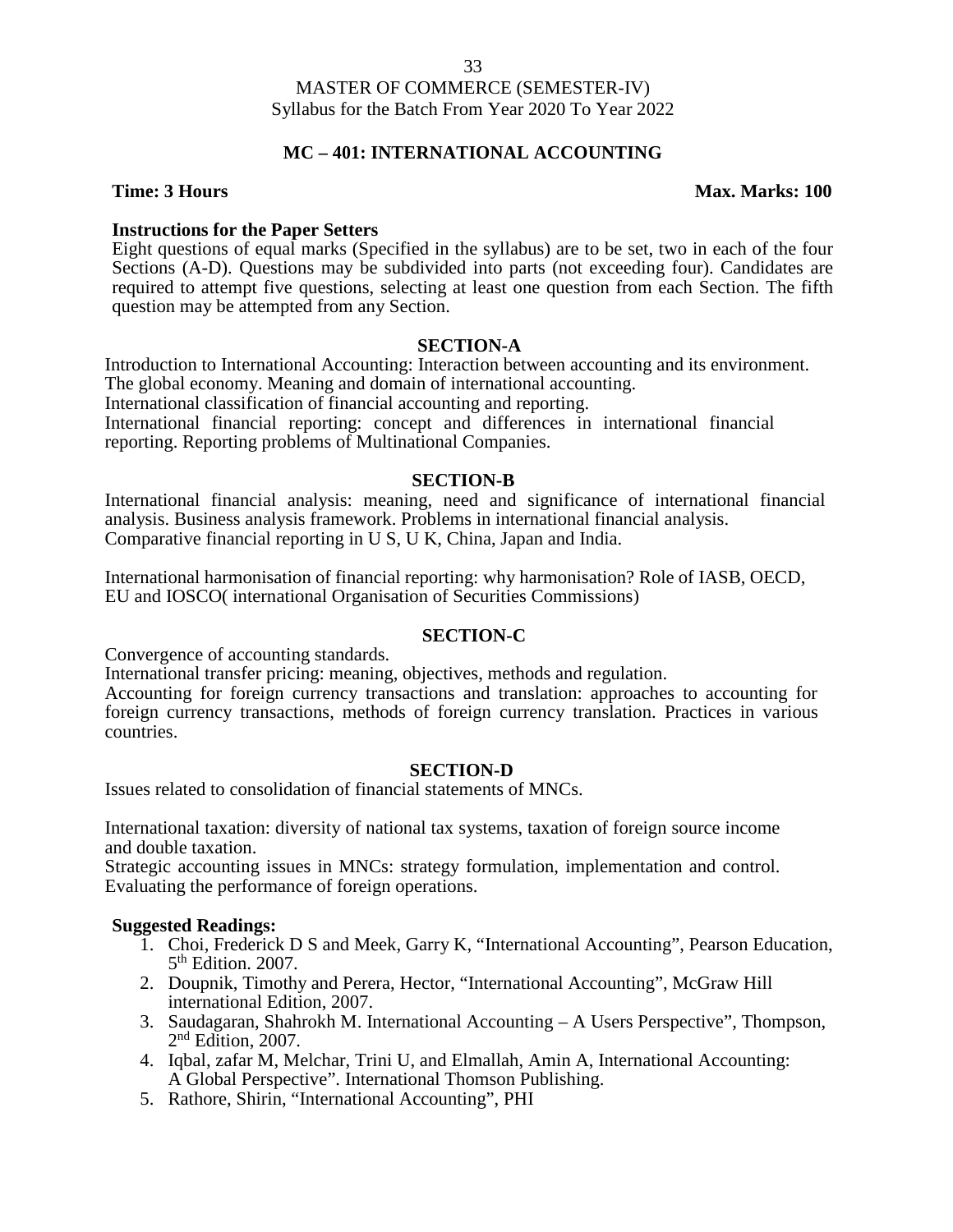MASTER OF COMMERCE (SEMESTER-IV)
Syllabus for the Batch From Year 2020 To Year 2022

## MC – 401: INTERNATIONAL ACCOUNTING

**Time: 3 Hours** **Max. Marks: 100**

**Instructions for the Paper Setters**

Eight questions of equal marks (Specified in the syllabus) are to be set, two in each of the four Sections (A-D). Questions may be subdivided into parts (not exceeding four). Candidates are required to attempt five questions, selecting at least one question from each Section. The fifth question may be attempted from any Section.

### SECTION-A

Introduction to International Accounting: Interaction between accounting and its environment. The global economy. Meaning and domain of international accounting.
International classification of financial accounting and reporting.
International financial reporting: concept and differences in international financial reporting. Reporting problems of Multinational Companies.

### SECTION-B

International financial analysis: meaning, need and significance of international financial analysis. Business analysis framework. Problems in international financial analysis.
Comparative financial reporting in U S, U K, China, Japan and India.

International harmonisation of financial reporting: why harmonisation? Role of IASB, OECD, EU and IOSCO( international Organisation of Securities Commissions)

### SECTION-C

Convergence of accounting standards.
International transfer pricing: meaning, objectives, methods and regulation.
Accounting for foreign currency transactions and translation: approaches to accounting for foreign currency transactions, methods of foreign currency translation. Practices in various countries.

### SECTION-D

Issues related to consolidation of financial statements of MNCs.

International taxation: diversity of national tax systems, taxation of foreign source income and double taxation.
Strategic accounting issues in MNCs: strategy formulation, implementation and control. Evaluating the performance of foreign operations.

**Suggested Readings:**

1. Choi, Frederick D S and Meek, Garry K, "International Accounting", Pearson Education, 5th Edition. 2007.
2. Doupnik, Timothy and Perera, Hector, "International Accounting", McGraw Hill international Edition, 2007.
3. Saudagaran, Shahrokh M. International Accounting – A Users Perspective", Thompson, 2nd Edition, 2007.
4. Iqbal, zafar M, Melchar, Trini U, and Elmallah, Amin A, International Accounting: A Global Perspective". International Thomson Publishing.
5. Rathore, Shirin, "International Accounting", PHI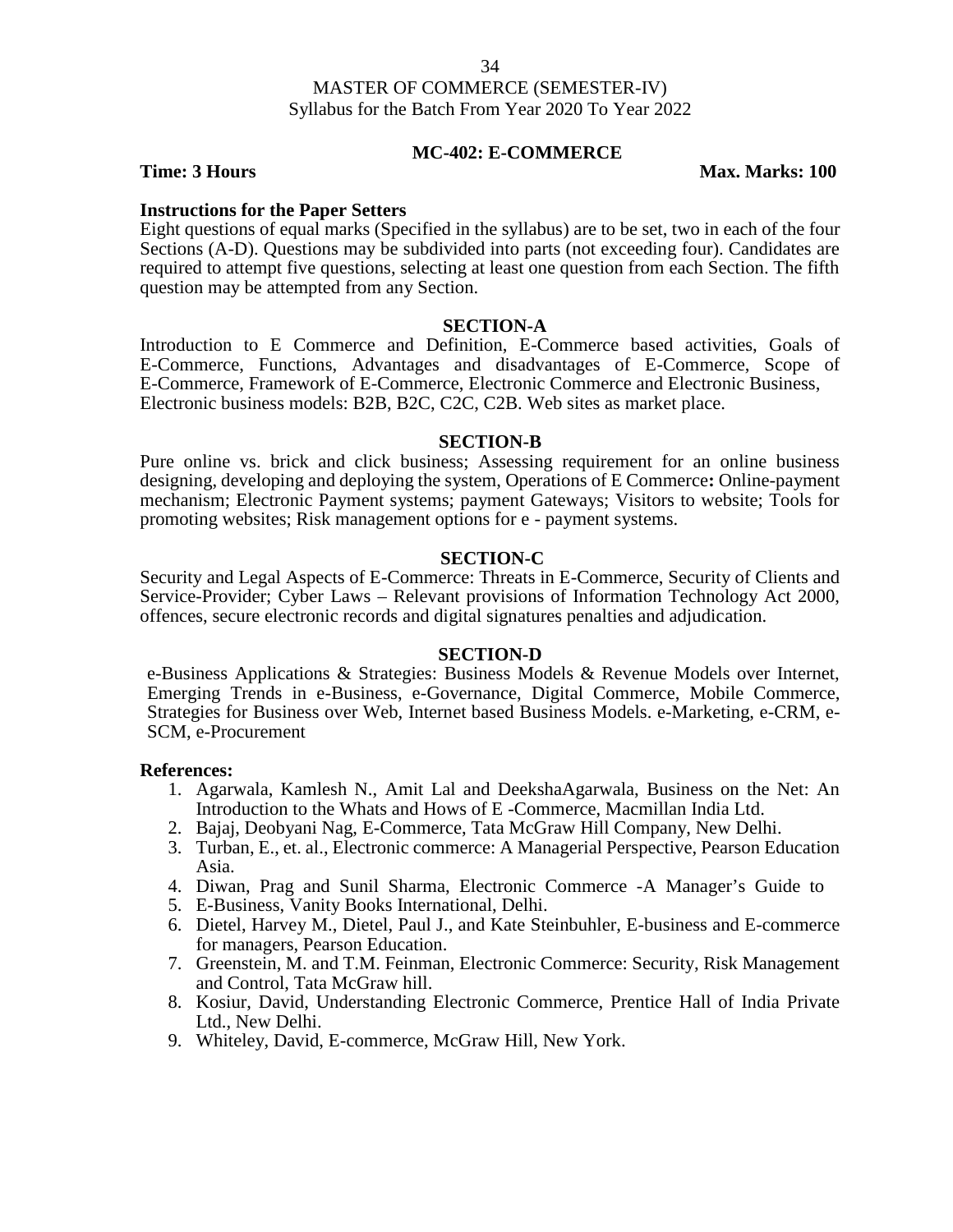MASTER OF COMMERCE (SEMESTER-IV)
Syllabus for the Batch From Year 2020 To Year 2022

## MC-402: E-COMMERCE

**Time: 3 Hours** **Max. Marks: 100**

**Instructions for the Paper Setters**
Eight questions of equal marks (Specified in the syllabus) are to be set, two in each of the four Sections (A-D). Questions may be subdivided into parts (not exceeding four). Candidates are required to attempt five questions, selecting at least one question from each Section. The fifth question may be attempted from any Section.

### SECTION-A

Introduction to E Commerce and Definition, E-Commerce based activities, Goals of E-Commerce, Functions, Advantages and disadvantages of E-Commerce, Scope of E-Commerce, Framework of E-Commerce, Electronic Commerce and Electronic Business, Electronic business models: B2B, B2C, C2C, C2B. Web sites as market place.

### SECTION-B

Pure online vs. brick and click business; Assessing requirement for an online business designing, developing and deploying the system, Operations of E Commerce**:** Online-payment mechanism; Electronic Payment systems; payment Gateways; Visitors to website; Tools for promoting websites; Risk management options for e - payment systems.

### SECTION-C

Security and Legal Aspects of E-Commerce: Threats in E-Commerce, Security of Clients and Service-Provider; Cyber Laws – Relevant provisions of Information Technology Act 2000, offences, secure electronic records and digital signatures penalties and adjudication.

### SECTION-D

e-Business Applications & Strategies: Business Models & Revenue Models over Internet, Emerging Trends in e-Business, e-Governance, Digital Commerce, Mobile Commerce, Strategies for Business over Web, Internet based Business Models. e-Marketing, e-CRM, e-SCM, e-Procurement

**References:**

1. Agarwala, Kamlesh N., Amit Lal and DeekshaAgarwala, Business on the Net: An Introduction to the Whats and Hows of E -Commerce, Macmillan India Ltd.
2. Bajaj, Deobyani Nag, E-Commerce, Tata McGraw Hill Company, New Delhi.
3. Turban, E., et. al., Electronic commerce: A Managerial Perspective, Pearson Education Asia.
4. Diwan, Prag and Sunil Sharma, Electronic Commerce -A Manager's Guide to
5. E-Business, Vanity Books International, Delhi.
6. Dietel, Harvey M., Dietel, Paul J., and Kate Steinbuhler, E-business and E-commerce for managers, Pearson Education.
7. Greenstein, M. and T.M. Feinman, Electronic Commerce: Security, Risk Management and Control, Tata McGraw hill.
8. Kosiur, David, Understanding Electronic Commerce, Prentice Hall of India Private Ltd., New Delhi.
9. Whiteley, David, E-commerce, McGraw Hill, New York.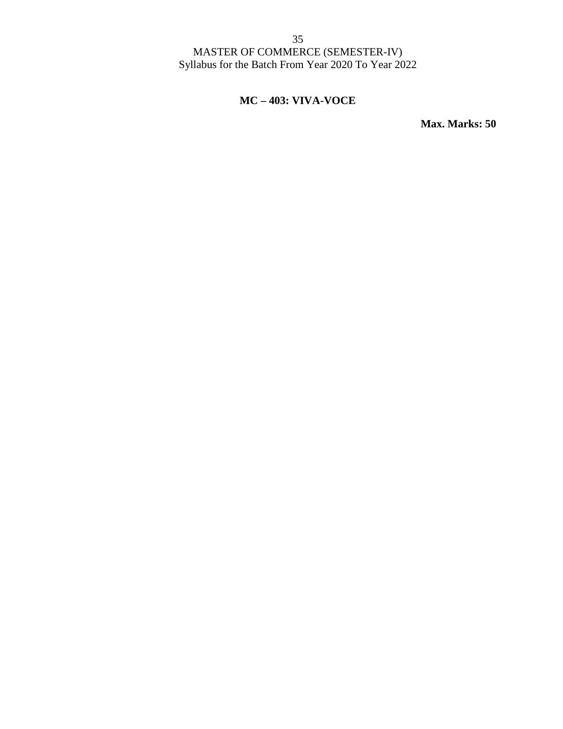# MASTER OF COMMERCE (SEMESTER-IV)
Syllabus for the Batch From Year 2020 To Year 2022

## MC – 403: VIVA-VOCE

**Max. Marks: 50**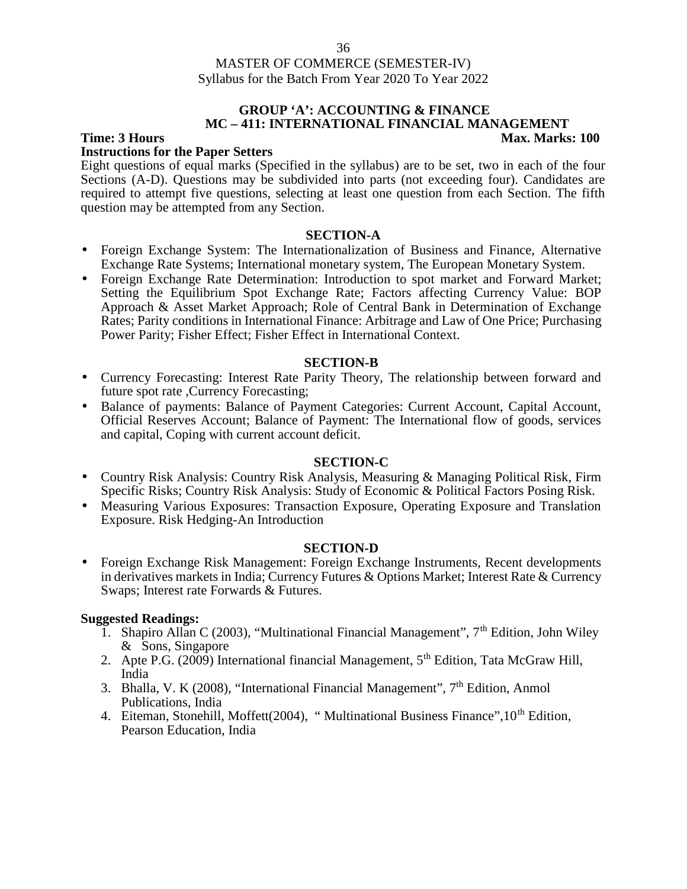MASTER OF COMMERCE (SEMESTER-IV)
Syllabus for the Batch From Year 2020 To Year 2022

## GROUP 'A': ACCOUNTING & FINANCE
## MC – 411: INTERNATIONAL FINANCIAL MANAGEMENT

**Time: 3 Hours** **Max. Marks: 100**

**Instructions for the Paper Setters**

Eight questions of equal marks (Specified in the syllabus) are to be set, two in each of the four Sections (A-D). Questions may be subdivided into parts (not exceeding four). Candidates are required to attempt five questions, selecting at least one question from each Section. The fifth question may be attempted from any Section.

### SECTION-A

- Foreign Exchange System: The Internationalization of Business and Finance, Alternative Exchange Rate Systems; International monetary system, The European Monetary System.
- Foreign Exchange Rate Determination: Introduction to spot market and Forward Market; Setting the Equilibrium Spot Exchange Rate; Factors affecting Currency Value: BOP Approach & Asset Market Approach; Role of Central Bank in Determination of Exchange Rates; Parity conditions in International Finance: Arbitrage and Law of One Price; Purchasing Power Parity; Fisher Effect; Fisher Effect in International Context.

### SECTION-B

- Currency Forecasting: Interest Rate Parity Theory, The relationship between forward and future spot rate ,Currency Forecasting;
- Balance of payments: Balance of Payment Categories: Current Account, Capital Account, Official Reserves Account; Balance of Payment: The International flow of goods, services and capital, Coping with current account deficit.

### SECTION-C

- Country Risk Analysis: Country Risk Analysis, Measuring & Managing Political Risk, Firm Specific Risks; Country Risk Analysis: Study of Economic & Political Factors Posing Risk.
- Measuring Various Exposures: Transaction Exposure, Operating Exposure and Translation Exposure. Risk Hedging-An Introduction

### SECTION-D

- Foreign Exchange Risk Management: Foreign Exchange Instruments, Recent developments in derivatives markets in India; Currency Futures & Options Market; Interest Rate & Currency Swaps; Interest rate Forwards & Futures.

**Suggested Readings:**

1. Shapiro Allan C (2003), "Multinational Financial Management", 7th Edition, John Wiley & Sons, Singapore
2. Apte P.G. (2009) International financial Management, 5th Edition, Tata McGraw Hill, India
3. Bhalla, V. K (2008), "International Financial Management", 7th Edition, Anmol Publications, India
4. Eiteman, Stonehill, Moffett(2004), " Multinational Business Finance",10th Edition, Pearson Education, India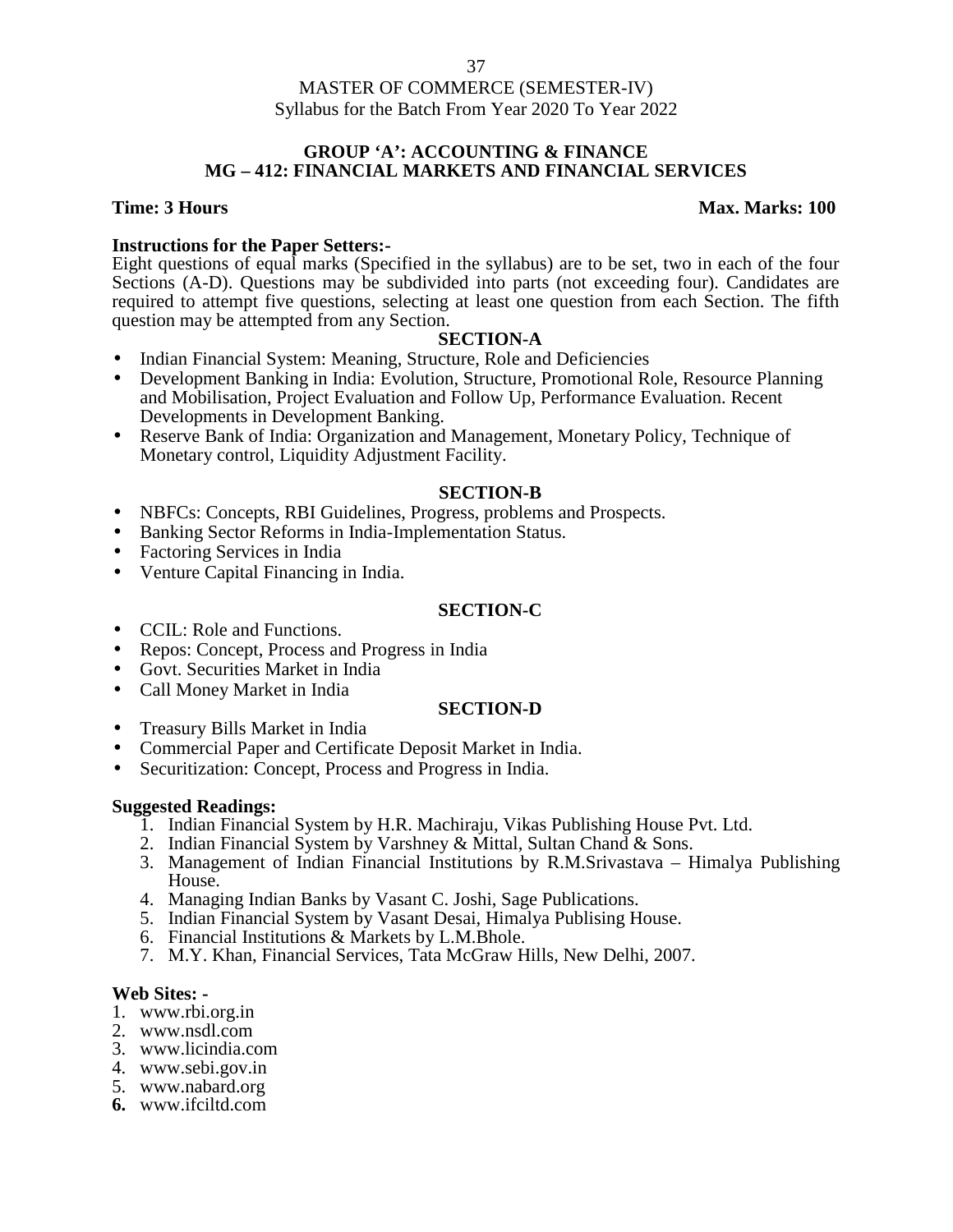MASTER OF COMMERCE (SEMESTER-IV)
Syllabus for the Batch From Year 2020 To Year 2022

## GROUP 'A': ACCOUNTING & FINANCE
## MG – 412: FINANCIAL MARKETS AND FINANCIAL SERVICES

**Time: 3 Hours** **Max. Marks: 100**

**Instructions for the Paper Setters:-**
Eight questions of equal marks (Specified in the syllabus) are to be set, two in each of the four Sections (A-D). Questions may be subdivided into parts (not exceeding four). Candidates are required to attempt five questions, selecting at least one question from each Section. The fifth question may be attempted from any Section.

### SECTION-A

- Indian Financial System: Meaning, Structure, Role and Deficiencies
- Development Banking in India: Evolution, Structure, Promotional Role, Resource Planning and Mobilisation, Project Evaluation and Follow Up, Performance Evaluation. Recent Developments in Development Banking.
- Reserve Bank of India: Organization and Management, Monetary Policy, Technique of Monetary control, Liquidity Adjustment Facility.

### SECTION-B

- NBFCs: Concepts, RBI Guidelines, Progress, problems and Prospects.
- Banking Sector Reforms in India-Implementation Status.
- Factoring Services in India
- Venture Capital Financing in India.

### SECTION-C

- CCIL: Role and Functions.
- Repos: Concept, Process and Progress in India
- Govt. Securities Market in India
- Call Money Market in India

### SECTION-D

- Treasury Bills Market in India
- Commercial Paper and Certificate Deposit Market in India.
- Securitization: Concept, Process and Progress in India.

**Suggested Readings:**

1. Indian Financial System by H.R. Machiraju, Vikas Publishing House Pvt. Ltd.
2. Indian Financial System by Varshney & Mittal, Sultan Chand & Sons.
3. Management of Indian Financial Institutions by R.M.Srivastava – Himalya Publishing House.
4. Managing Indian Banks by Vasant C. Joshi, Sage Publications.
5. Indian Financial System by Vasant Desai, Himalya Publising House.
6. Financial Institutions & Markets by L.M.Bhole.
7. M.Y. Khan, Financial Services, Tata McGraw Hills, New Delhi, 2007.

**Web Sites: -**

1. www.rbi.org.in
2. www.nsdl.com
3. www.licindia.com
4. www.sebi.gov.in
5. www.nabard.org
6. www.ifciltd.com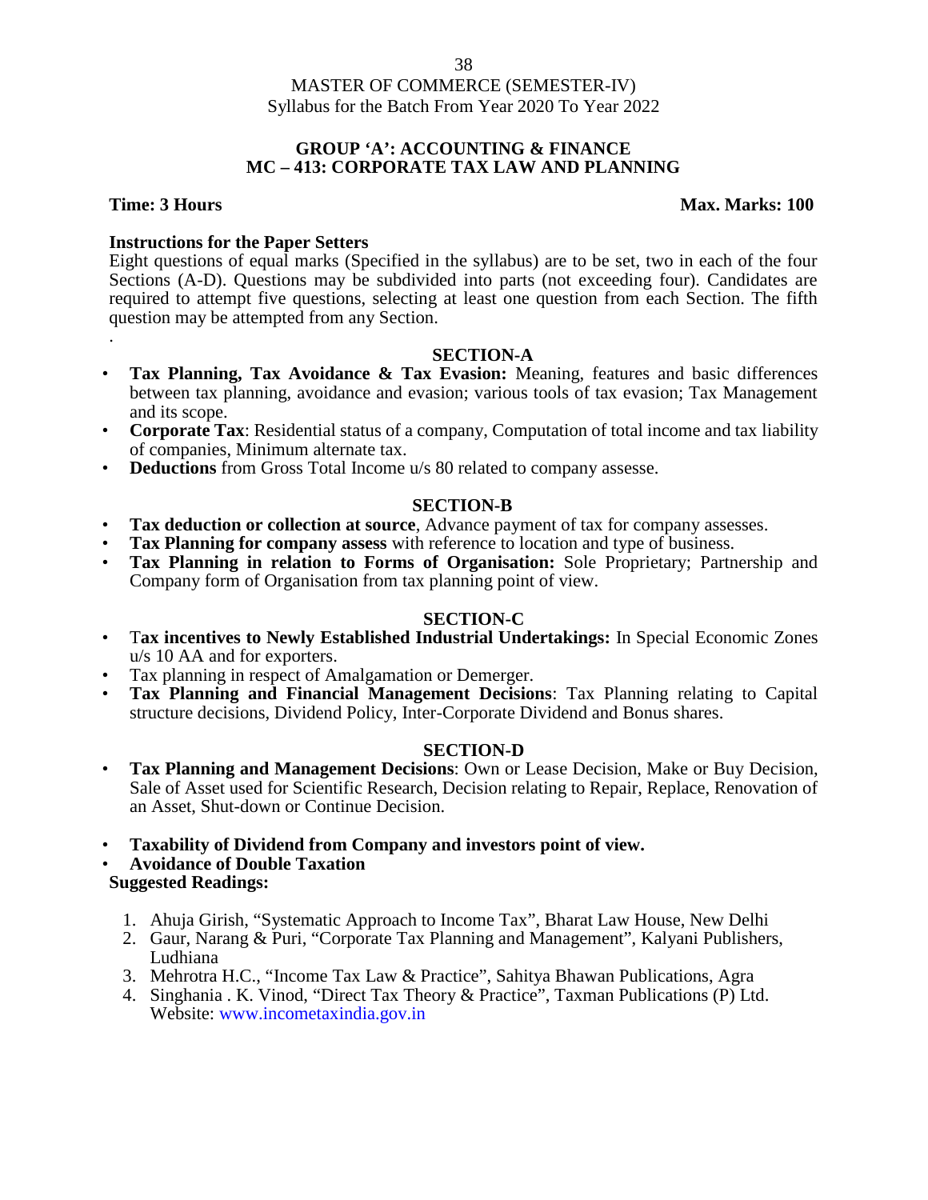MASTER OF COMMERCE (SEMESTER-IV)
Syllabus for the Batch From Year 2020 To Year 2022

## GROUP 'A': ACCOUNTING & FINANCE
## MC – 413: CORPORATE TAX LAW AND PLANNING

**Time: 3 Hours** **Max. Marks: 100**

**Instructions for the Paper Setters**

Eight questions of equal marks (Specified in the syllabus) are to be set, two in each of the four Sections (A-D). Questions may be subdivided into parts (not exceeding four). Candidates are required to attempt five questions, selecting at least one question from each Section. The fifth question may be attempted from any Section.

.

### SECTION-A

- **Tax Planning, Tax Avoidance & Tax Evasion:** Meaning, features and basic differences between tax planning, avoidance and evasion; various tools of tax evasion; Tax Management and its scope.
- **Corporate Tax**: Residential status of a company, Computation of total income and tax liability of companies, Minimum alternate tax.
- **Deductions** from Gross Total Income u/s 80 related to company assesse.

### SECTION-B

- **Tax deduction or collection at source**, Advance payment of tax for company assesses.
- **Tax Planning for company assess** with reference to location and type of business.
- **Tax Planning in relation to Forms of Organisation:** Sole Proprietary; Partnership and Company form of Organisation from tax planning point of view.

### SECTION-C

- T**ax incentives to Newly Established Industrial Undertakings:** In Special Economic Zones u/s 10 AA and for exporters.
- Tax planning in respect of Amalgamation or Demerger.
- **Tax Planning and Financial Management Decisions**: Tax Planning relating to Capital structure decisions, Dividend Policy, Inter-Corporate Dividend and Bonus shares.

### SECTION-D

- **Tax Planning and Management Decisions**: Own or Lease Decision, Make or Buy Decision, Sale of Asset used for Scientific Research, Decision relating to Repair, Replace, Renovation of an Asset, Shut-down or Continue Decision.
- **Taxability of Dividend from Company and investors point of view.**
- **Avoidance of Double Taxation**

**Suggested Readings:**

1. Ahuja Girish, "Systematic Approach to Income Tax", Bharat Law House, New Delhi
2. Gaur, Narang & Puri, "Corporate Tax Planning and Management", Kalyani Publishers, Ludhiana
3. Mehrotra H.C., "Income Tax Law & Practice", Sahitya Bhawan Publications, Agra
4. Singhania . K. Vinod, "Direct Tax Theory & Practice", Taxman Publications (P) Ltd. Website: www.incometaxindia.gov.in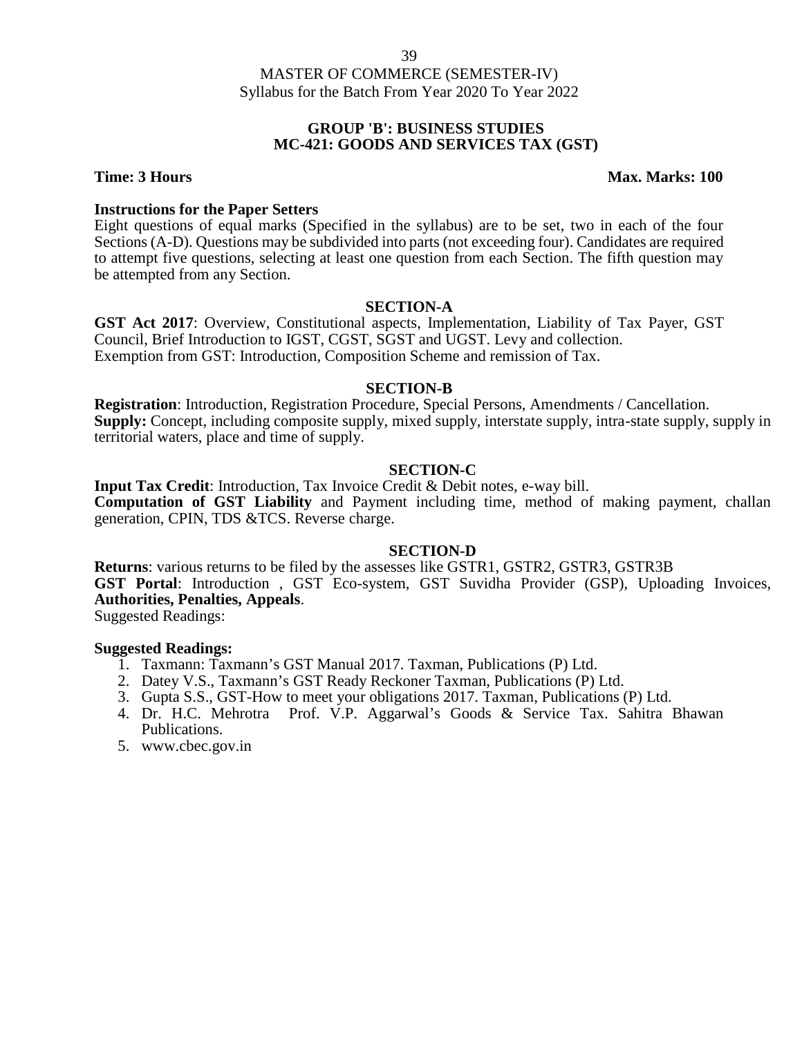MASTER OF COMMERCE (SEMESTER-IV)
Syllabus for the Batch From Year 2020 To Year 2022

## GROUP 'B': BUSINESS STUDIES
## MC-421: GOODS AND SERVICES TAX (GST)

**Time: 3 Hours** **Max. Marks: 100**

**Instructions for the Paper Setters**
Eight questions of equal marks (Specified in the syllabus) are to be set, two in each of the four Sections (A-D). Questions may be subdivided into parts (not exceeding four). Candidates are required to attempt five questions, selecting at least one question from each Section. The fifth question may be attempted from any Section.

### SECTION-A

**GST Act 2017**: Overview, Constitutional aspects, Implementation, Liability of Tax Payer, GST Council, Brief Introduction to IGST, CGST, SGST and UGST. Levy and collection.
Exemption from GST: Introduction, Composition Scheme and remission of Tax.

### SECTION-B

**Registration**: Introduction, Registration Procedure, Special Persons, Amendments / Cancellation.
**Supply:** Concept, including composite supply, mixed supply, interstate supply, intra-state supply, supply in territorial waters, place and time of supply.

### SECTION-C

**Input Tax Credit**: Introduction, Tax Invoice Credit & Debit notes, e-way bill.
**Computation of GST Liability** and Payment including time, method of making payment, challan generation, CPIN, TDS &TCS. Reverse charge.

### SECTION-D

**Returns**: various returns to be filed by the assesses like GSTR1, GSTR2, GSTR3, GSTR3B
**GST Portal**: Introduction , GST Eco-system, GST Suvidha Provider (GSP), Uploading Invoices, **Authorities, Penalties, Appeals**.
Suggested Readings:

**Suggested Readings:**

1. Taxmann: Taxmann's GST Manual 2017. Taxman, Publications (P) Ltd.
2. Datey V.S., Taxmann's GST Ready Reckoner Taxman, Publications (P) Ltd.
3. Gupta S.S., GST-How to meet your obligations 2017. Taxman, Publications (P) Ltd.
4. Dr. H.C. Mehrotra Prof. V.P. Aggarwal's Goods & Service Tax. Sahitra Bhawan Publications.
5. www.cbec.gov.in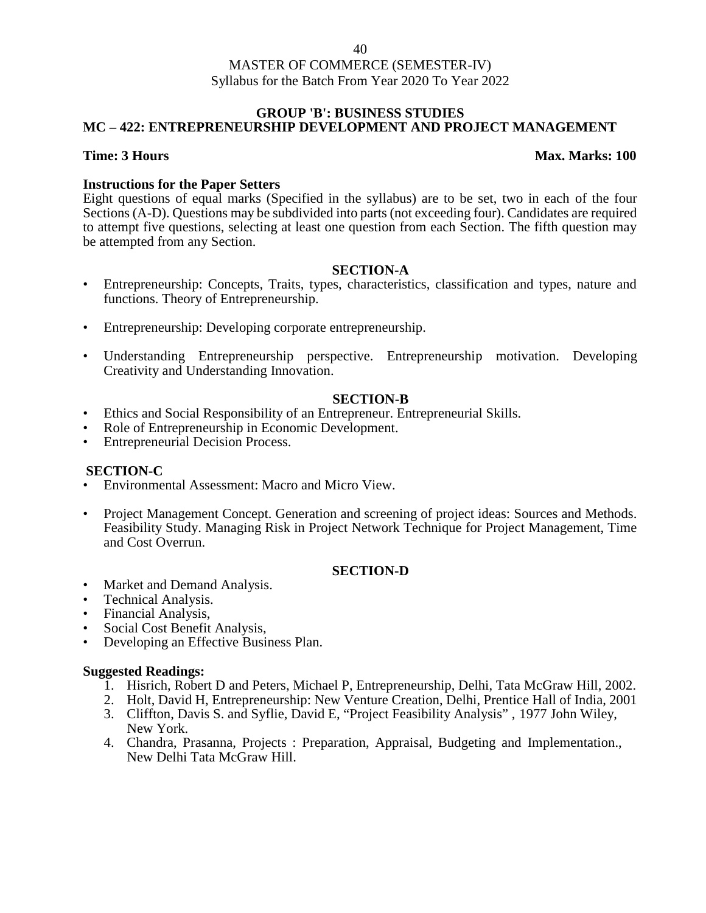MASTER OF COMMERCE (SEMESTER-IV)
Syllabus for the Batch From Year 2020 To Year 2022

## GROUP 'B': BUSINESS STUDIES
## MC – 422: ENTREPRENEURSHIP DEVELOPMENT AND PROJECT MANAGEMENT

**Time: 3 Hours** **Max. Marks: 100**

**Instructions for the Paper Setters**

Eight questions of equal marks (Specified in the syllabus) are to be set, two in each of the four Sections (A-D). Questions may be subdivided into parts (not exceeding four). Candidates are required to attempt five questions, selecting at least one question from each Section. The fifth question may be attempted from any Section.

### SECTION-A

- Entrepreneurship: Concepts, Traits, types, characteristics, classification and types, nature and functions. Theory of Entrepreneurship.
- Entrepreneurship: Developing corporate entrepreneurship.
- Understanding Entrepreneurship perspective. Entrepreneurship motivation. Developing Creativity and Understanding Innovation.

### SECTION-B

- Ethics and Social Responsibility of an Entrepreneur. Entrepreneurial Skills.
- Role of Entrepreneurship in Economic Development.
- Entrepreneurial Decision Process.

### SECTION-C

- Environmental Assessment: Macro and Micro View.
- Project Management Concept. Generation and screening of project ideas: Sources and Methods. Feasibility Study. Managing Risk in Project Network Technique for Project Management, Time and Cost Overrun.

### SECTION-D

- Market and Demand Analysis.
- Technical Analysis.
- Financial Analysis,
- Social Cost Benefit Analysis,
- Developing an Effective Business Plan.

**Suggested Readings:**

1. Hisrich, Robert D and Peters, Michael P, Entrepreneurship, Delhi, Tata McGraw Hill, 2002.
2. Holt, David H, Entrepreneurship: New Venture Creation, Delhi, Prentice Hall of India, 2001
3. Cliffton, Davis S. and Syflie, David E, "Project Feasibility Analysis" , 1977 John Wiley, New York.
4. Chandra, Prasanna, Projects : Preparation, Appraisal, Budgeting and Implementation., New Delhi Tata McGraw Hill.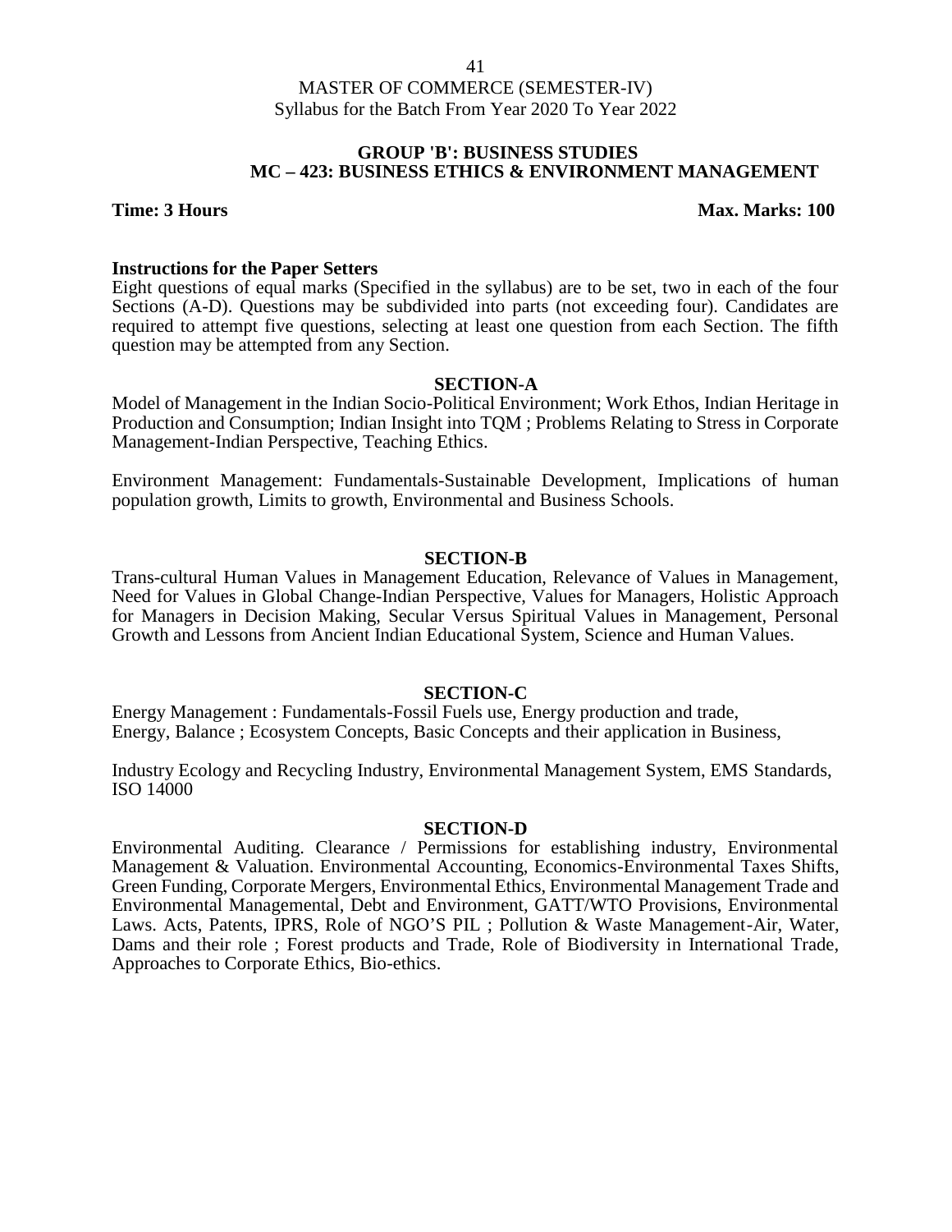MASTER OF COMMERCE (SEMESTER-IV)
Syllabus for the Batch From Year 2020 To Year 2022

## GROUP 'B': BUSINESS STUDIES
## MC – 423: BUSINESS ETHICS & ENVIRONMENT MANAGEMENT

**Time: 3 Hours** **Max. Marks: 100**

**Instructions for the Paper Setters**
Eight questions of equal marks (Specified in the syllabus) are to be set, two in each of the four Sections (A-D). Questions may be subdivided into parts (not exceeding four). Candidates are required to attempt five questions, selecting at least one question from each Section. The fifth question may be attempted from any Section.

### SECTION-A

Model of Management in the Indian Socio-Political Environment; Work Ethos, Indian Heritage in Production and Consumption; Indian Insight into TQM ; Problems Relating to Stress in Corporate Management-Indian Perspective, Teaching Ethics.

Environment Management: Fundamentals-Sustainable Development, Implications of human population growth, Limits to growth, Environmental and Business Schools.

### SECTION-B

Trans-cultural Human Values in Management Education, Relevance of Values in Management, Need for Values in Global Change-Indian Perspective, Values for Managers, Holistic Approach for Managers in Decision Making, Secular Versus Spiritual Values in Management, Personal Growth and Lessons from Ancient Indian Educational System, Science and Human Values.

### SECTION-C

Energy Management : Fundamentals-Fossil Fuels use, Energy production and trade, Energy, Balance ; Ecosystem Concepts, Basic Concepts and their application in Business,

Industry Ecology and Recycling Industry, Environmental Management System, EMS Standards, ISO 14000

### SECTION-D

Environmental Auditing. Clearance / Permissions for establishing industry, Environmental Management & Valuation. Environmental Accounting, Economics-Environmental Taxes Shifts, Green Funding, Corporate Mergers, Environmental Ethics, Environmental Management Trade and Environmental Managemental, Debt and Environment, GATT/WTO Provisions, Environmental Laws. Acts, Patents, IPRS, Role of NGO'S PIL ; Pollution & Waste Management-Air, Water, Dams and their role ; Forest products and Trade, Role of Biodiversity in International Trade, Approaches to Corporate Ethics, Bio-ethics.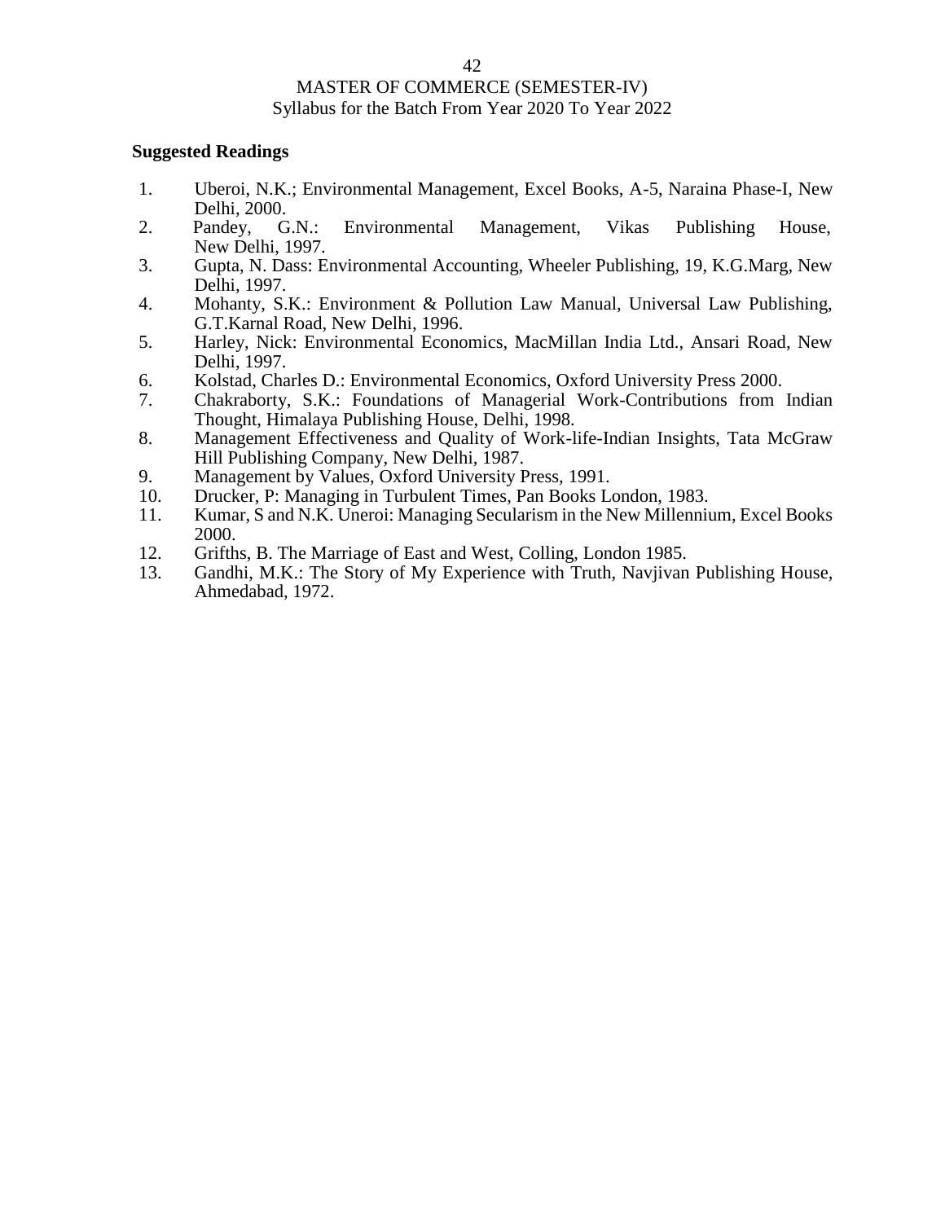**Suggested Readings**

1. Uberoi, N.K.; Environmental Management, Excel Books, A-5, Naraina Phase-I, New Delhi, 2000.
2. Pandey, G.N.: Environmental Management, Vikas Publishing House, New Delhi, 1997.
3. Gupta, N. Dass: Environmental Accounting, Wheeler Publishing, 19, K.G.Marg, New Delhi, 1997.
4. Mohanty, S.K.: Environment & Pollution Law Manual, Universal Law Publishing, G.T.Karnal Road, New Delhi, 1996.
5. Harley, Nick: Environmental Economics, MacMillan India Ltd., Ansari Road, New Delhi, 1997.
6. Kolstad, Charles D.: Environmental Economics, Oxford University Press 2000.
7. Chakraborty, S.K.: Foundations of Managerial Work-Contributions from Indian Thought, Himalaya Publishing House, Delhi, 1998.
8. Management Effectiveness and Quality of Work-life-Indian Insights, Tata McGraw Hill Publishing Company, New Delhi, 1987.
9. Management by Values, Oxford University Press, 1991.
10. Drucker, P: Managing in Turbulent Times, Pan Books London, 1983.
11. Kumar, S and N.K. Uneroi: Managing Secularism in the New Millennium, Excel Books 2000.
12. Grifths, B. The Marriage of East and West, Colling, London 1985.
13. Gandhi, M.K.: The Story of My Experience with Truth, Navjivan Publishing House, Ahmedabad, 1972.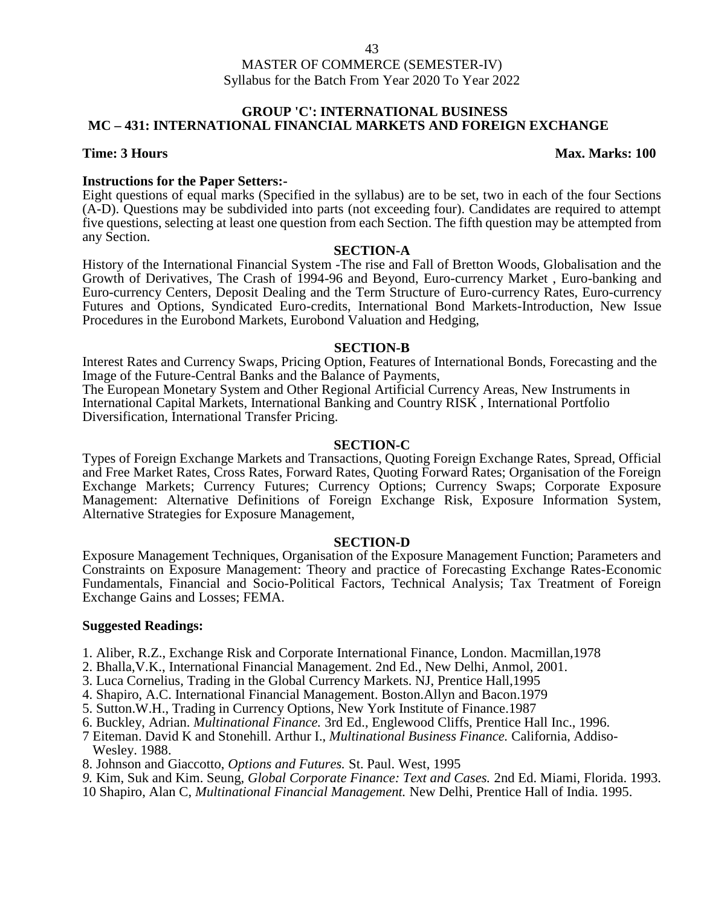MASTER OF COMMERCE (SEMESTER-IV)
Syllabus for the Batch From Year 2020 To Year 2022

## GROUP 'C': INTERNATIONAL BUSINESS
## MC – 431: INTERNATIONAL FINANCIAL MARKETS AND FOREIGN EXCHANGE

**Time: 3 Hours** **Max. Marks: 100**

**Instructions for the Paper Setters:-**

Eight questions of equal marks (Specified in the syllabus) are to be set, two in each of the four Sections (A-D). Questions may be subdivided into parts (not exceeding four). Candidates are required to attempt five questions, selecting at least one question from each Section. The fifth question may be attempted from any Section.

### SECTION-A

History of the International Financial System -The rise and Fall of Bretton Woods, Globalisation and the Growth of Derivatives, The Crash of 1994-96 and Beyond, Euro-currency Market , Euro-banking and Euro-currency Centers, Deposit Dealing and the Term Structure of Euro-currency Rates, Euro-currency Futures and Options, Syndicated Euro-credits, International Bond Markets-Introduction, New Issue Procedures in the Eurobond Markets, Eurobond Valuation and Hedging,

### SECTION-B

Interest Rates and Currency Swaps, Pricing Option, Features of International Bonds, Forecasting and the Image of the Future-Central Banks and the Balance of Payments,
The European Monetary System and Other Regional Artificial Currency Areas, New Instruments in International Capital Markets, International Banking and Country RISK , International Portfolio Diversification, International Transfer Pricing.

### SECTION-C

Types of Foreign Exchange Markets and Transactions, Quoting Foreign Exchange Rates, Spread, Official and Free Market Rates, Cross Rates, Forward Rates, Quoting Forward Rates; Organisation of the Foreign Exchange Markets; Currency Futures; Currency Options; Currency Swaps; Corporate Exposure Management: Alternative Definitions of Foreign Exchange Risk, Exposure Information System, Alternative Strategies for Exposure Management,

### SECTION-D

Exposure Management Techniques, Organisation of the Exposure Management Function; Parameters and Constraints on Exposure Management: Theory and practice of Forecasting Exchange Rates-Economic Fundamentals, Financial and Socio-Political Factors, Technical Analysis; Tax Treatment of Foreign Exchange Gains and Losses; FEMA.

**Suggested Readings:**

1. Aliber, R.Z., Exchange Risk and Corporate International Finance, London. Macmillan,1978
2. Bhalla,V.K., International Financial Management. 2nd Ed., New Delhi, Anmol, 2001.
3. Luca Cornelius, Trading in the Global Currency Markets. NJ, Prentice Hall,1995
4. Shapiro, A.C. International Financial Management. Boston.Allyn and Bacon.1979
5. Sutton.W.H., Trading in Currency Options, New York Institute of Finance.1987
6. Buckley, Adrian. *Multinational Finance.* 3rd Ed., Englewood Cliffs, Prentice Hall Inc., 1996.
7 Eiteman. David K and Stonehill. Arthur I., *Multinational Business Finance.* California, Addiso-Wesley. 1988.
8. Johnson and Giaccotto, *Options and Futures.* St. Paul. West, 1995
9. Kim, Suk and Kim. Seung, *Global Corporate Finance: Text and Cases.* 2nd Ed. Miami, Florida. 1993.
10 Shapiro, Alan C, *Multinational Financial Management.* New Delhi, Prentice Hall of India. 1995.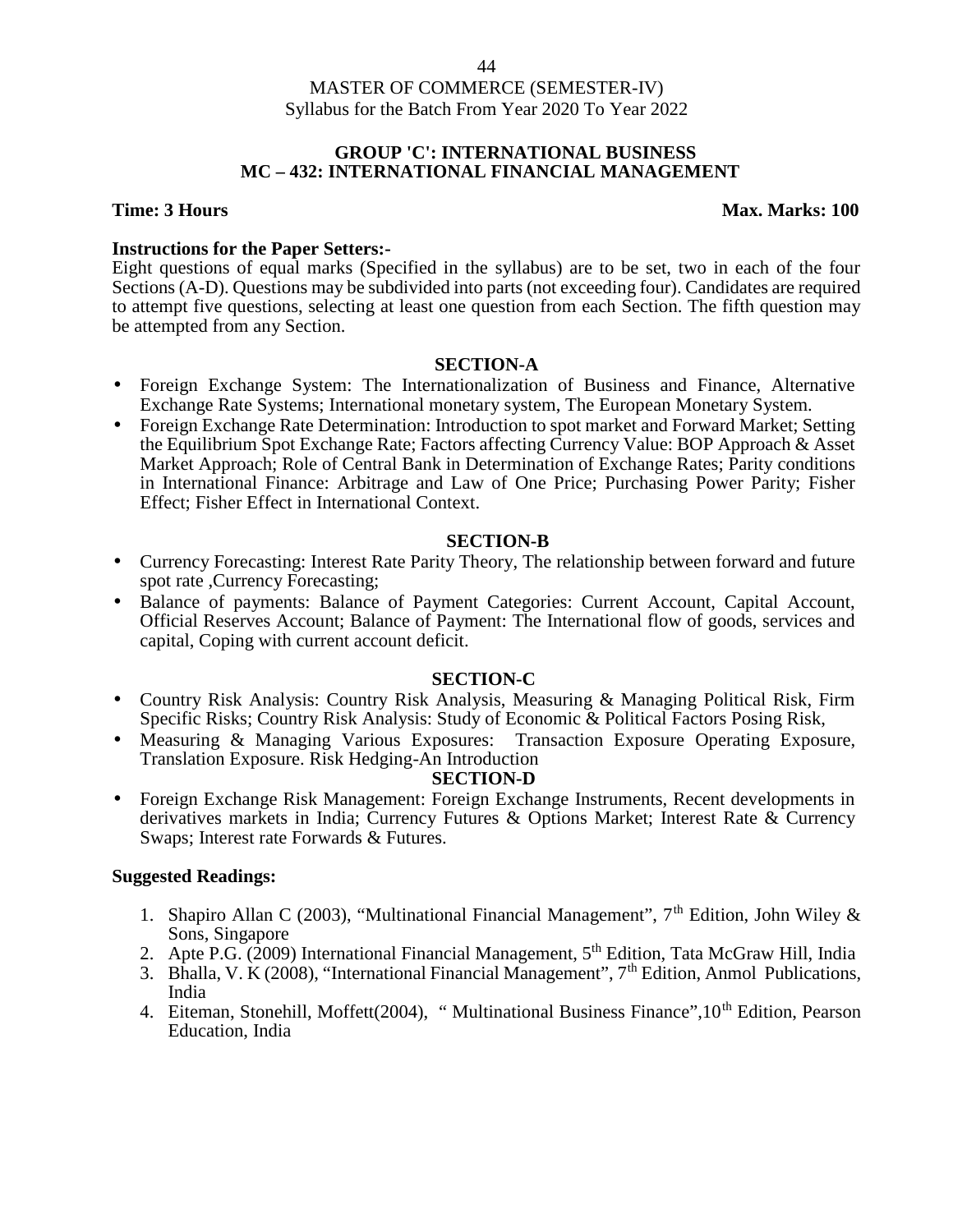MASTER OF COMMERCE (SEMESTER-IV)
Syllabus for the Batch From Year 2020 To Year 2022

## GROUP 'C': INTERNATIONAL BUSINESS
## MC – 432: INTERNATIONAL FINANCIAL MANAGEMENT

**Time: 3 Hours** **Max. Marks: 100**

**Instructions for the Paper Setters:-**

Eight questions of equal marks (Specified in the syllabus) are to be set, two in each of the four Sections (A-D). Questions may be subdivided into parts (not exceeding four). Candidates are required to attempt five questions, selecting at least one question from each Section. The fifth question may be attempted from any Section.

### SECTION-A

- Foreign Exchange System: The Internationalization of Business and Finance, Alternative Exchange Rate Systems; International monetary system, The European Monetary System.
- Foreign Exchange Rate Determination: Introduction to spot market and Forward Market; Setting the Equilibrium Spot Exchange Rate; Factors affecting Currency Value: BOP Approach & Asset Market Approach; Role of Central Bank in Determination of Exchange Rates; Parity conditions in International Finance: Arbitrage and Law of One Price; Purchasing Power Parity; Fisher Effect; Fisher Effect in International Context.

### SECTION-B

- Currency Forecasting: Interest Rate Parity Theory, The relationship between forward and future spot rate ,Currency Forecasting;
- Balance of payments: Balance of Payment Categories: Current Account, Capital Account, Official Reserves Account; Balance of Payment: The International flow of goods, services and capital, Coping with current account deficit.

### SECTION-C

- Country Risk Analysis: Country Risk Analysis, Measuring & Managing Political Risk, Firm Specific Risks; Country Risk Analysis: Study of Economic & Political Factors Posing Risk,
- Measuring & Managing Various Exposures: Transaction Exposure Operating Exposure, Translation Exposure. Risk Hedging-An Introduction

### SECTION-D

- Foreign Exchange Risk Management: Foreign Exchange Instruments, Recent developments in derivatives markets in India; Currency Futures & Options Market; Interest Rate & Currency Swaps; Interest rate Forwards & Futures.

**Suggested Readings:**

1. Shapiro Allan C (2003), "Multinational Financial Management", 7th Edition, John Wiley & Sons, Singapore
2. Apte P.G. (2009) International Financial Management, 5th Edition, Tata McGraw Hill, India
3. Bhalla, V. K (2008), "International Financial Management", 7th Edition, Anmol Publications, India
4. Eiteman, Stonehill, Moffett(2004), " Multinational Business Finance",10th Edition, Pearson Education, India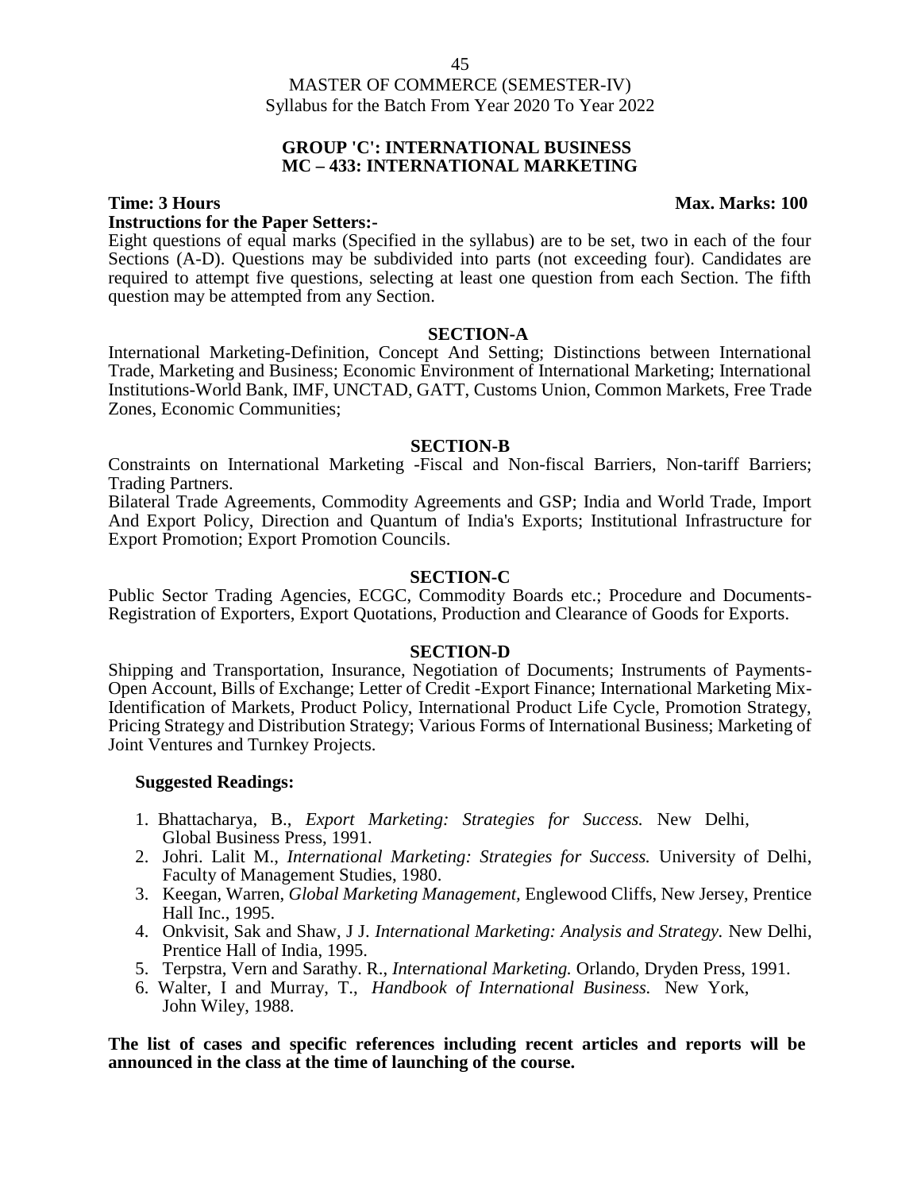MASTER OF COMMERCE (SEMESTER-IV)
Syllabus for the Batch From Year 2020 To Year 2022

## GROUP 'C': INTERNATIONAL BUSINESS
## MC – 433: INTERNATIONAL MARKETING

**Time: 3 Hours** **Max. Marks: 100**

**Instructions for the Paper Setters:-**

Eight questions of equal marks (Specified in the syllabus) are to be set, two in each of the four Sections (A-D). Questions may be subdivided into parts (not exceeding four). Candidates are required to attempt five questions, selecting at least one question from each Section. The fifth question may be attempted from any Section.

### SECTION-A

International Marketing-Definition, Concept And Setting; Distinctions between International Trade, Marketing and Business; Economic Environment of International Marketing; International Institutions-World Bank, IMF, UNCTAD, GATT, Customs Union, Common Markets, Free Trade Zones, Economic Communities;

### SECTION-B

Constraints on International Marketing -Fiscal and Non-fiscal Barriers, Non-tariff Barriers; Trading Partners.

Bilateral Trade Agreements, Commodity Agreements and GSP; India and World Trade, Import And Export Policy, Direction and Quantum of India's Exports; Institutional Infrastructure for Export Promotion; Export Promotion Councils.

### SECTION-C

Public Sector Trading Agencies, ECGC, Commodity Boards etc.; Procedure and Documents-Registration of Exporters, Export Quotations, Production and Clearance of Goods for Exports.

### SECTION-D

Shipping and Transportation, Insurance, Negotiation of Documents; Instruments of Payments-Open Account, Bills of Exchange; Letter of Credit -Export Finance; International Marketing Mix-Identification of Markets, Product Policy, International Product Life Cycle, Promotion Strategy, Pricing Strategy and Distribution Strategy; Various Forms of International Business; Marketing of Joint Ventures and Turnkey Projects.

**Suggested Readings:**

1. Bhattacharya, B., *Export Marketing: Strategies for Success.* New Delhi, Global Business Press, 1991.
2. Johri. Lalit M., *International Marketing: Strategies for Success.* University of Delhi, Faculty of Management Studies, 1980.
3. Keegan, Warren, *Global Marketing Management,* Englewood Cliffs, New Jersey, Prentice Hall Inc., 1995.
4. Onkvisit, Sak and Shaw, J J. *International Marketing: Analysis and Strategy.* New Delhi, Prentice Hall of India, 1995.
5. Terpstra, Vern and Sarathy. R., *International Marketing.* Orlando, Dryden Press, 1991.
6. Walter, I and Murray, T., *Handbook of International Business.* New York, John Wiley, 1988.

**The list of cases and specific references including recent articles and reports will be announced in the class at the time of launching of the course.**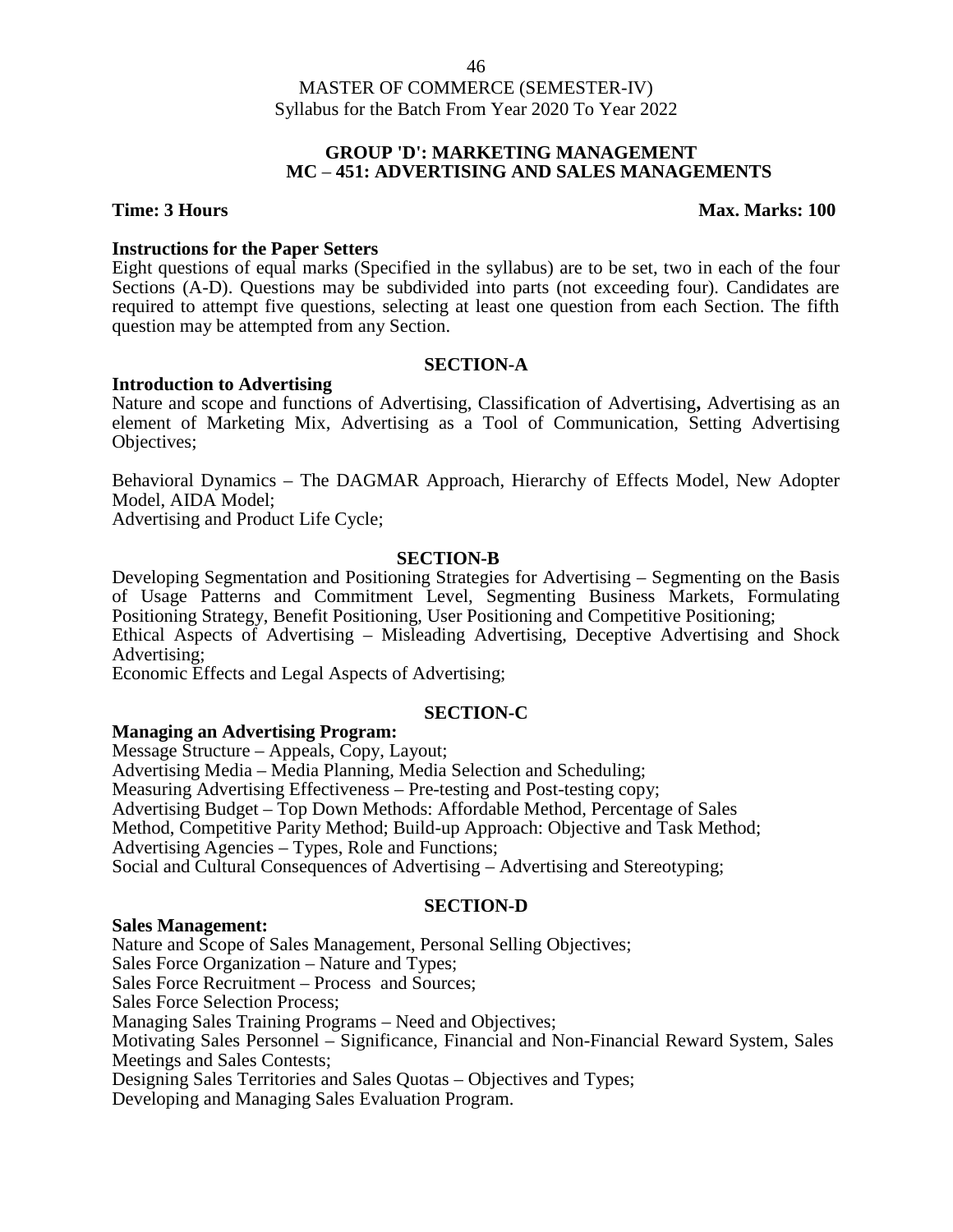MASTER OF COMMERCE (SEMESTER-IV)
Syllabus for the Batch From Year 2020 To Year 2022

## GROUP 'D': MARKETING MANAGEMENT
## MC – 451: ADVERTISING AND SALES MANAGEMENTS

**Time: 3 Hours** **Max. Marks: 100**

**Instructions for the Paper Setters**

Eight questions of equal marks (Specified in the syllabus) are to be set, two in each of the four Sections (A-D). Questions may be subdivided into parts (not exceeding four). Candidates are required to attempt five questions, selecting at least one question from each Section. The fifth question may be attempted from any Section.

### SECTION-A

**Introduction to Advertising**

Nature and scope and functions of Advertising, Classification of Advertising**,** Advertising as an element of Marketing Mix, Advertising as a Tool of Communication, Setting Advertising Objectives;

Behavioral Dynamics – The DAGMAR Approach, Hierarchy of Effects Model, New Adopter Model, AIDA Model;
Advertising and Product Life Cycle;

### SECTION-B

Developing Segmentation and Positioning Strategies for Advertising – Segmenting on the Basis of Usage Patterns and Commitment Level, Segmenting Business Markets, Formulating Positioning Strategy, Benefit Positioning, User Positioning and Competitive Positioning;
Ethical Aspects of Advertising – Misleading Advertising, Deceptive Advertising and Shock Advertising;
Economic Effects and Legal Aspects of Advertising;

### SECTION-C

**Managing an Advertising Program:**

Message Structure – Appeals, Copy, Layout;
Advertising Media – Media Planning, Media Selection and Scheduling;
Measuring Advertising Effectiveness – Pre-testing and Post-testing copy;
Advertising Budget – Top Down Methods: Affordable Method, Percentage of Sales Method, Competitive Parity Method; Build-up Approach: Objective and Task Method;
Advertising Agencies – Types, Role and Functions;
Social and Cultural Consequences of Advertising – Advertising and Stereotyping;

### SECTION-D

**Sales Management:**

Nature and Scope of Sales Management, Personal Selling Objectives;
Sales Force Organization – Nature and Types;
Sales Force Recruitment – Process and Sources;
Sales Force Selection Process;
Managing Sales Training Programs – Need and Objectives;
Motivating Sales Personnel – Significance, Financial and Non-Financial Reward System, Sales Meetings and Sales Contests;
Designing Sales Territories and Sales Quotas – Objectives and Types;
Developing and Managing Sales Evaluation Program.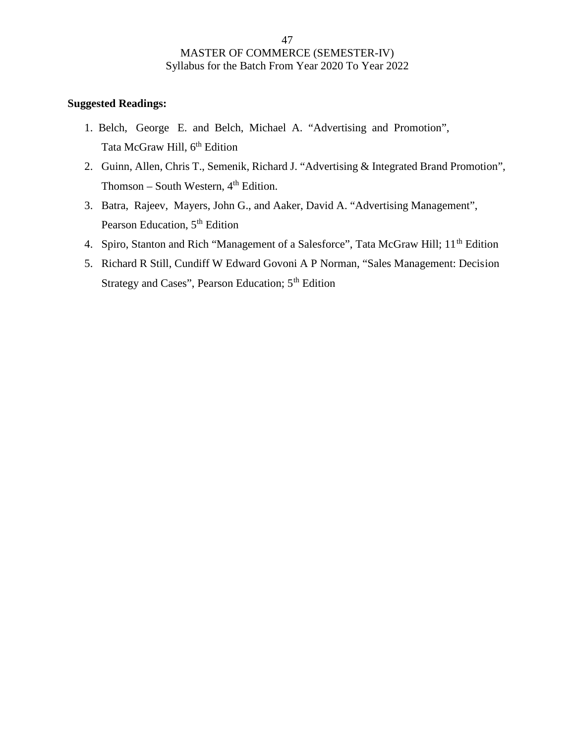**Suggested Readings:**

1. Belch, George E. and Belch, Michael A. "Advertising and Promotion", Tata McGraw Hill, 6th Edition
2. Guinn, Allen, Chris T., Semenik, Richard J. "Advertising & Integrated Brand Promotion", Thomson – South Western, 4th Edition.
3. Batra, Rajeev, Mayers, John G., and Aaker, David A. "Advertising Management", Pearson Education, 5th Edition
4. Spiro, Stanton and Rich "Management of a Salesforce", Tata McGraw Hill; 11th Edition
5. Richard R Still, Cundiff W Edward Govoni A P Norman, "Sales Management: Decision Strategy and Cases", Pearson Education; 5th Edition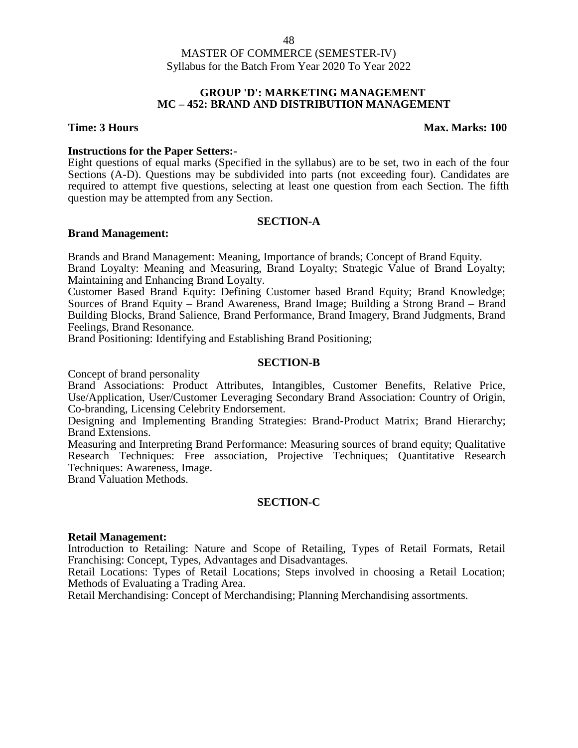MASTER OF COMMERCE (SEMESTER-IV)
Syllabus for the Batch From Year 2020 To Year 2022

## GROUP 'D': MARKETING MANAGEMENT
## MC – 452: BRAND AND DISTRIBUTION MANAGEMENT

**Time: 3 Hours** **Max. Marks: 100**

**Instructions for the Paper Setters:-**

Eight questions of equal marks (Specified in the syllabus) are to be set, two in each of the four Sections (A-D). Questions may be subdivided into parts (not exceeding four). Candidates are required to attempt five questions, selecting at least one question from each Section. The fifth question may be attempted from any Section.

### SECTION-A

**Brand Management:**

Brands and Brand Management: Meaning, Importance of brands; Concept of Brand Equity.

Brand Loyalty: Meaning and Measuring, Brand Loyalty; Strategic Value of Brand Loyalty; Maintaining and Enhancing Brand Loyalty.

Customer Based Brand Equity: Defining Customer based Brand Equity; Brand Knowledge; Sources of Brand Equity – Brand Awareness, Brand Image; Building a Strong Brand – Brand Building Blocks, Brand Salience, Brand Performance, Brand Imagery, Brand Judgments, Brand Feelings, Brand Resonance.

Brand Positioning: Identifying and Establishing Brand Positioning;

### SECTION-B

Concept of brand personality

Brand Associations: Product Attributes, Intangibles, Customer Benefits, Relative Price, Use/Application, User/Customer Leveraging Secondary Brand Association: Country of Origin, Co-branding, Licensing Celebrity Endorsement.

Designing and Implementing Branding Strategies: Brand-Product Matrix; Brand Hierarchy; Brand Extensions.

Measuring and Interpreting Brand Performance: Measuring sources of brand equity; Qualitative Research Techniques: Free association, Projective Techniques; Quantitative Research Techniques: Awareness, Image.

Brand Valuation Methods.

### SECTION-C

**Retail Management:**

Introduction to Retailing: Nature and Scope of Retailing, Types of Retail Formats, Retail Franchising: Concept, Types, Advantages and Disadvantages.

Retail Locations: Types of Retail Locations; Steps involved in choosing a Retail Location; Methods of Evaluating a Trading Area.

Retail Merchandising: Concept of Merchandising; Planning Merchandising assortments.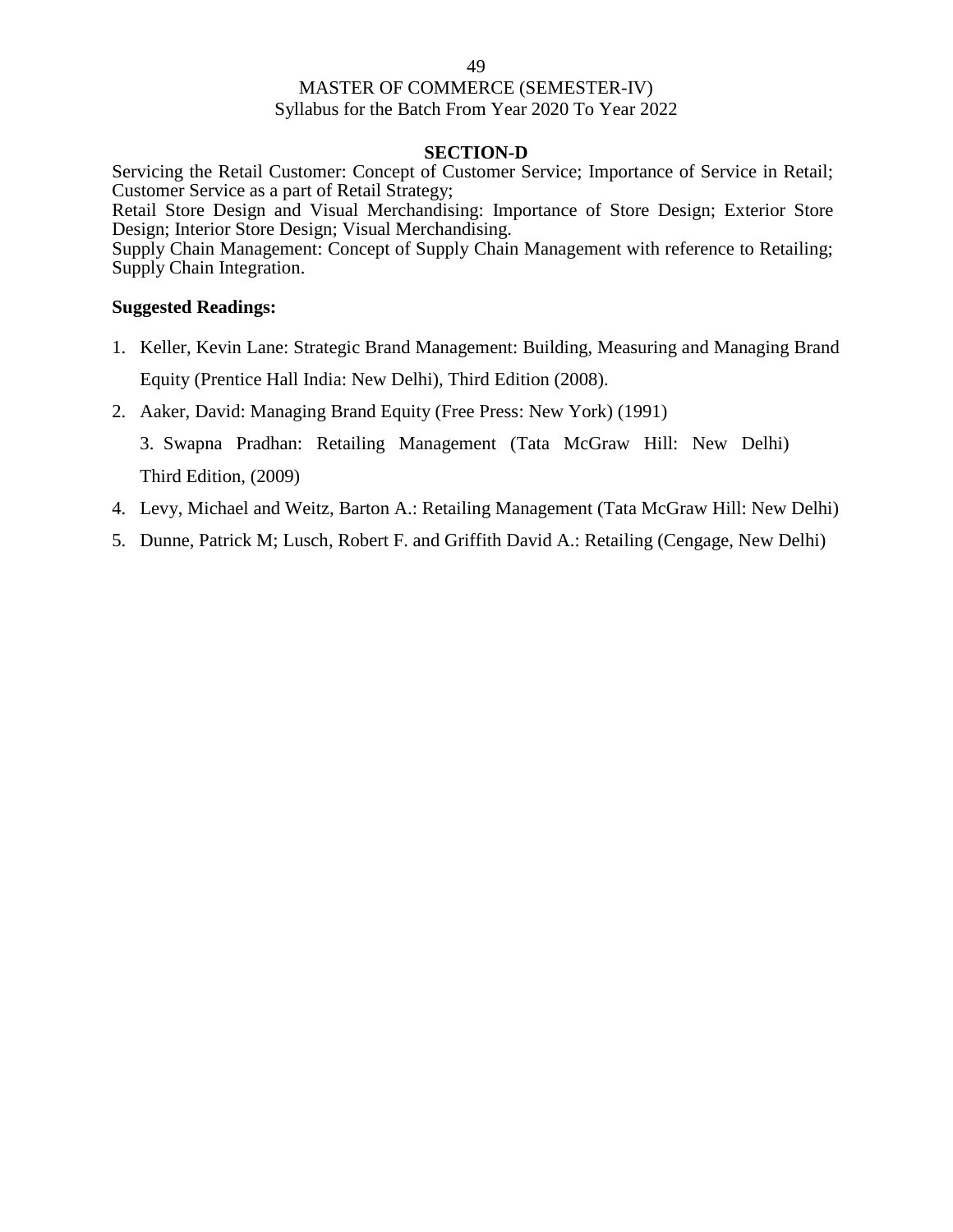## SECTION-D

Servicing the Retail Customer: Concept of Customer Service; Importance of Service in Retail; Customer Service as a part of Retail Strategy;

Retail Store Design and Visual Merchandising: Importance of Store Design; Exterior Store Design; Interior Store Design; Visual Merchandising.

Supply Chain Management: Concept of Supply Chain Management with reference to Retailing; Supply Chain Integration.

**Suggested Readings:**

1. Keller, Kevin Lane: Strategic Brand Management: Building, Measuring and Managing Brand Equity (Prentice Hall India: New Delhi), Third Edition (2008).
2. Aaker, David: Managing Brand Equity (Free Press: New York) (1991)
3. Swapna Pradhan: Retailing Management (Tata McGraw Hill: New Delhi) Third Edition, (2009)
4. Levy, Michael and Weitz, Barton A.: Retailing Management (Tata McGraw Hill: New Delhi)
5. Dunne, Patrick M; Lusch, Robert F. and Griffith David A.: Retailing (Cengage, New Delhi)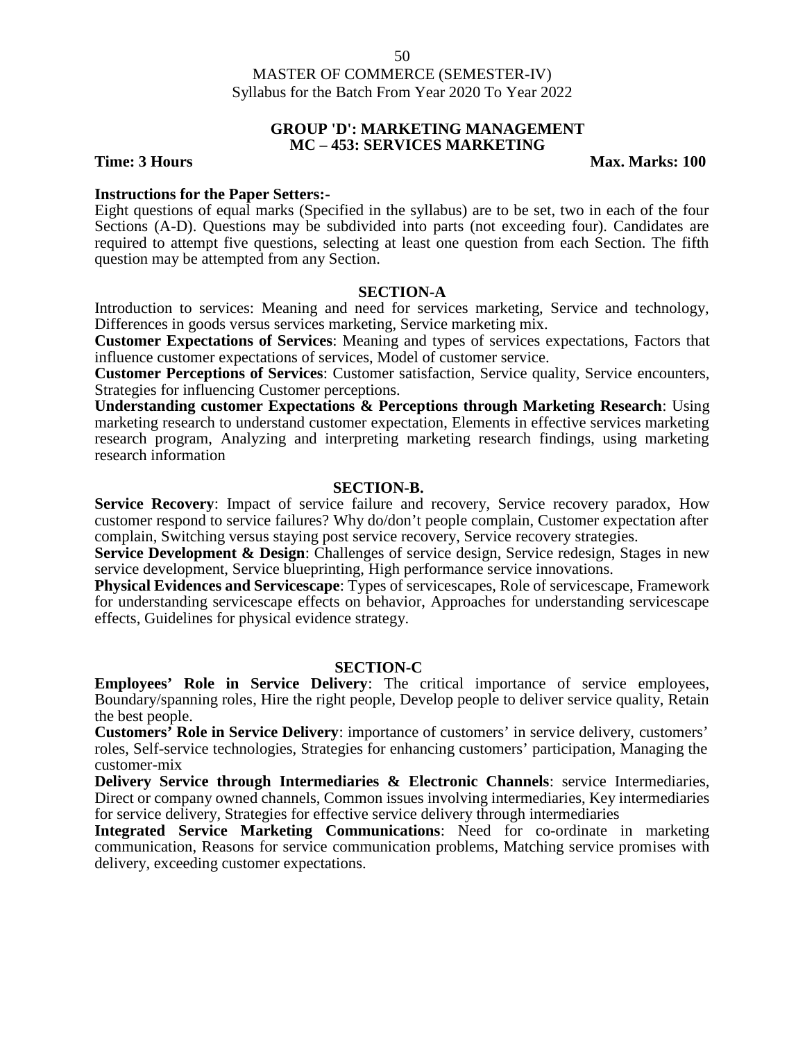MASTER OF COMMERCE (SEMESTER-IV)
Syllabus for the Batch From Year 2020 To Year 2022

## GROUP 'D': MARKETING MANAGEMENT
## MC – 453: SERVICES MARKETING

**Time: 3 Hours** **Max. Marks: 100**

**Instructions for the Paper Setters:-**
Eight questions of equal marks (Specified in the syllabus) are to be set, two in each of the four Sections (A-D). Questions may be subdivided into parts (not exceeding four). Candidates are required to attempt five questions, selecting at least one question from each Section. The fifth question may be attempted from any Section.

### SECTION-A

Introduction to services: Meaning and need for services marketing, Service and technology, Differences in goods versus services marketing, Service marketing mix.

**Customer Expectations of Services**: Meaning and types of services expectations, Factors that influence customer expectations of services, Model of customer service.

**Customer Perceptions of Services**: Customer satisfaction, Service quality, Service encounters, Strategies for influencing Customer perceptions.

**Understanding customer Expectations & Perceptions through Marketing Research**: Using marketing research to understand customer expectation, Elements in effective services marketing research program, Analyzing and interpreting marketing research findings, using marketing research information

### SECTION-B.

**Service Recovery**: Impact of service failure and recovery, Service recovery paradox, How customer respond to service failures? Why do/don't people complain, Customer expectation after complain, Switching versus staying post service recovery, Service recovery strategies.

**Service Development & Design**: Challenges of service design, Service redesign, Stages in new service development, Service blueprinting, High performance service innovations.

**Physical Evidences and Servicescape**: Types of servicescapes, Role of servicescape, Framework for understanding servicescape effects on behavior, Approaches for understanding servicescape effects, Guidelines for physical evidence strategy.

### SECTION-C

**Employees' Role in Service Delivery**: The critical importance of service employees, Boundary/spanning roles, Hire the right people, Develop people to deliver service quality, Retain the best people.

**Customers' Role in Service Delivery**: importance of customers' in service delivery, customers' roles, Self-service technologies, Strategies for enhancing customers' participation, Managing the customer-mix

**Delivery Service through Intermediaries & Electronic Channels**: service Intermediaries, Direct or company owned channels, Common issues involving intermediaries, Key intermediaries for service delivery, Strategies for effective service delivery through intermediaries

**Integrated Service Marketing Communications**: Need for co-ordinate in marketing communication, Reasons for service communication problems, Matching service promises with delivery, exceeding customer expectations.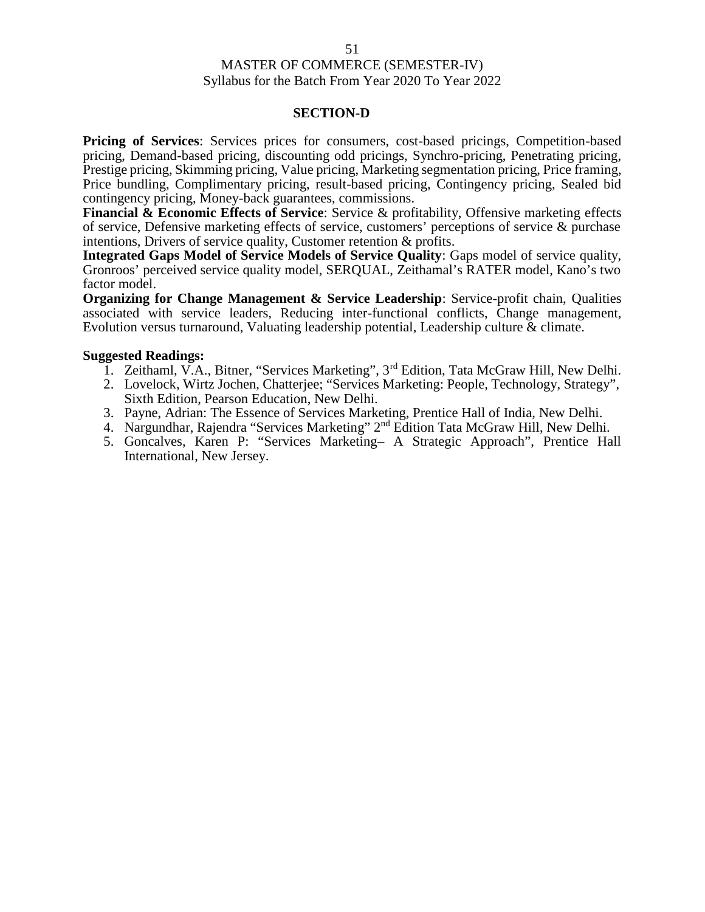## SECTION-D

**Pricing of Services**: Services prices for consumers, cost-based pricings, Competition-based pricing, Demand-based pricing, discounting odd pricings, Synchro-pricing, Penetrating pricing, Prestige pricing, Skimming pricing, Value pricing, Marketing segmentation pricing, Price framing, Price bundling, Complimentary pricing, result-based pricing, Contingency pricing, Sealed bid contingency pricing, Money-back guarantees, commissions.

**Financial & Economic Effects of Service**: Service & profitability, Offensive marketing effects of service, Defensive marketing effects of service, customers' perceptions of service & purchase intentions, Drivers of service quality, Customer retention & profits.

**Integrated Gaps Model of Service Models of Service Quality**: Gaps model of service quality, Gronroos' perceived service quality model, SERQUAL, Zeithamal's RATER model, Kano's two factor model.

**Organizing for Change Management & Service Leadership**: Service-profit chain, Qualities associated with service leaders, Reducing inter-functional conflicts, Change management, Evolution versus turnaround, Valuating leadership potential, Leadership culture & climate.

**Suggested Readings:**

1. Zeithaml, V.A., Bitner, "Services Marketing", 3rd Edition, Tata McGraw Hill, New Delhi.
2. Lovelock, Wirtz Jochen, Chatterjee; "Services Marketing: People, Technology, Strategy", Sixth Edition, Pearson Education, New Delhi.
3. Payne, Adrian: The Essence of Services Marketing, Prentice Hall of India, New Delhi.
4. Nargundhar, Rajendra "Services Marketing" 2nd Edition Tata McGraw Hill, New Delhi.
5. Goncalves, Karen P: "Services Marketing– A Strategic Approach", Prentice Hall International, New Jersey.